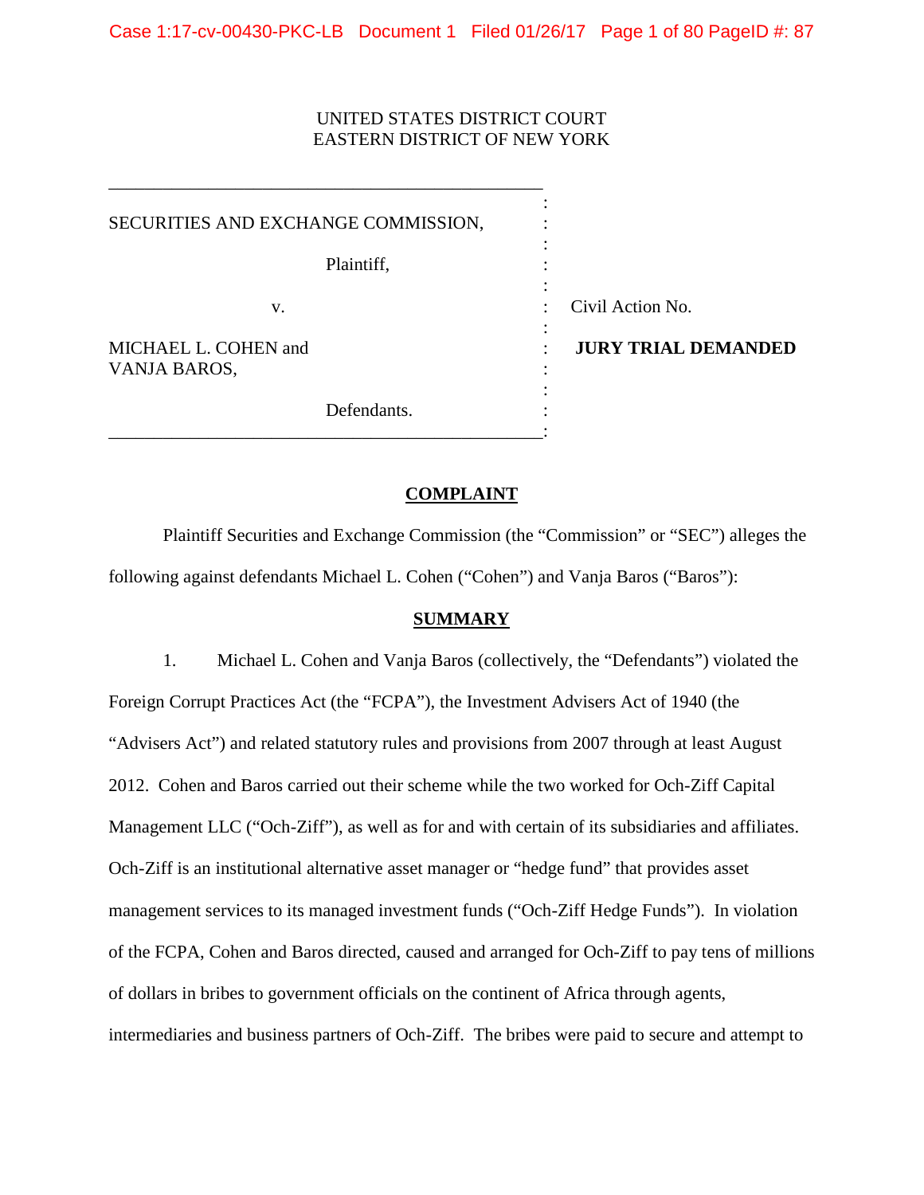UNITED STATES DISTRICT COURT
EASTERN DISTRICT OF NEW YORK

| | | |
|---|---|---|
| SECURITIES AND EXCHANGE COMMISSION, | : | |
| Plaintiff, | : | |
| v. | : | Civil Action No. |
| MICHAEL L. COHEN and VANJA BAROS, | : | **JURY TRIAL DEMANDED** |
| Defendants. | : | |

## COMPLAINT

Plaintiff Securities and Exchange Commission (the "Commission" or "SEC") alleges the following against defendants Michael L. Cohen ("Cohen") and Vanja Baros ("Baros"):

## SUMMARY

1. Michael L. Cohen and Vanja Baros (collectively, the "Defendants") violated the Foreign Corrupt Practices Act (the "FCPA"), the Investment Advisers Act of 1940 (the "Advisers Act") and related statutory rules and provisions from 2007 through at least August 2012. Cohen and Baros carried out their scheme while the two worked for Och-Ziff Capital Management LLC ("Och-Ziff"), as well as for and with certain of its subsidiaries and affiliates. Och-Ziff is an institutional alternative asset manager or "hedge fund" that provides asset management services to its managed investment funds ("Och-Ziff Hedge Funds"). In violation of the FCPA, Cohen and Baros directed, caused and arranged for Och-Ziff to pay tens of millions of dollars in bribes to government officials on the continent of Africa through agents, intermediaries and business partners of Och-Ziff. The bribes were paid to secure and attempt to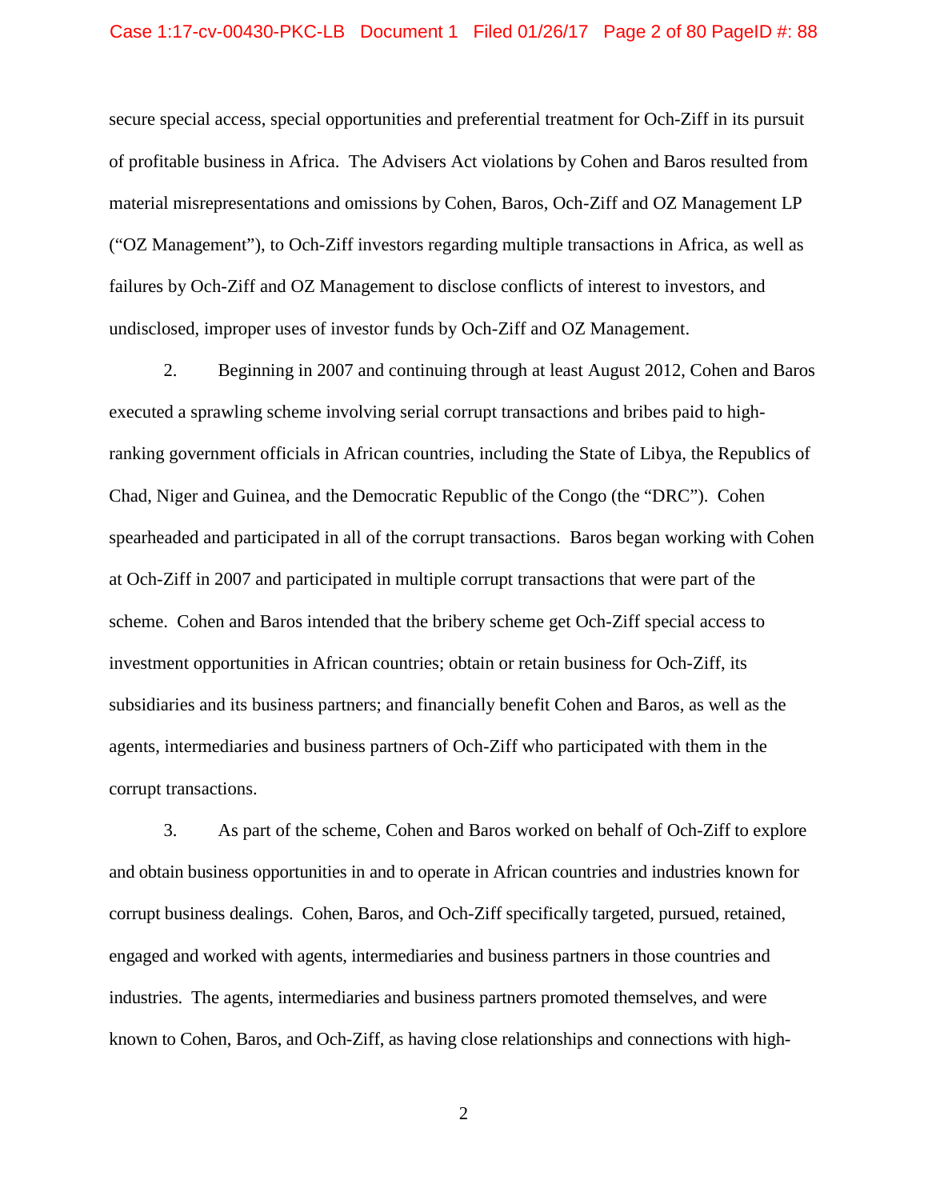secure special access, special opportunities and preferential treatment for Och-Ziff in its pursuit of profitable business in Africa. The Advisers Act violations by Cohen and Baros resulted from material misrepresentations and omissions by Cohen, Baros, Och-Ziff and OZ Management LP ("OZ Management"), to Och-Ziff investors regarding multiple transactions in Africa, as well as failures by Och-Ziff and OZ Management to disclose conflicts of interest to investors, and undisclosed, improper uses of investor funds by Och-Ziff and OZ Management.

2. Beginning in 2007 and continuing through at least August 2012, Cohen and Baros executed a sprawling scheme involving serial corrupt transactions and bribes paid to high-ranking government officials in African countries, including the State of Libya, the Republics of Chad, Niger and Guinea, and the Democratic Republic of the Congo (the "DRC"). Cohen spearheaded and participated in all of the corrupt transactions. Baros began working with Cohen at Och-Ziff in 2007 and participated in multiple corrupt transactions that were part of the scheme. Cohen and Baros intended that the bribery scheme get Och-Ziff special access to investment opportunities in African countries; obtain or retain business for Och-Ziff, its subsidiaries and its business partners; and financially benefit Cohen and Baros, as well as the agents, intermediaries and business partners of Och-Ziff who participated with them in the corrupt transactions.

3. As part of the scheme, Cohen and Baros worked on behalf of Och-Ziff to explore and obtain business opportunities in and to operate in African countries and industries known for corrupt business dealings. Cohen, Baros, and Och-Ziff specifically targeted, pursued, retained, engaged and worked with agents, intermediaries and business partners in those countries and industries. The agents, intermediaries and business partners promoted themselves, and were known to Cohen, Baros, and Och-Ziff, as having close relationships and connections with high-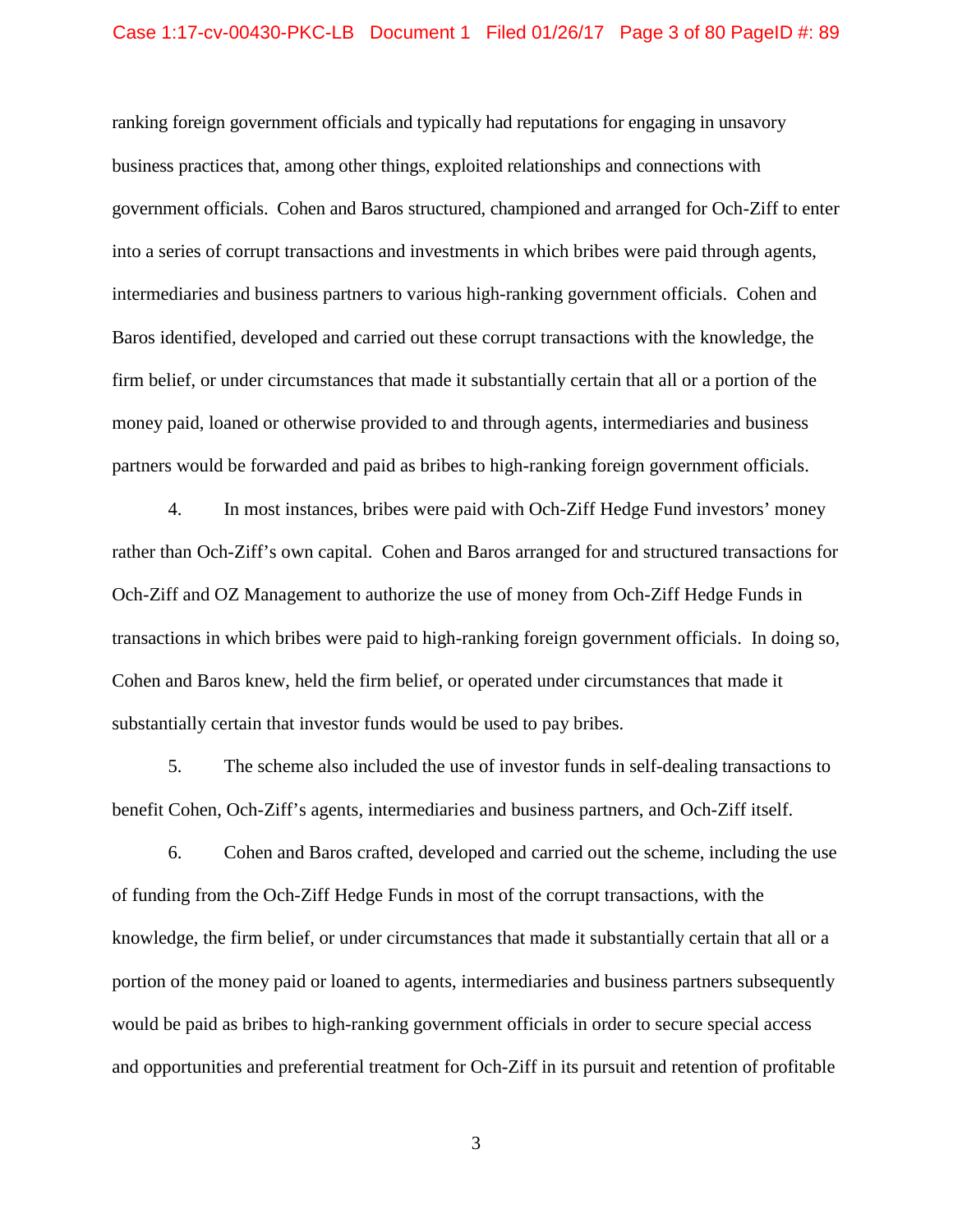ranking foreign government officials and typically had reputations for engaging in unsavory business practices that, among other things, exploited relationships and connections with government officials. Cohen and Baros structured, championed and arranged for Och-Ziff to enter into a series of corrupt transactions and investments in which bribes were paid through agents, intermediaries and business partners to various high-ranking government officials. Cohen and Baros identified, developed and carried out these corrupt transactions with the knowledge, the firm belief, or under circumstances that made it substantially certain that all or a portion of the money paid, loaned or otherwise provided to and through agents, intermediaries and business partners would be forwarded and paid as bribes to high-ranking foreign government officials.

4. In most instances, bribes were paid with Och-Ziff Hedge Fund investors' money rather than Och-Ziff's own capital. Cohen and Baros arranged for and structured transactions for Och-Ziff and OZ Management to authorize the use of money from Och-Ziff Hedge Funds in transactions in which bribes were paid to high-ranking foreign government officials. In doing so, Cohen and Baros knew, held the firm belief, or operated under circumstances that made it substantially certain that investor funds would be used to pay bribes.

5. The scheme also included the use of investor funds in self-dealing transactions to benefit Cohen, Och-Ziff's agents, intermediaries and business partners, and Och-Ziff itself.

6. Cohen and Baros crafted, developed and carried out the scheme, including the use of funding from the Och-Ziff Hedge Funds in most of the corrupt transactions, with the knowledge, the firm belief, or under circumstances that made it substantially certain that all or a portion of the money paid or loaned to agents, intermediaries and business partners subsequently would be paid as bribes to high-ranking government officials in order to secure special access and opportunities and preferential treatment for Och-Ziff in its pursuit and retention of profitable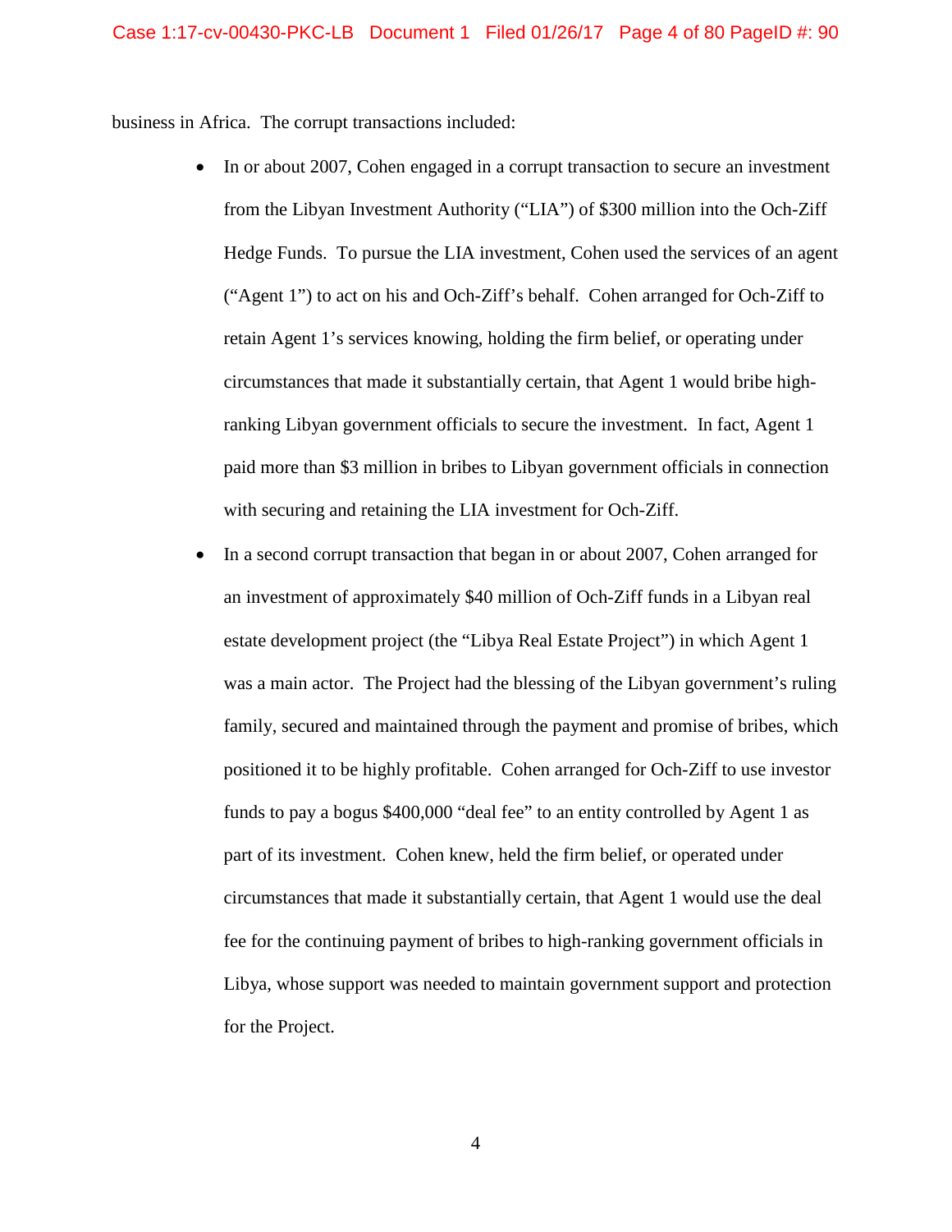business in Africa. The corrupt transactions included:

- In or about 2007, Cohen engaged in a corrupt transaction to secure an investment from the Libyan Investment Authority ("LIA") of $300 million into the Och-Ziff Hedge Funds. To pursue the LIA investment, Cohen used the services of an agent ("Agent 1") to act on his and Och-Ziff's behalf. Cohen arranged for Och-Ziff to retain Agent 1's services knowing, holding the firm belief, or operating under circumstances that made it substantially certain, that Agent 1 would bribe high-ranking Libyan government officials to secure the investment. In fact, Agent 1 paid more than $3 million in bribes to Libyan government officials in connection with securing and retaining the LIA investment for Och-Ziff.

- In a second corrupt transaction that began in or about 2007, Cohen arranged for an investment of approximately $40 million of Och-Ziff funds in a Libyan real estate development project (the "Libya Real Estate Project") in which Agent 1 was a main actor. The Project had the blessing of the Libyan government's ruling family, secured and maintained through the payment and promise of bribes, which positioned it to be highly profitable. Cohen arranged for Och-Ziff to use investor funds to pay a bogus $400,000 "deal fee" to an entity controlled by Agent 1 as part of its investment. Cohen knew, held the firm belief, or operated under circumstances that made it substantially certain, that Agent 1 would use the deal fee for the continuing payment of bribes to high-ranking government officials in Libya, whose support was needed to maintain government support and protection for the Project.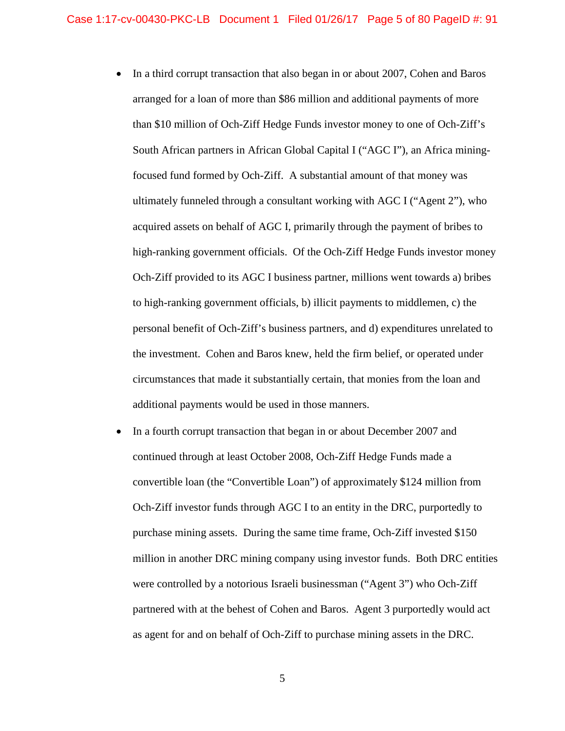- In a third corrupt transaction that also began in or about 2007, Cohen and Baros arranged for a loan of more than $86 million and additional payments of more than $10 million of Och-Ziff Hedge Funds investor money to one of Och-Ziff's South African partners in African Global Capital I ("AGC I"), an Africa mining-focused fund formed by Och-Ziff. A substantial amount of that money was ultimately funneled through a consultant working with AGC I ("Agent 2"), who acquired assets on behalf of AGC I, primarily through the payment of bribes to high-ranking government officials. Of the Och-Ziff Hedge Funds investor money Och-Ziff provided to its AGC I business partner, millions went towards a) bribes to high-ranking government officials, b) illicit payments to middlemen, c) the personal benefit of Och-Ziff's business partners, and d) expenditures unrelated to the investment. Cohen and Baros knew, held the firm belief, or operated under circumstances that made it substantially certain, that monies from the loan and additional payments would be used in those manners.
- In a fourth corrupt transaction that began in or about December 2007 and continued through at least October 2008, Och-Ziff Hedge Funds made a convertible loan (the "Convertible Loan") of approximately $124 million from Och-Ziff investor funds through AGC I to an entity in the DRC, purportedly to purchase mining assets. During the same time frame, Och-Ziff invested $150 million in another DRC mining company using investor funds. Both DRC entities were controlled by a notorious Israeli businessman ("Agent 3") who Och-Ziff partnered with at the behest of Cohen and Baros. Agent 3 purportedly would act as agent for and on behalf of Och-Ziff to purchase mining assets in the DRC.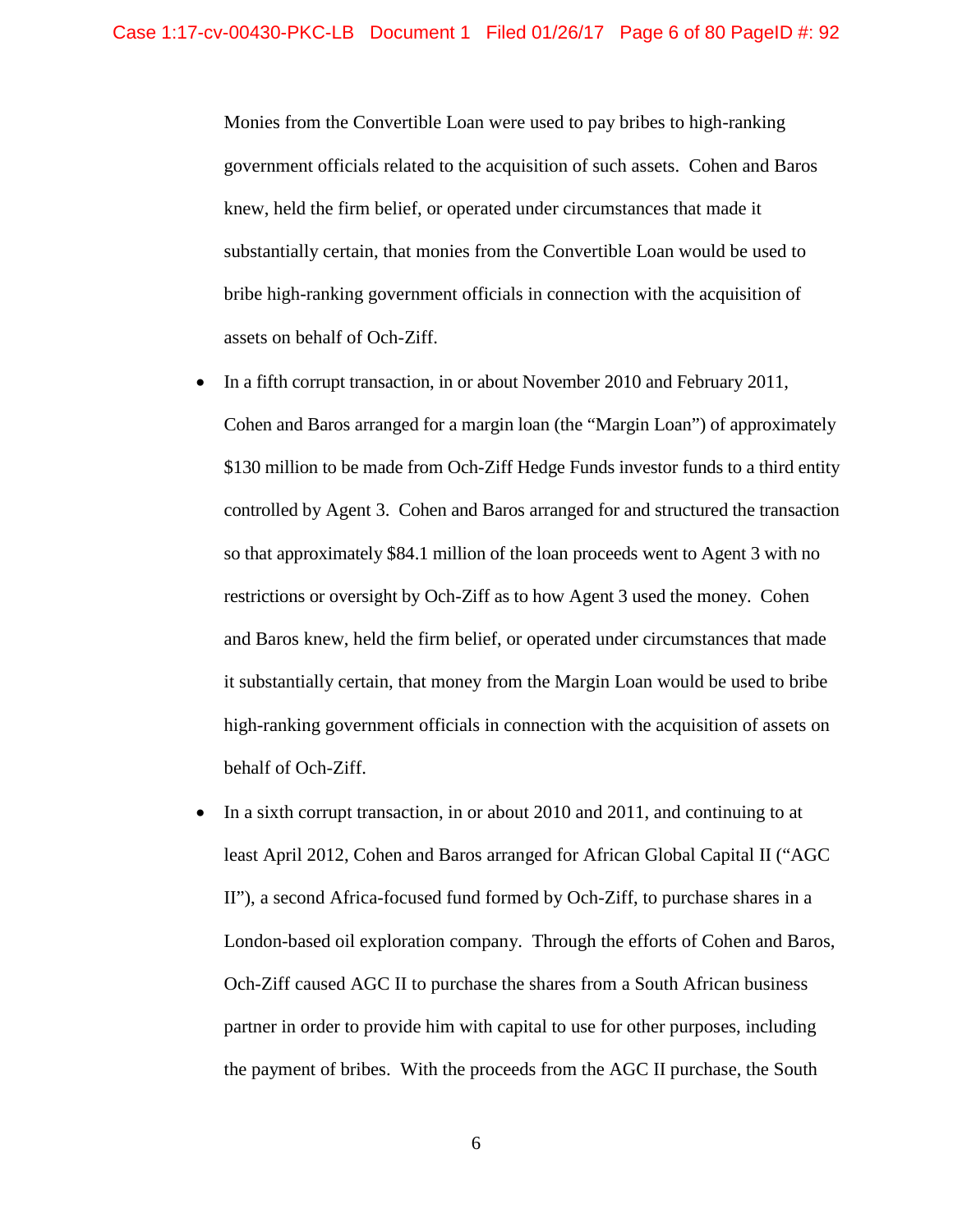Monies from the Convertible Loan were used to pay bribes to high-ranking government officials related to the acquisition of such assets. Cohen and Baros knew, held the firm belief, or operated under circumstances that made it substantially certain, that monies from the Convertible Loan would be used to bribe high-ranking government officials in connection with the acquisition of assets on behalf of Och-Ziff.

- In a fifth corrupt transaction, in or about November 2010 and February 2011, Cohen and Baros arranged for a margin loan (the "Margin Loan") of approximately $130 million to be made from Och-Ziff Hedge Funds investor funds to a third entity controlled by Agent 3. Cohen and Baros arranged for and structured the transaction so that approximately $84.1 million of the loan proceeds went to Agent 3 with no restrictions or oversight by Och-Ziff as to how Agent 3 used the money. Cohen and Baros knew, held the firm belief, or operated under circumstances that made it substantially certain, that money from the Margin Loan would be used to bribe high-ranking government officials in connection with the acquisition of assets on behalf of Och-Ziff.

- In a sixth corrupt transaction, in or about 2010 and 2011, and continuing to at least April 2012, Cohen and Baros arranged for African Global Capital II ("AGC II"), a second Africa-focused fund formed by Och-Ziff, to purchase shares in a London-based oil exploration company. Through the efforts of Cohen and Baros, Och-Ziff caused AGC II to purchase the shares from a South African business partner in order to provide him with capital to use for other purposes, including the payment of bribes. With the proceeds from the AGC II purchase, the South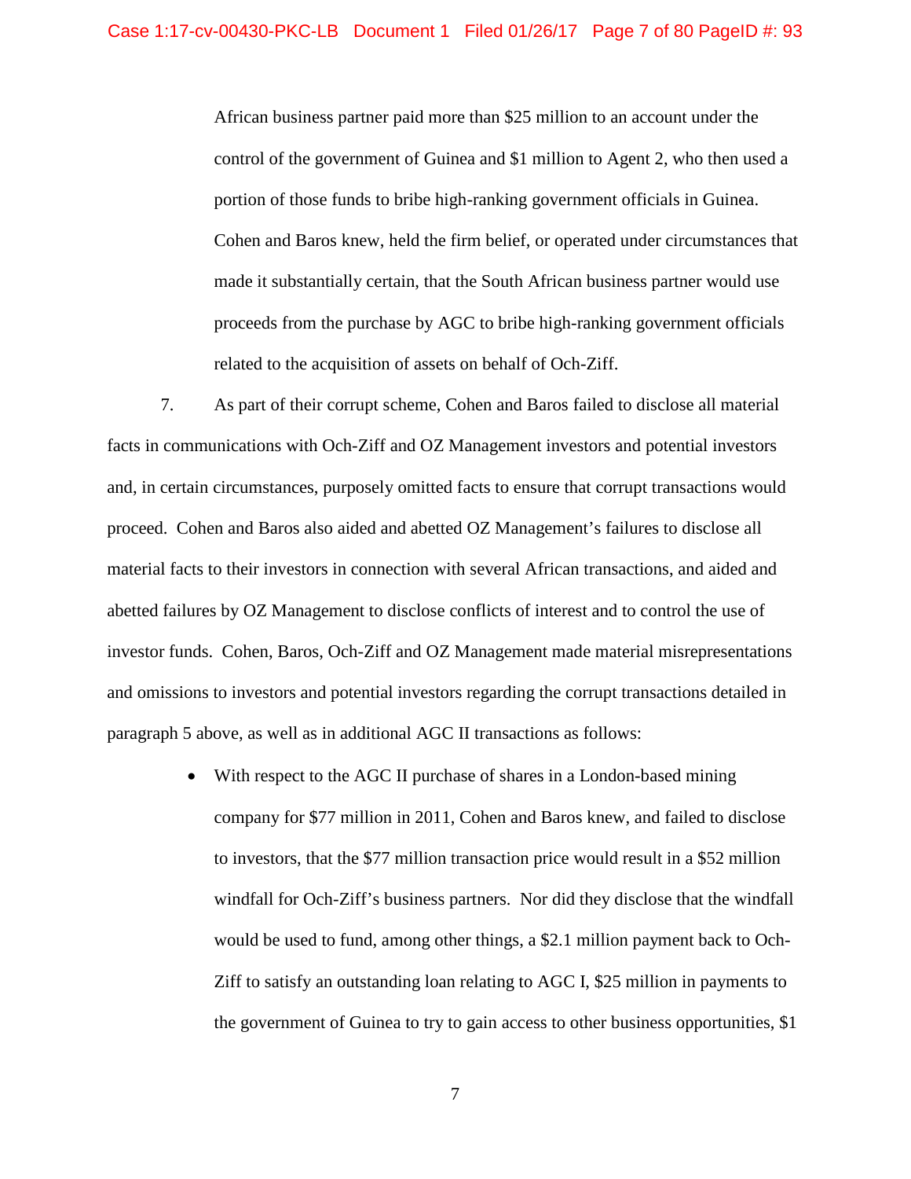African business partner paid more than $25 million to an account under the control of the government of Guinea and $1 million to Agent 2, who then used a portion of those funds to bribe high-ranking government officials in Guinea. Cohen and Baros knew, held the firm belief, or operated under circumstances that made it substantially certain, that the South African business partner would use proceeds from the purchase by AGC to bribe high-ranking government officials related to the acquisition of assets on behalf of Och-Ziff.

7. As part of their corrupt scheme, Cohen and Baros failed to disclose all material facts in communications with Och-Ziff and OZ Management investors and potential investors and, in certain circumstances, purposely omitted facts to ensure that corrupt transactions would proceed. Cohen and Baros also aided and abetted OZ Management's failures to disclose all material facts to their investors in connection with several African transactions, and aided and abetted failures by OZ Management to disclose conflicts of interest and to control the use of investor funds. Cohen, Baros, Och-Ziff and OZ Management made material misrepresentations and omissions to investors and potential investors regarding the corrupt transactions detailed in paragraph 5 above, as well as in additional AGC II transactions as follows:

- With respect to the AGC II purchase of shares in a London-based mining company for $77 million in 2011, Cohen and Baros knew, and failed to disclose to investors, that the $77 million transaction price would result in a $52 million windfall for Och-Ziff's business partners. Nor did they disclose that the windfall would be used to fund, among other things, a $2.1 million payment back to Och-Ziff to satisfy an outstanding loan relating to AGC I, $25 million in payments to the government of Guinea to try to gain access to other business opportunities, $1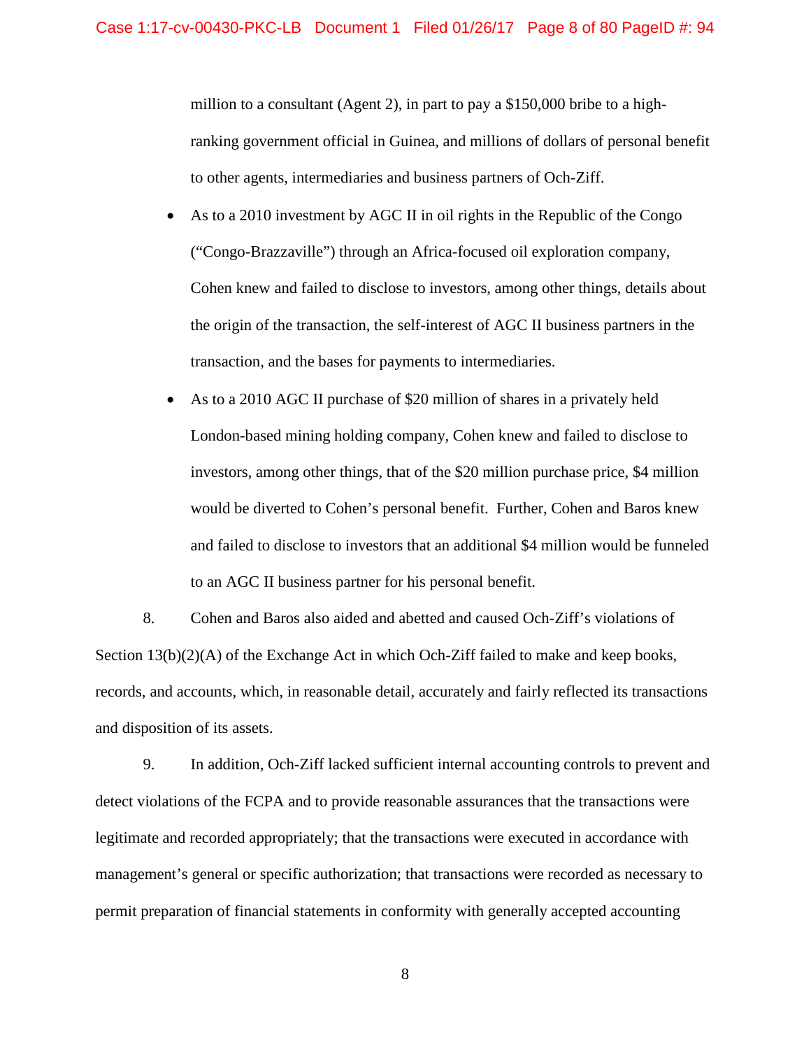million to a consultant (Agent 2), in part to pay a $150,000 bribe to a high-ranking government official in Guinea, and millions of dollars of personal benefit to other agents, intermediaries and business partners of Och-Ziff.

- As to a 2010 investment by AGC II in oil rights in the Republic of the Congo ("Congo-Brazzaville") through an Africa-focused oil exploration company, Cohen knew and failed to disclose to investors, among other things, details about the origin of the transaction, the self-interest of AGC II business partners in the transaction, and the bases for payments to intermediaries.
- As to a 2010 AGC II purchase of $20 million of shares in a privately held London-based mining holding company, Cohen knew and failed to disclose to investors, among other things, that of the $20 million purchase price, $4 million would be diverted to Cohen's personal benefit. Further, Cohen and Baros knew and failed to disclose to investors that an additional $4 million would be funneled to an AGC II business partner for his personal benefit.

8. Cohen and Baros also aided and abetted and caused Och-Ziff's violations of Section 13(b)(2)(A) of the Exchange Act in which Och-Ziff failed to make and keep books, records, and accounts, which, in reasonable detail, accurately and fairly reflected its transactions and disposition of its assets.

9. In addition, Och-Ziff lacked sufficient internal accounting controls to prevent and detect violations of the FCPA and to provide reasonable assurances that the transactions were legitimate and recorded appropriately; that the transactions were executed in accordance with management's general or specific authorization; that transactions were recorded as necessary to permit preparation of financial statements in conformity with generally accepted accounting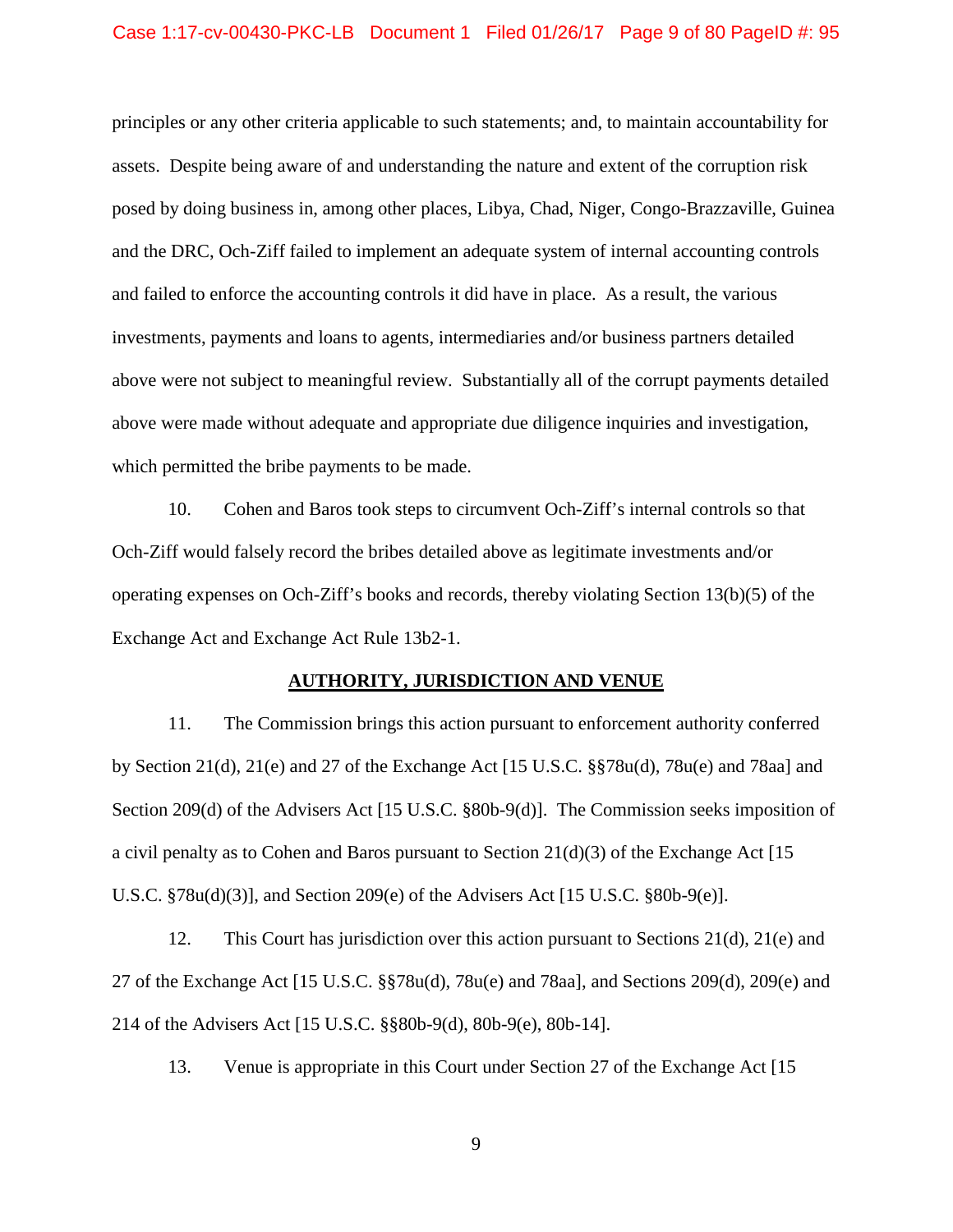principles or any other criteria applicable to such statements; and, to maintain accountability for assets. Despite being aware of and understanding the nature and extent of the corruption risk posed by doing business in, among other places, Libya, Chad, Niger, Congo-Brazzaville, Guinea and the DRC, Och-Ziff failed to implement an adequate system of internal accounting controls and failed to enforce the accounting controls it did have in place. As a result, the various investments, payments and loans to agents, intermediaries and/or business partners detailed above were not subject to meaningful review. Substantially all of the corrupt payments detailed above were made without adequate and appropriate due diligence inquiries and investigation, which permitted the bribe payments to be made.

10. Cohen and Baros took steps to circumvent Och-Ziff's internal controls so that Och-Ziff would falsely record the bribes detailed above as legitimate investments and/or operating expenses on Och-Ziff's books and records, thereby violating Section 13(b)(5) of the Exchange Act and Exchange Act Rule 13b2-1.

## AUTHORITY, JURISDICTION AND VENUE

11. The Commission brings this action pursuant to enforcement authority conferred by Section 21(d), 21(e) and 27 of the Exchange Act [15 U.S.C. §§78u(d), 78u(e) and 78aa] and Section 209(d) of the Advisers Act [15 U.S.C. §80b-9(d)]. The Commission seeks imposition of a civil penalty as to Cohen and Baros pursuant to Section 21(d)(3) of the Exchange Act [15 U.S.C. §78u(d)(3)], and Section 209(e) of the Advisers Act [15 U.S.C. §80b-9(e)].

12. This Court has jurisdiction over this action pursuant to Sections 21(d), 21(e) and 27 of the Exchange Act [15 U.S.C. §§78u(d), 78u(e) and 78aa], and Sections 209(d), 209(e) and 214 of the Advisers Act [15 U.S.C. §§80b-9(d), 80b-9(e), 80b-14].

13. Venue is appropriate in this Court under Section 27 of the Exchange Act [15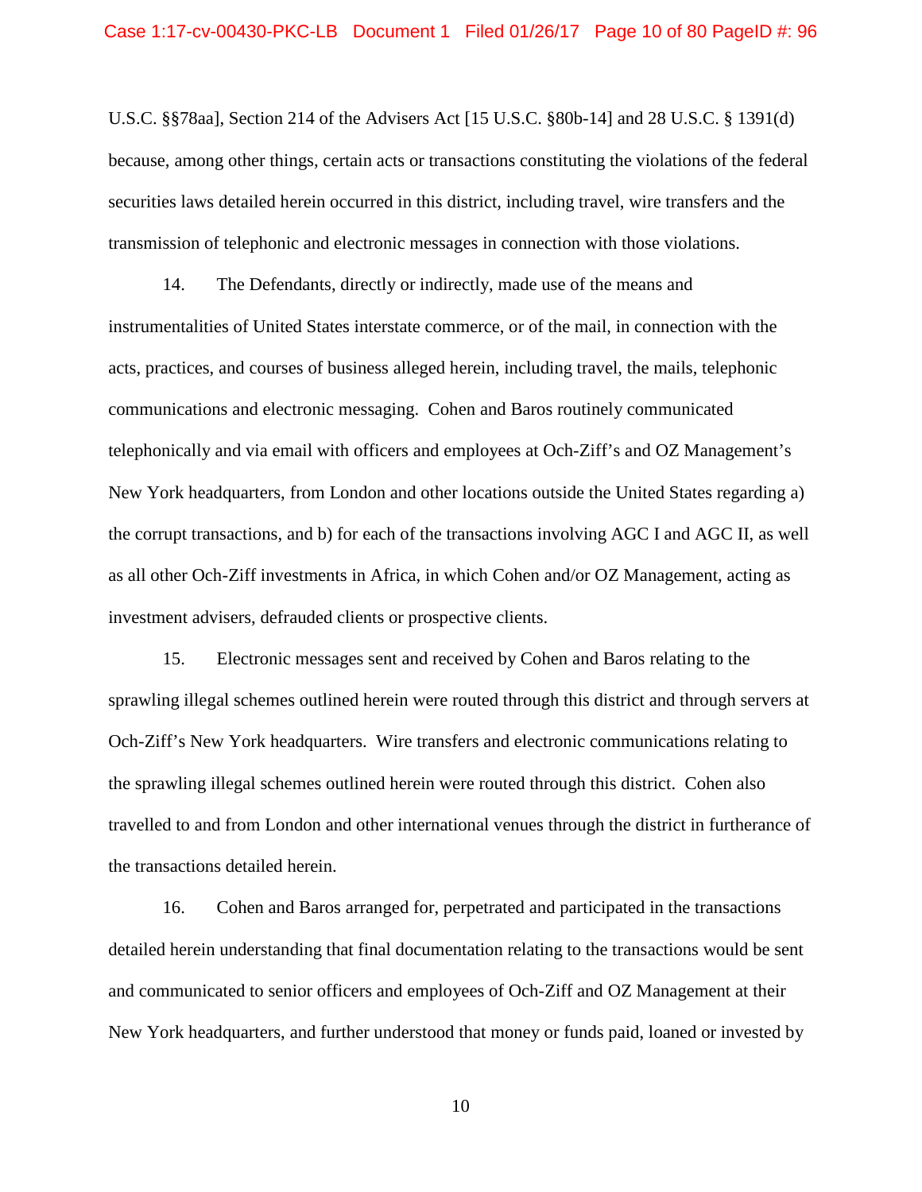U.S.C. §§78aa], Section 214 of the Advisers Act [15 U.S.C. §80b-14] and 28 U.S.C. § 1391(d) because, among other things, certain acts or transactions constituting the violations of the federal securities laws detailed herein occurred in this district, including travel, wire transfers and the transmission of telephonic and electronic messages in connection with those violations.

14. The Defendants, directly or indirectly, made use of the means and instrumentalities of United States interstate commerce, or of the mail, in connection with the acts, practices, and courses of business alleged herein, including travel, the mails, telephonic communications and electronic messaging. Cohen and Baros routinely communicated telephonically and via email with officers and employees at Och-Ziff's and OZ Management's New York headquarters, from London and other locations outside the United States regarding a) the corrupt transactions, and b) for each of the transactions involving AGC I and AGC II, as well as all other Och-Ziff investments in Africa, in which Cohen and/or OZ Management, acting as investment advisers, defrauded clients or prospective clients.

15. Electronic messages sent and received by Cohen and Baros relating to the sprawling illegal schemes outlined herein were routed through this district and through servers at Och-Ziff's New York headquarters. Wire transfers and electronic communications relating to the sprawling illegal schemes outlined herein were routed through this district. Cohen also travelled to and from London and other international venues through the district in furtherance of the transactions detailed herein.

16. Cohen and Baros arranged for, perpetrated and participated in the transactions detailed herein understanding that final documentation relating to the transactions would be sent and communicated to senior officers and employees of Och-Ziff and OZ Management at their New York headquarters, and further understood that money or funds paid, loaned or invested by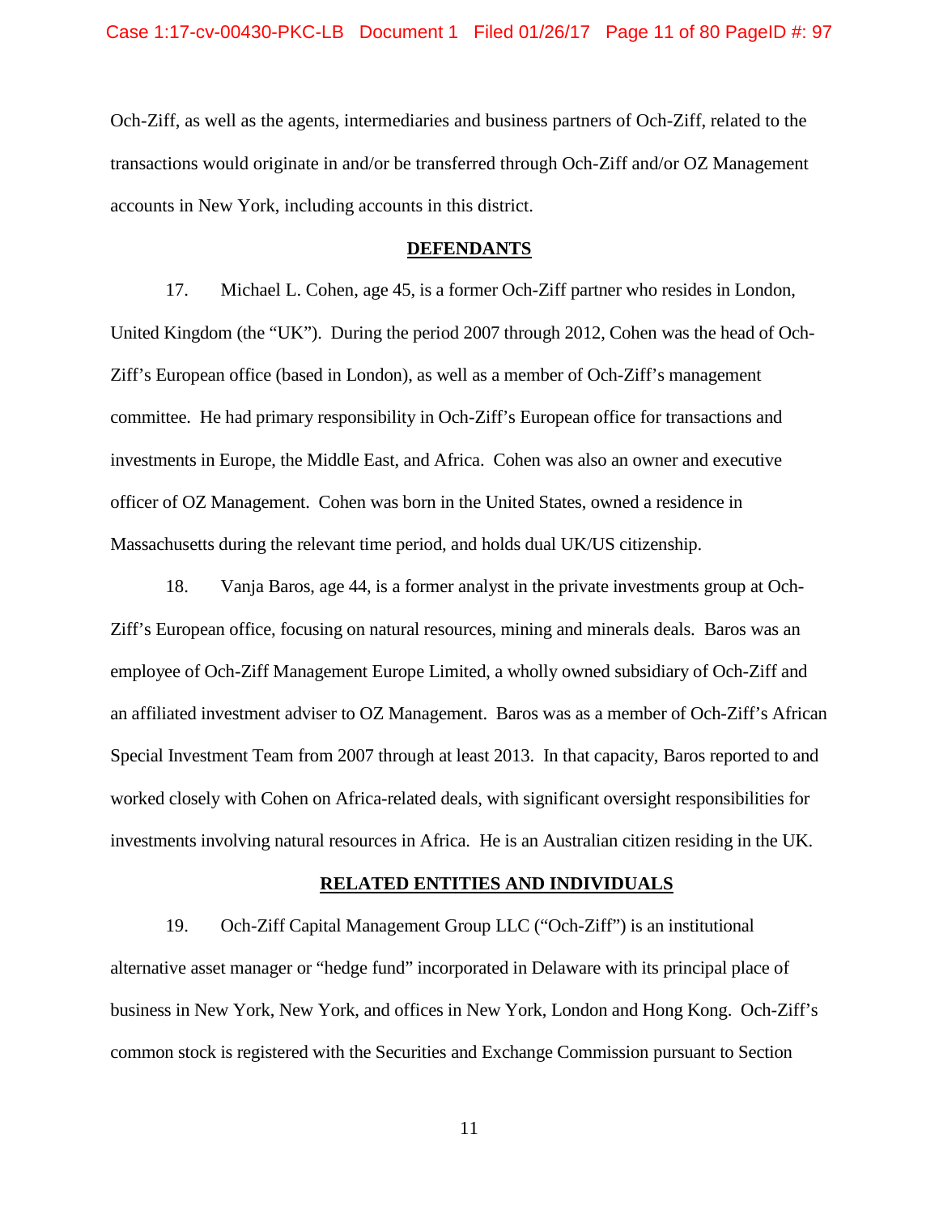Och-Ziff, as well as the agents, intermediaries and business partners of Och-Ziff, related to the transactions would originate in and/or be transferred through Och-Ziff and/or OZ Management accounts in New York, including accounts in this district.

## DEFENDANTS

17. Michael L. Cohen, age 45, is a former Och-Ziff partner who resides in London, United Kingdom (the "UK"). During the period 2007 through 2012, Cohen was the head of Och-Ziff's European office (based in London), as well as a member of Och-Ziff's management committee. He had primary responsibility in Och-Ziff's European office for transactions and investments in Europe, the Middle East, and Africa. Cohen was also an owner and executive officer of OZ Management. Cohen was born in the United States, owned a residence in Massachusetts during the relevant time period, and holds dual UK/US citizenship.

18. Vanja Baros, age 44, is a former analyst in the private investments group at Och-Ziff's European office, focusing on natural resources, mining and minerals deals. Baros was an employee of Och-Ziff Management Europe Limited, a wholly owned subsidiary of Och-Ziff and an affiliated investment adviser to OZ Management. Baros was as a member of Och-Ziff's African Special Investment Team from 2007 through at least 2013. In that capacity, Baros reported to and worked closely with Cohen on Africa-related deals, with significant oversight responsibilities for investments involving natural resources in Africa. He is an Australian citizen residing in the UK.

## RELATED ENTITIES AND INDIVIDUALS

19. Och-Ziff Capital Management Group LLC ("Och-Ziff") is an institutional alternative asset manager or "hedge fund" incorporated in Delaware with its principal place of business in New York, New York, and offices in New York, London and Hong Kong. Och-Ziff's common stock is registered with the Securities and Exchange Commission pursuant to Section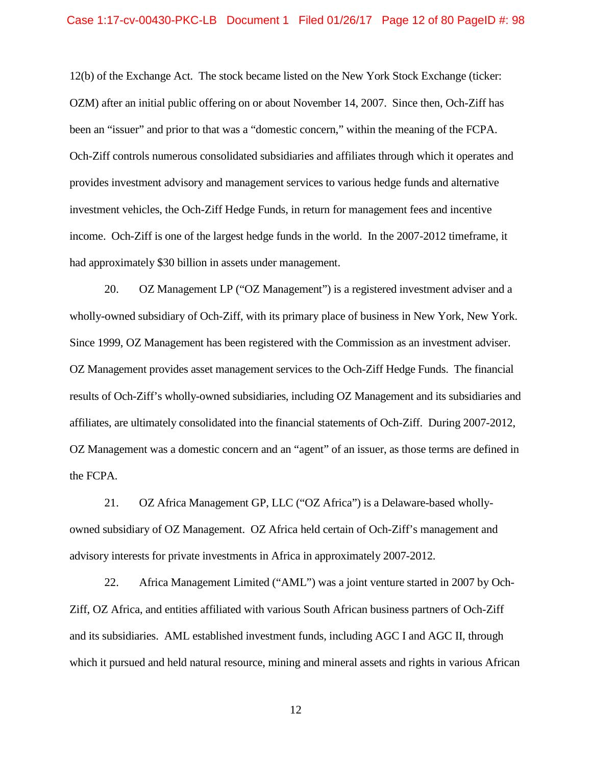12(b) of the Exchange Act. The stock became listed on the New York Stock Exchange (ticker: OZM) after an initial public offering on or about November 14, 2007. Since then, Och-Ziff has been an "issuer" and prior to that was a "domestic concern," within the meaning of the FCPA. Och-Ziff controls numerous consolidated subsidiaries and affiliates through which it operates and provides investment advisory and management services to various hedge funds and alternative investment vehicles, the Och-Ziff Hedge Funds, in return for management fees and incentive income. Och-Ziff is one of the largest hedge funds in the world. In the 2007-2012 timeframe, it had approximately $30 billion in assets under management.

20. OZ Management LP ("OZ Management") is a registered investment adviser and a wholly-owned subsidiary of Och-Ziff, with its primary place of business in New York, New York. Since 1999, OZ Management has been registered with the Commission as an investment adviser. OZ Management provides asset management services to the Och-Ziff Hedge Funds. The financial results of Och-Ziff's wholly-owned subsidiaries, including OZ Management and its subsidiaries and affiliates, are ultimately consolidated into the financial statements of Och-Ziff. During 2007-2012, OZ Management was a domestic concern and an "agent" of an issuer, as those terms are defined in the FCPA.

21. OZ Africa Management GP, LLC ("OZ Africa") is a Delaware-based wholly-owned subsidiary of OZ Management. OZ Africa held certain of Och-Ziff's management and advisory interests for private investments in Africa in approximately 2007-2012.

22. Africa Management Limited ("AML") was a joint venture started in 2007 by Och-Ziff, OZ Africa, and entities affiliated with various South African business partners of Och-Ziff and its subsidiaries. AML established investment funds, including AGC I and AGC II, through which it pursued and held natural resource, mining and mineral assets and rights in various African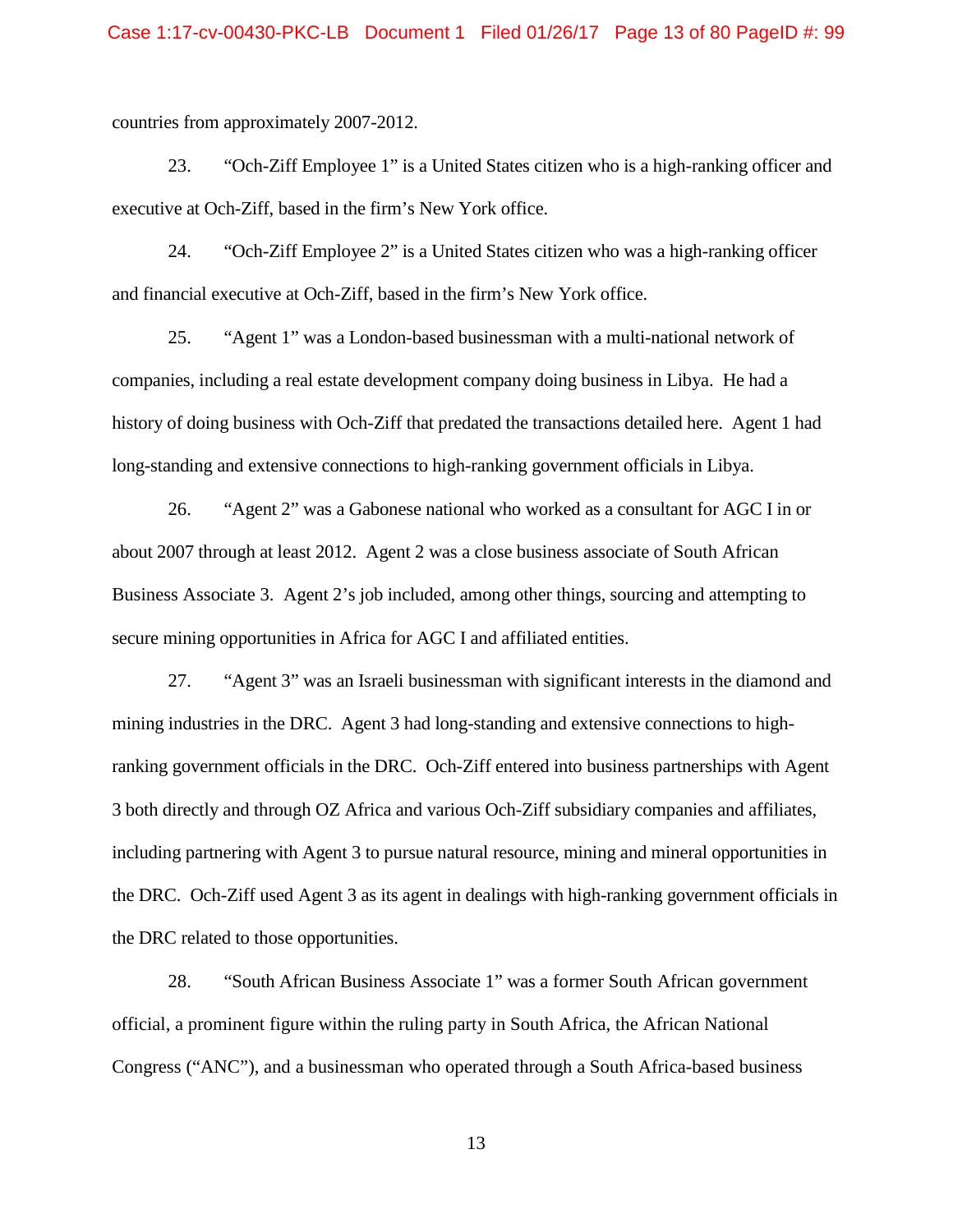countries from approximately 2007-2012.

23. "Och-Ziff Employee 1" is a United States citizen who is a high-ranking officer and executive at Och-Ziff, based in the firm's New York office.

24. "Och-Ziff Employee 2" is a United States citizen who was a high-ranking officer and financial executive at Och-Ziff, based in the firm's New York office.

25. "Agent 1" was a London-based businessman with a multi-national network of companies, including a real estate development company doing business in Libya. He had a history of doing business with Och-Ziff that predated the transactions detailed here. Agent 1 had long-standing and extensive connections to high-ranking government officials in Libya.

26. "Agent 2" was a Gabonese national who worked as a consultant for AGC I in or about 2007 through at least 2012. Agent 2 was a close business associate of South African Business Associate 3. Agent 2's job included, among other things, sourcing and attempting to secure mining opportunities in Africa for AGC I and affiliated entities.

27. "Agent 3" was an Israeli businessman with significant interests in the diamond and mining industries in the DRC. Agent 3 had long-standing and extensive connections to high-ranking government officials in the DRC. Och-Ziff entered into business partnerships with Agent 3 both directly and through OZ Africa and various Och-Ziff subsidiary companies and affiliates, including partnering with Agent 3 to pursue natural resource, mining and mineral opportunities in the DRC. Och-Ziff used Agent 3 as its agent in dealings with high-ranking government officials in the DRC related to those opportunities.

28. "South African Business Associate 1" was a former South African government official, a prominent figure within the ruling party in South Africa, the African National Congress ("ANC"), and a businessman who operated through a South Africa-based business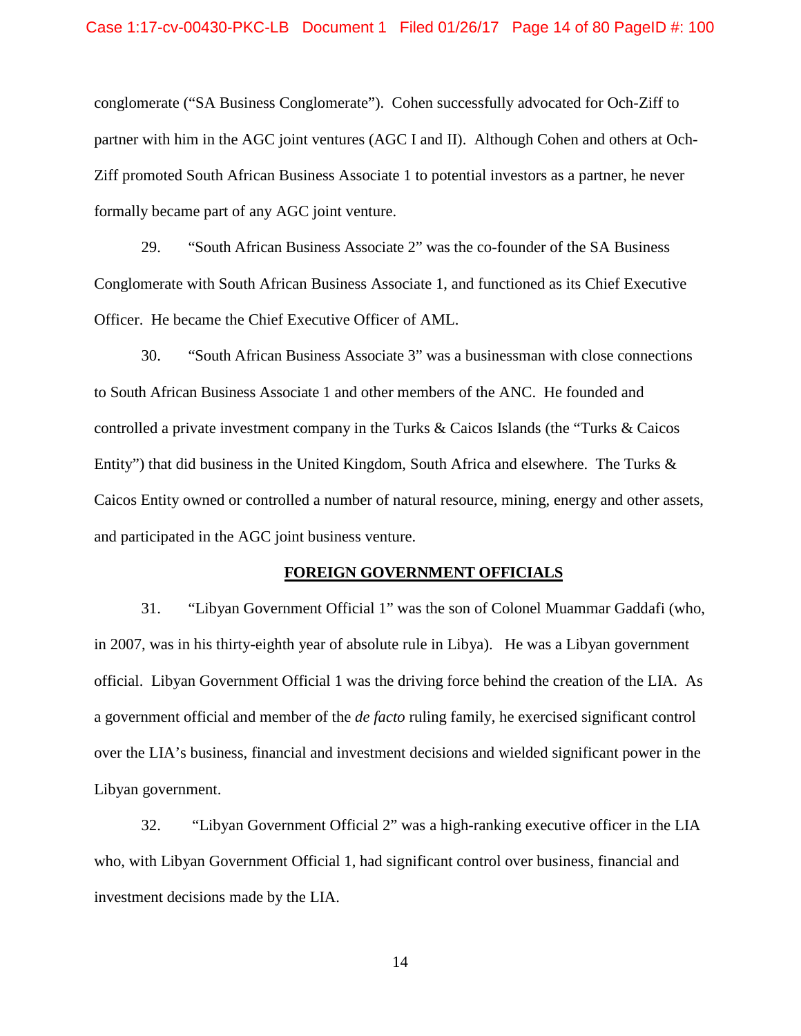conglomerate ("SA Business Conglomerate"). Cohen successfully advocated for Och-Ziff to partner with him in the AGC joint ventures (AGC I and II). Although Cohen and others at Och-Ziff promoted South African Business Associate 1 to potential investors as a partner, he never formally became part of any AGC joint venture.

29. "South African Business Associate 2" was the co-founder of the SA Business Conglomerate with South African Business Associate 1, and functioned as its Chief Executive Officer. He became the Chief Executive Officer of AML.

30. "South African Business Associate 3" was a businessman with close connections to South African Business Associate 1 and other members of the ANC. He founded and controlled a private investment company in the Turks & Caicos Islands (the "Turks & Caicos Entity") that did business in the United Kingdom, South Africa and elsewhere. The Turks & Caicos Entity owned or controlled a number of natural resource, mining, energy and other assets, and participated in the AGC joint business venture.

## FOREIGN GOVERNMENT OFFICIALS

31. "Libyan Government Official 1" was the son of Colonel Muammar Gaddafi (who, in 2007, was in his thirty-eighth year of absolute rule in Libya). He was a Libyan government official. Libyan Government Official 1 was the driving force behind the creation of the LIA. As a government official and member of the *de facto* ruling family, he exercised significant control over the LIA's business, financial and investment decisions and wielded significant power in the Libyan government.

32. "Libyan Government Official 2" was a high-ranking executive officer in the LIA who, with Libyan Government Official 1, had significant control over business, financial and investment decisions made by the LIA.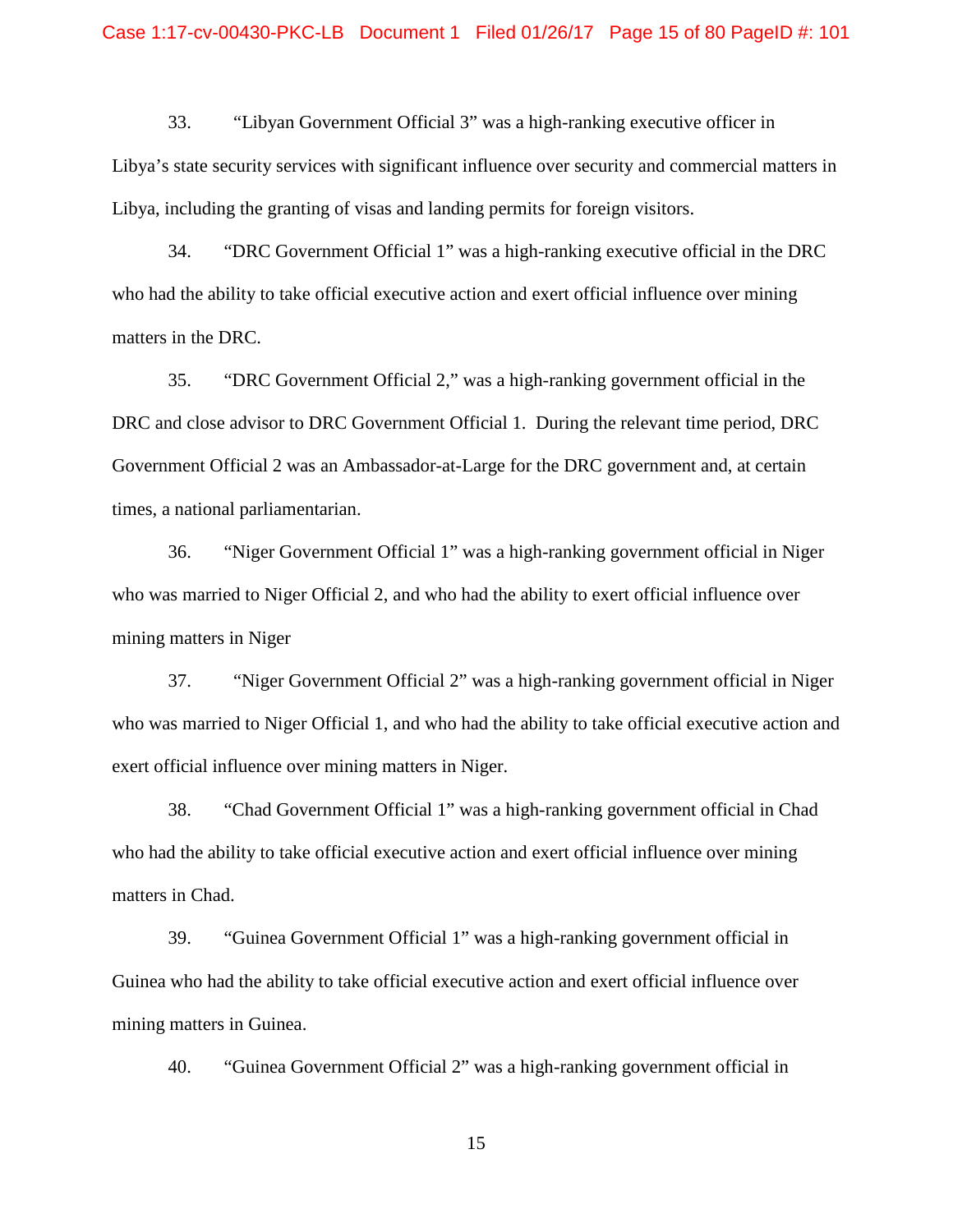33. "Libyan Government Official 3" was a high-ranking executive officer in Libya's state security services with significant influence over security and commercial matters in Libya, including the granting of visas and landing permits for foreign visitors.

34. "DRC Government Official 1" was a high-ranking executive official in the DRC who had the ability to take official executive action and exert official influence over mining matters in the DRC.

35. "DRC Government Official 2," was a high-ranking government official in the DRC and close advisor to DRC Government Official 1. During the relevant time period, DRC Government Official 2 was an Ambassador-at-Large for the DRC government and, at certain times, a national parliamentarian.

36. "Niger Government Official 1" was a high-ranking government official in Niger who was married to Niger Official 2, and who had the ability to exert official influence over mining matters in Niger

37. "Niger Government Official 2" was a high-ranking government official in Niger who was married to Niger Official 1, and who had the ability to take official executive action and exert official influence over mining matters in Niger.

38. "Chad Government Official 1" was a high-ranking government official in Chad who had the ability to take official executive action and exert official influence over mining matters in Chad.

39. "Guinea Government Official 1" was a high-ranking government official in Guinea who had the ability to take official executive action and exert official influence over mining matters in Guinea.

40. "Guinea Government Official 2" was a high-ranking government official in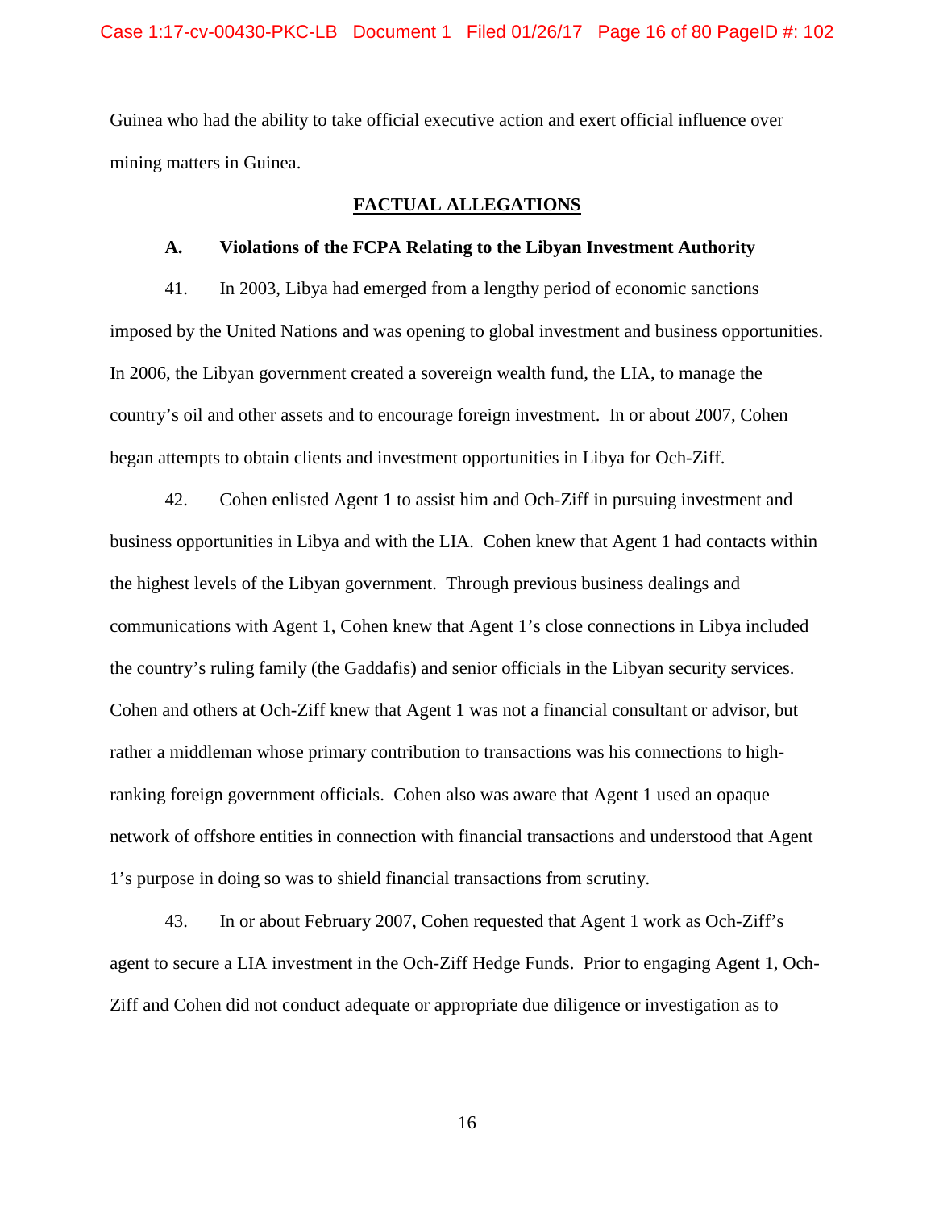Guinea who had the ability to take official executive action and exert official influence over mining matters in Guinea.

## FACTUAL ALLEGATIONS

### A. Violations of the FCPA Relating to the Libyan Investment Authority

41. In 2003, Libya had emerged from a lengthy period of economic sanctions imposed by the United Nations and was opening to global investment and business opportunities. In 2006, the Libyan government created a sovereign wealth fund, the LIA, to manage the country's oil and other assets and to encourage foreign investment. In or about 2007, Cohen began attempts to obtain clients and investment opportunities in Libya for Och-Ziff.

42. Cohen enlisted Agent 1 to assist him and Och-Ziff in pursuing investment and business opportunities in Libya and with the LIA. Cohen knew that Agent 1 had contacts within the highest levels of the Libyan government. Through previous business dealings and communications with Agent 1, Cohen knew that Agent 1's close connections in Libya included the country's ruling family (the Gaddafis) and senior officials in the Libyan security services. Cohen and others at Och-Ziff knew that Agent 1 was not a financial consultant or advisor, but rather a middleman whose primary contribution to transactions was his connections to high-ranking foreign government officials. Cohen also was aware that Agent 1 used an opaque network of offshore entities in connection with financial transactions and understood that Agent 1's purpose in doing so was to shield financial transactions from scrutiny.

43. In or about February 2007, Cohen requested that Agent 1 work as Och-Ziff's agent to secure a LIA investment in the Och-Ziff Hedge Funds. Prior to engaging Agent 1, Och-Ziff and Cohen did not conduct adequate or appropriate due diligence or investigation as to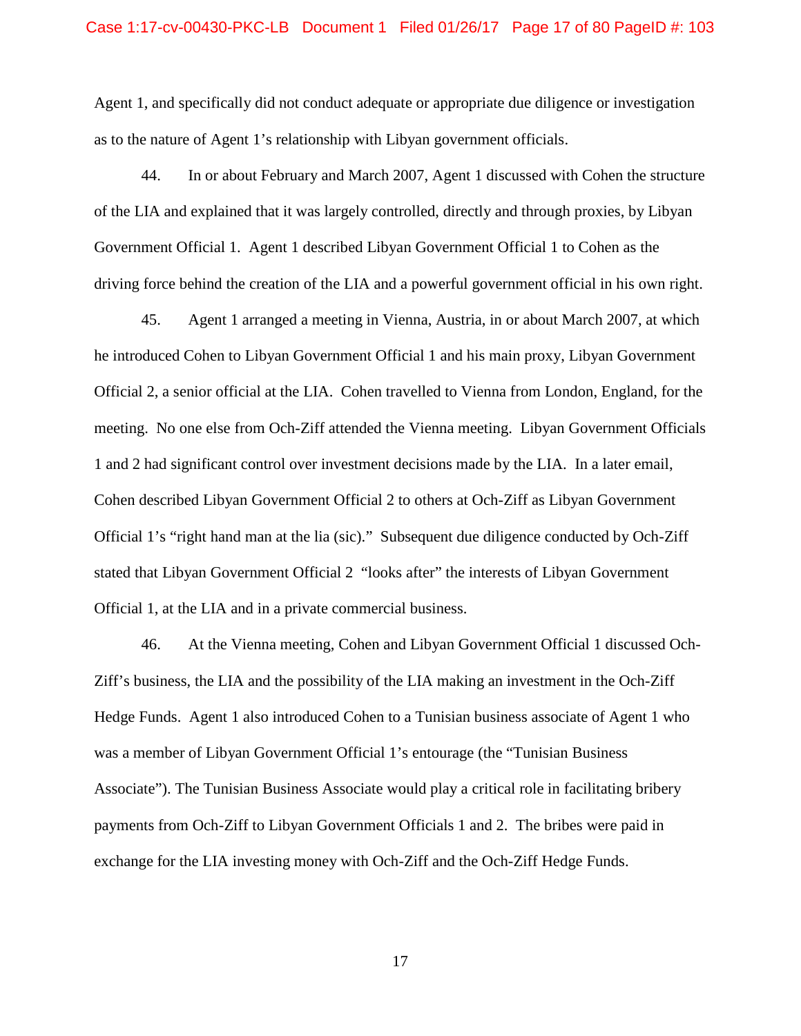Agent 1, and specifically did not conduct adequate or appropriate due diligence or investigation as to the nature of Agent 1's relationship with Libyan government officials.

44. In or about February and March 2007, Agent 1 discussed with Cohen the structure of the LIA and explained that it was largely controlled, directly and through proxies, by Libyan Government Official 1. Agent 1 described Libyan Government Official 1 to Cohen as the driving force behind the creation of the LIA and a powerful government official in his own right.

45. Agent 1 arranged a meeting in Vienna, Austria, in or about March 2007, at which he introduced Cohen to Libyan Government Official 1 and his main proxy, Libyan Government Official 2, a senior official at the LIA. Cohen travelled to Vienna from London, England, for the meeting. No one else from Och-Ziff attended the Vienna meeting. Libyan Government Officials 1 and 2 had significant control over investment decisions made by the LIA. In a later email, Cohen described Libyan Government Official 2 to others at Och-Ziff as Libyan Government Official 1's "right hand man at the lia (sic)." Subsequent due diligence conducted by Och-Ziff stated that Libyan Government Official 2 "looks after" the interests of Libyan Government Official 1, at the LIA and in a private commercial business.

46. At the Vienna meeting, Cohen and Libyan Government Official 1 discussed Och-Ziff's business, the LIA and the possibility of the LIA making an investment in the Och-Ziff Hedge Funds. Agent 1 also introduced Cohen to a Tunisian business associate of Agent 1 who was a member of Libyan Government Official 1's entourage (the "Tunisian Business Associate"). The Tunisian Business Associate would play a critical role in facilitating bribery payments from Och-Ziff to Libyan Government Officials 1 and 2. The bribes were paid in exchange for the LIA investing money with Och-Ziff and the Och-Ziff Hedge Funds.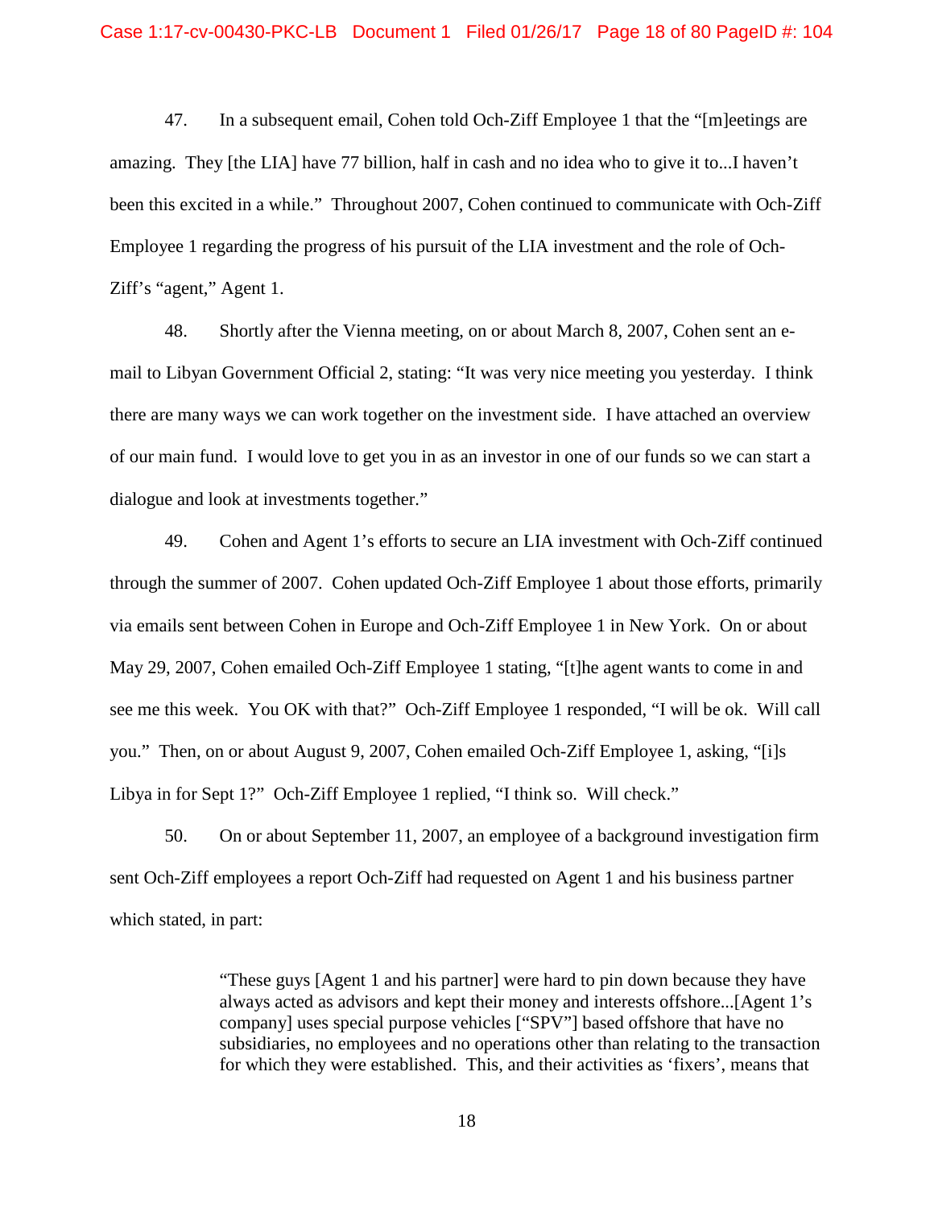47. In a subsequent email, Cohen told Och-Ziff Employee 1 that the "[m]eetings are amazing. They [the LIA] have 77 billion, half in cash and no idea who to give it to...I haven't been this excited in a while." Throughout 2007, Cohen continued to communicate with Och-Ziff Employee 1 regarding the progress of his pursuit of the LIA investment and the role of Och-Ziff's "agent," Agent 1.

48. Shortly after the Vienna meeting, on or about March 8, 2007, Cohen sent an e-mail to Libyan Government Official 2, stating: "It was very nice meeting you yesterday. I think there are many ways we can work together on the investment side. I have attached an overview of our main fund. I would love to get you in as an investor in one of our funds so we can start a dialogue and look at investments together."

49. Cohen and Agent 1's efforts to secure an LIA investment with Och-Ziff continued through the summer of 2007. Cohen updated Och-Ziff Employee 1 about those efforts, primarily via emails sent between Cohen in Europe and Och-Ziff Employee 1 in New York. On or about May 29, 2007, Cohen emailed Och-Ziff Employee 1 stating, "[t]he agent wants to come in and see me this week. You OK with that?" Och-Ziff Employee 1 responded, "I will be ok. Will call you." Then, on or about August 9, 2007, Cohen emailed Och-Ziff Employee 1, asking, "[i]s Libya in for Sept 1?" Och-Ziff Employee 1 replied, "I think so. Will check."

50. On or about September 11, 2007, an employee of a background investigation firm sent Och-Ziff employees a report Och-Ziff had requested on Agent 1 and his business partner which stated, in part:

> "These guys [Agent 1 and his partner] were hard to pin down because they have always acted as advisors and kept their money and interests offshore...[Agent 1's company] uses special purpose vehicles ["SPV"] based offshore that have no subsidiaries, no employees and no operations other than relating to the transaction for which they were established. This, and their activities as 'fixers', means that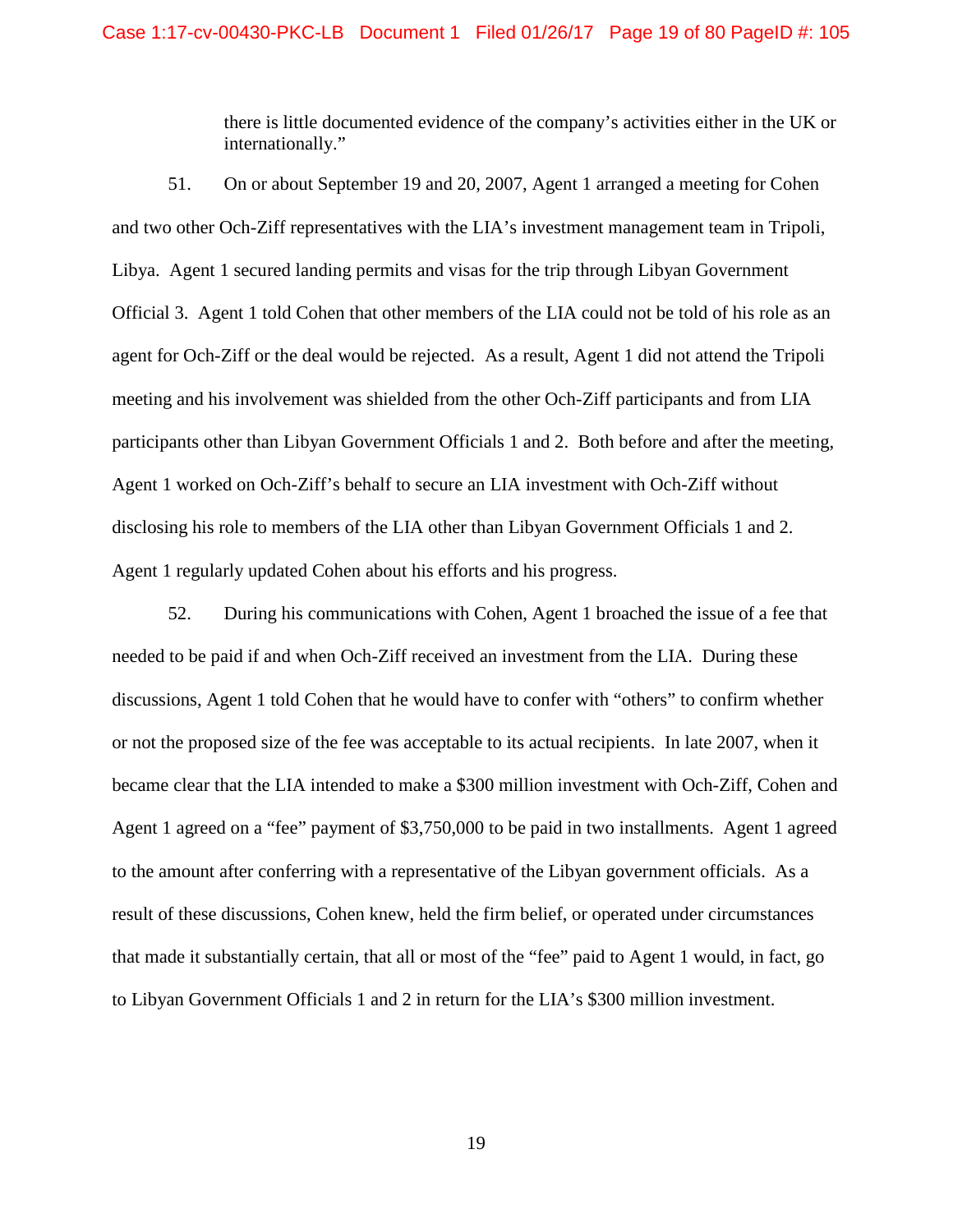there is little documented evidence of the company's activities either in the UK or internationally."

51. On or about September 19 and 20, 2007, Agent 1 arranged a meeting for Cohen and two other Och-Ziff representatives with the LIA's investment management team in Tripoli, Libya. Agent 1 secured landing permits and visas for the trip through Libyan Government Official 3. Agent 1 told Cohen that other members of the LIA could not be told of his role as an agent for Och-Ziff or the deal would be rejected. As a result, Agent 1 did not attend the Tripoli meeting and his involvement was shielded from the other Och-Ziff participants and from LIA participants other than Libyan Government Officials 1 and 2. Both before and after the meeting, Agent 1 worked on Och-Ziff's behalf to secure an LIA investment with Och-Ziff without disclosing his role to members of the LIA other than Libyan Government Officials 1 and 2. Agent 1 regularly updated Cohen about his efforts and his progress.

52. During his communications with Cohen, Agent 1 broached the issue of a fee that needed to be paid if and when Och-Ziff received an investment from the LIA. During these discussions, Agent 1 told Cohen that he would have to confer with "others" to confirm whether or not the proposed size of the fee was acceptable to its actual recipients. In late 2007, when it became clear that the LIA intended to make a $300 million investment with Och-Ziff, Cohen and Agent 1 agreed on a "fee" payment of $3,750,000 to be paid in two installments. Agent 1 agreed to the amount after conferring with a representative of the Libyan government officials. As a result of these discussions, Cohen knew, held the firm belief, or operated under circumstances that made it substantially certain, that all or most of the "fee" paid to Agent 1 would, in fact, go to Libyan Government Officials 1 and 2 in return for the LIA's $300 million investment.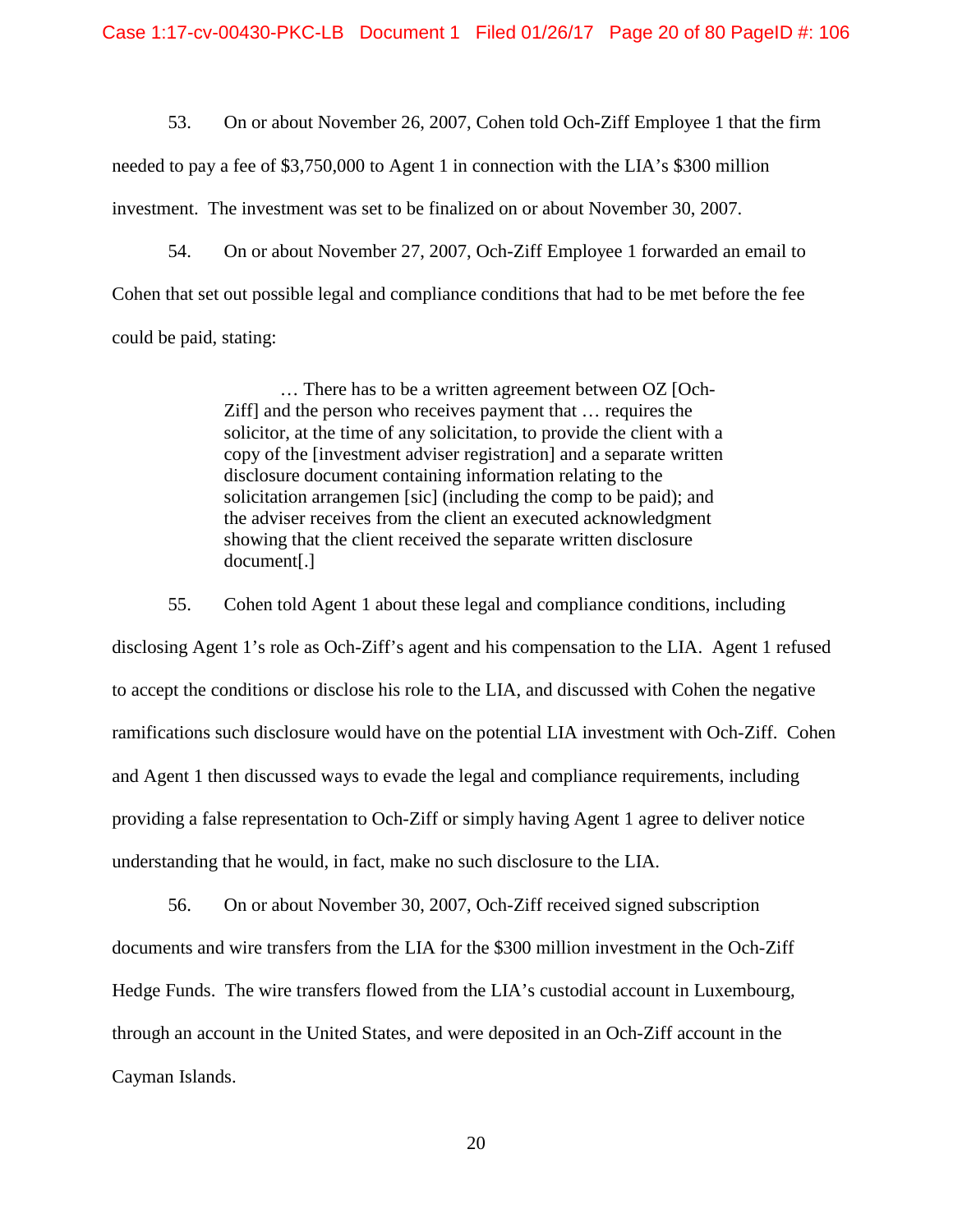53. On or about November 26, 2007, Cohen told Och-Ziff Employee 1 that the firm needed to pay a fee of $3,750,000 to Agent 1 in connection with the LIA's $300 million investment. The investment was set to be finalized on or about November 30, 2007.

54. On or about November 27, 2007, Och-Ziff Employee 1 forwarded an email to Cohen that set out possible legal and compliance conditions that had to be met before the fee could be paid, stating:

> … There has to be a written agreement between OZ [Och-Ziff] and the person who receives payment that … requires the solicitor, at the time of any solicitation, to provide the client with a copy of the [investment adviser registration] and a separate written disclosure document containing information relating to the solicitation arrangemen [sic] (including the comp to be paid); and the adviser receives from the client an executed acknowledgment showing that the client received the separate written disclosure document[.]

55. Cohen told Agent 1 about these legal and compliance conditions, including disclosing Agent 1's role as Och-Ziff's agent and his compensation to the LIA. Agent 1 refused to accept the conditions or disclose his role to the LIA, and discussed with Cohen the negative ramifications such disclosure would have on the potential LIA investment with Och-Ziff. Cohen and Agent 1 then discussed ways to evade the legal and compliance requirements, including providing a false representation to Och-Ziff or simply having Agent 1 agree to deliver notice understanding that he would, in fact, make no such disclosure to the LIA.

56. On or about November 30, 2007, Och-Ziff received signed subscription documents and wire transfers from the LIA for the $300 million investment in the Och-Ziff Hedge Funds. The wire transfers flowed from the LIA's custodial account in Luxembourg, through an account in the United States, and were deposited in an Och-Ziff account in the Cayman Islands.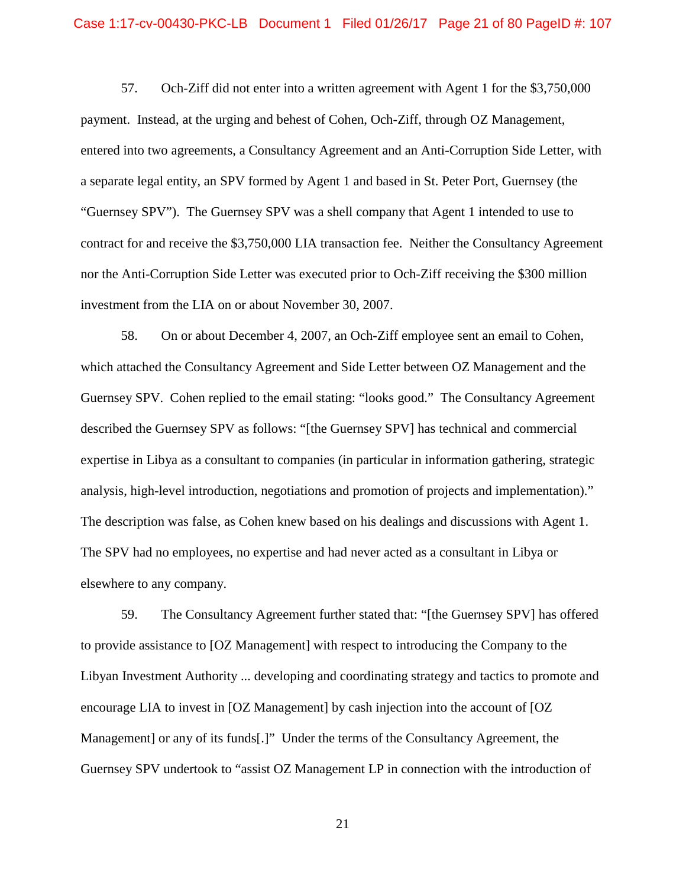57. Och-Ziff did not enter into a written agreement with Agent 1 for the $3,750,000 payment. Instead, at the urging and behest of Cohen, Och-Ziff, through OZ Management, entered into two agreements, a Consultancy Agreement and an Anti-Corruption Side Letter, with a separate legal entity, an SPV formed by Agent 1 and based in St. Peter Port, Guernsey (the "Guernsey SPV"). The Guernsey SPV was a shell company that Agent 1 intended to use to contract for and receive the $3,750,000 LIA transaction fee. Neither the Consultancy Agreement nor the Anti-Corruption Side Letter was executed prior to Och-Ziff receiving the $300 million investment from the LIA on or about November 30, 2007.

58. On or about December 4, 2007, an Och-Ziff employee sent an email to Cohen, which attached the Consultancy Agreement and Side Letter between OZ Management and the Guernsey SPV. Cohen replied to the email stating: "looks good." The Consultancy Agreement described the Guernsey SPV as follows: "[the Guernsey SPV] has technical and commercial expertise in Libya as a consultant to companies (in particular in information gathering, strategic analysis, high-level introduction, negotiations and promotion of projects and implementation)." The description was false, as Cohen knew based on his dealings and discussions with Agent 1. The SPV had no employees, no expertise and had never acted as a consultant in Libya or elsewhere to any company.

59. The Consultancy Agreement further stated that: "[the Guernsey SPV] has offered to provide assistance to [OZ Management] with respect to introducing the Company to the Libyan Investment Authority ... developing and coordinating strategy and tactics to promote and encourage LIA to invest in [OZ Management] by cash injection into the account of [OZ Management] or any of its funds[.]" Under the terms of the Consultancy Agreement, the Guernsey SPV undertook to "assist OZ Management LP in connection with the introduction of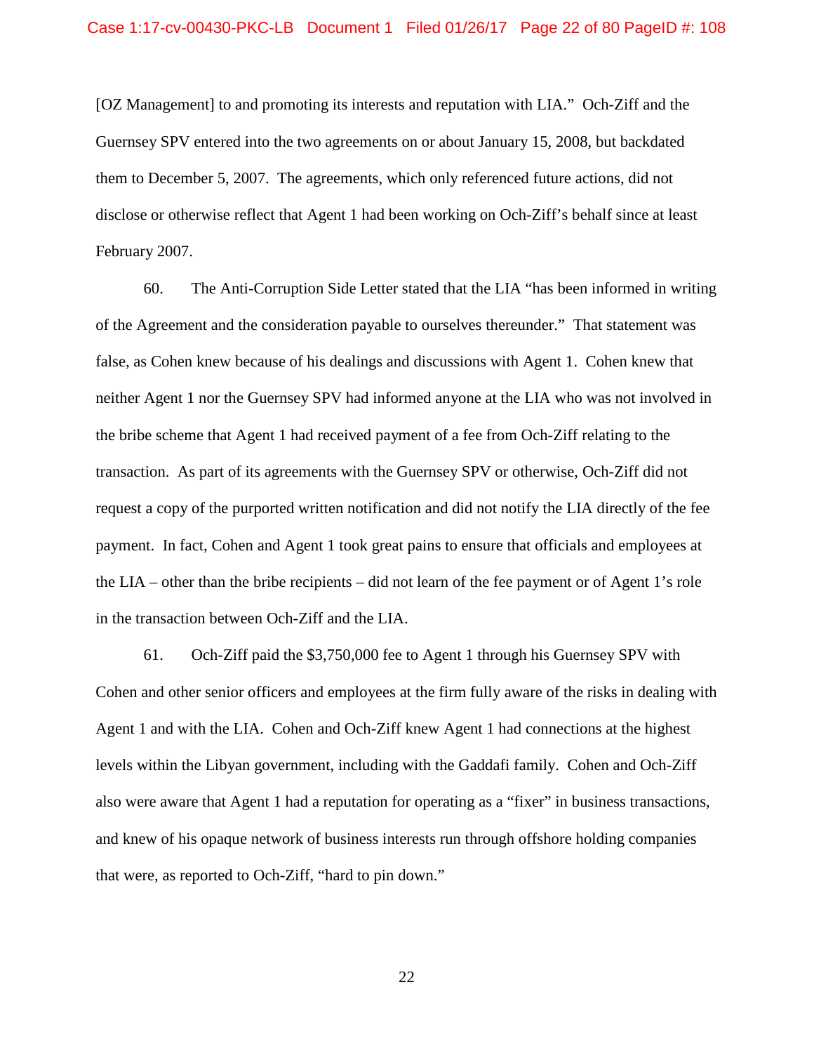[OZ Management] to and promoting its interests and reputation with LIA." Och-Ziff and the Guernsey SPV entered into the two agreements on or about January 15, 2008, but backdated them to December 5, 2007. The agreements, which only referenced future actions, did not disclose or otherwise reflect that Agent 1 had been working on Och-Ziff's behalf since at least February 2007.

60. The Anti-Corruption Side Letter stated that the LIA "has been informed in writing of the Agreement and the consideration payable to ourselves thereunder." That statement was false, as Cohen knew because of his dealings and discussions with Agent 1. Cohen knew that neither Agent 1 nor the Guernsey SPV had informed anyone at the LIA who was not involved in the bribe scheme that Agent 1 had received payment of a fee from Och-Ziff relating to the transaction. As part of its agreements with the Guernsey SPV or otherwise, Och-Ziff did not request a copy of the purported written notification and did not notify the LIA directly of the fee payment. In fact, Cohen and Agent 1 took great pains to ensure that officials and employees at the LIA – other than the bribe recipients – did not learn of the fee payment or of Agent 1's role in the transaction between Och-Ziff and the LIA.

61. Och-Ziff paid the $3,750,000 fee to Agent 1 through his Guernsey SPV with Cohen and other senior officers and employees at the firm fully aware of the risks in dealing with Agent 1 and with the LIA. Cohen and Och-Ziff knew Agent 1 had connections at the highest levels within the Libyan government, including with the Gaddafi family. Cohen and Och-Ziff also were aware that Agent 1 had a reputation for operating as a "fixer" in business transactions, and knew of his opaque network of business interests run through offshore holding companies that were, as reported to Och-Ziff, "hard to pin down."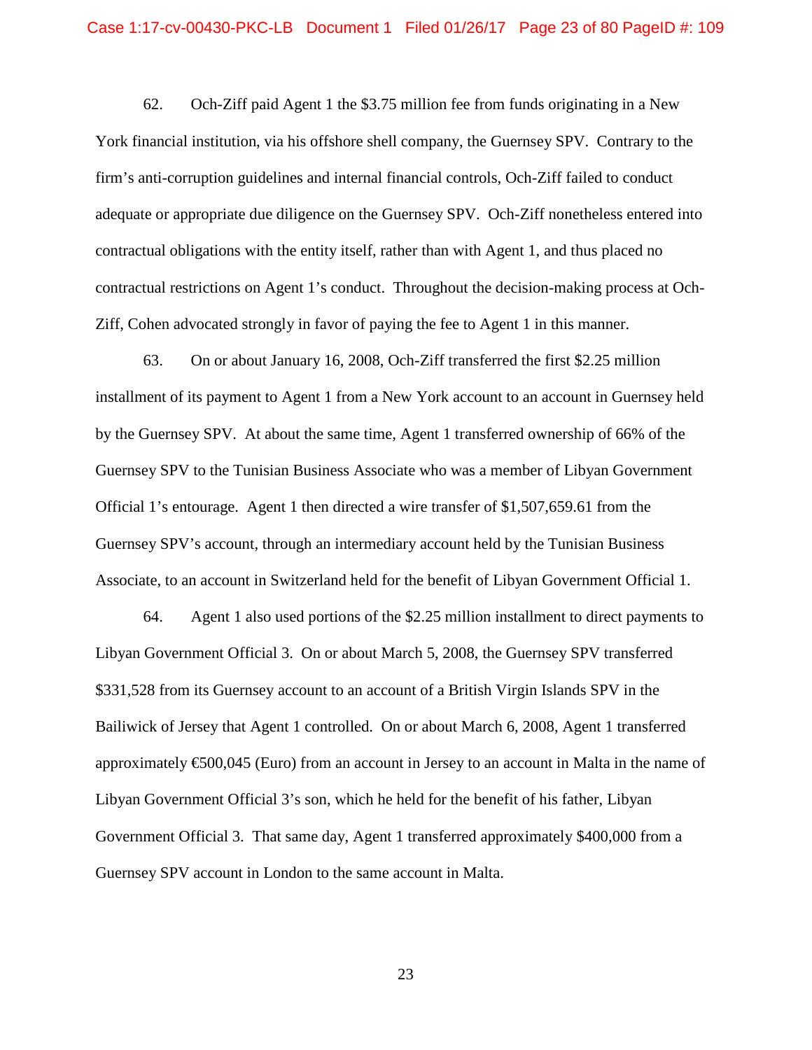62. Och-Ziff paid Agent 1 the $3.75 million fee from funds originating in a New York financial institution, via his offshore shell company, the Guernsey SPV. Contrary to the firm's anti-corruption guidelines and internal financial controls, Och-Ziff failed to conduct adequate or appropriate due diligence on the Guernsey SPV. Och-Ziff nonetheless entered into contractual obligations with the entity itself, rather than with Agent 1, and thus placed no contractual restrictions on Agent 1's conduct. Throughout the decision-making process at Och-Ziff, Cohen advocated strongly in favor of paying the fee to Agent 1 in this manner.

63. On or about January 16, 2008, Och-Ziff transferred the first $2.25 million installment of its payment to Agent 1 from a New York account to an account in Guernsey held by the Guernsey SPV. At about the same time, Agent 1 transferred ownership of 66% of the Guernsey SPV to the Tunisian Business Associate who was a member of Libyan Government Official 1's entourage. Agent 1 then directed a wire transfer of $1,507,659.61 from the Guernsey SPV's account, through an intermediary account held by the Tunisian Business Associate, to an account in Switzerland held for the benefit of Libyan Government Official 1.

64. Agent 1 also used portions of the $2.25 million installment to direct payments to Libyan Government Official 3. On or about March 5, 2008, the Guernsey SPV transferred $331,528 from its Guernsey account to an account of a British Virgin Islands SPV in the Bailiwick of Jersey that Agent 1 controlled. On or about March 6, 2008, Agent 1 transferred approximately €500,045 (Euro) from an account in Jersey to an account in Malta in the name of Libyan Government Official 3's son, which he held for the benefit of his father, Libyan Government Official 3. That same day, Agent 1 transferred approximately $400,000 from a Guernsey SPV account in London to the same account in Malta.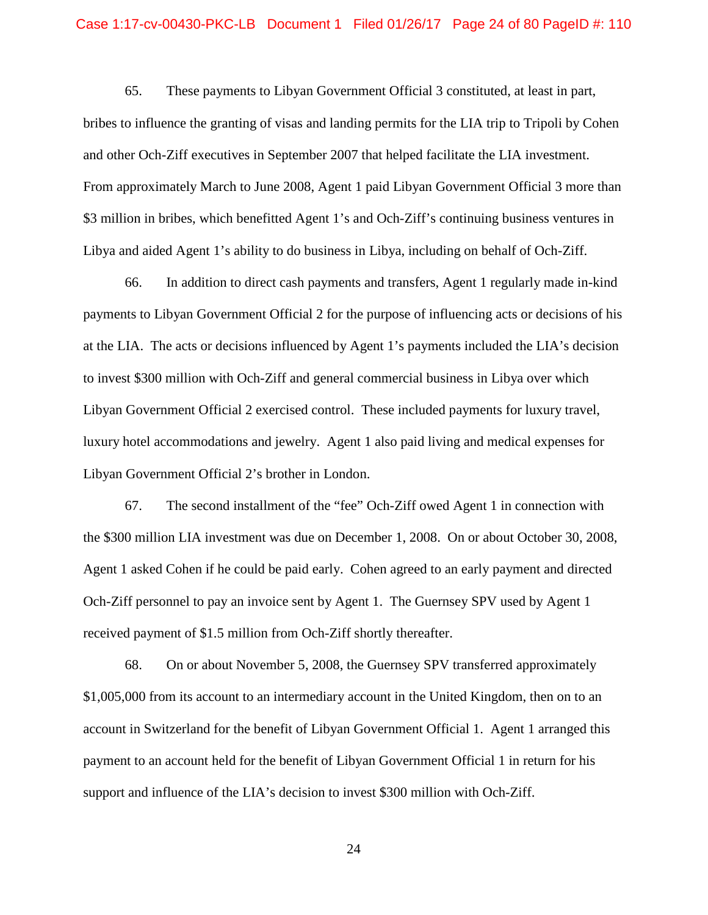65. These payments to Libyan Government Official 3 constituted, at least in part, bribes to influence the granting of visas and landing permits for the LIA trip to Tripoli by Cohen and other Och-Ziff executives in September 2007 that helped facilitate the LIA investment. From approximately March to June 2008, Agent 1 paid Libyan Government Official 3 more than $3 million in bribes, which benefitted Agent 1's and Och-Ziff's continuing business ventures in Libya and aided Agent 1's ability to do business in Libya, including on behalf of Och-Ziff.

66. In addition to direct cash payments and transfers, Agent 1 regularly made in-kind payments to Libyan Government Official 2 for the purpose of influencing acts or decisions of his at the LIA. The acts or decisions influenced by Agent 1's payments included the LIA's decision to invest $300 million with Och-Ziff and general commercial business in Libya over which Libyan Government Official 2 exercised control. These included payments for luxury travel, luxury hotel accommodations and jewelry. Agent 1 also paid living and medical expenses for Libyan Government Official 2's brother in London.

67. The second installment of the "fee" Och-Ziff owed Agent 1 in connection with the $300 million LIA investment was due on December 1, 2008. On or about October 30, 2008, Agent 1 asked Cohen if he could be paid early. Cohen agreed to an early payment and directed Och-Ziff personnel to pay an invoice sent by Agent 1. The Guernsey SPV used by Agent 1 received payment of $1.5 million from Och-Ziff shortly thereafter.

68. On or about November 5, 2008, the Guernsey SPV transferred approximately $1,005,000 from its account to an intermediary account in the United Kingdom, then on to an account in Switzerland for the benefit of Libyan Government Official 1. Agent 1 arranged this payment to an account held for the benefit of Libyan Government Official 1 in return for his support and influence of the LIA's decision to invest $300 million with Och-Ziff.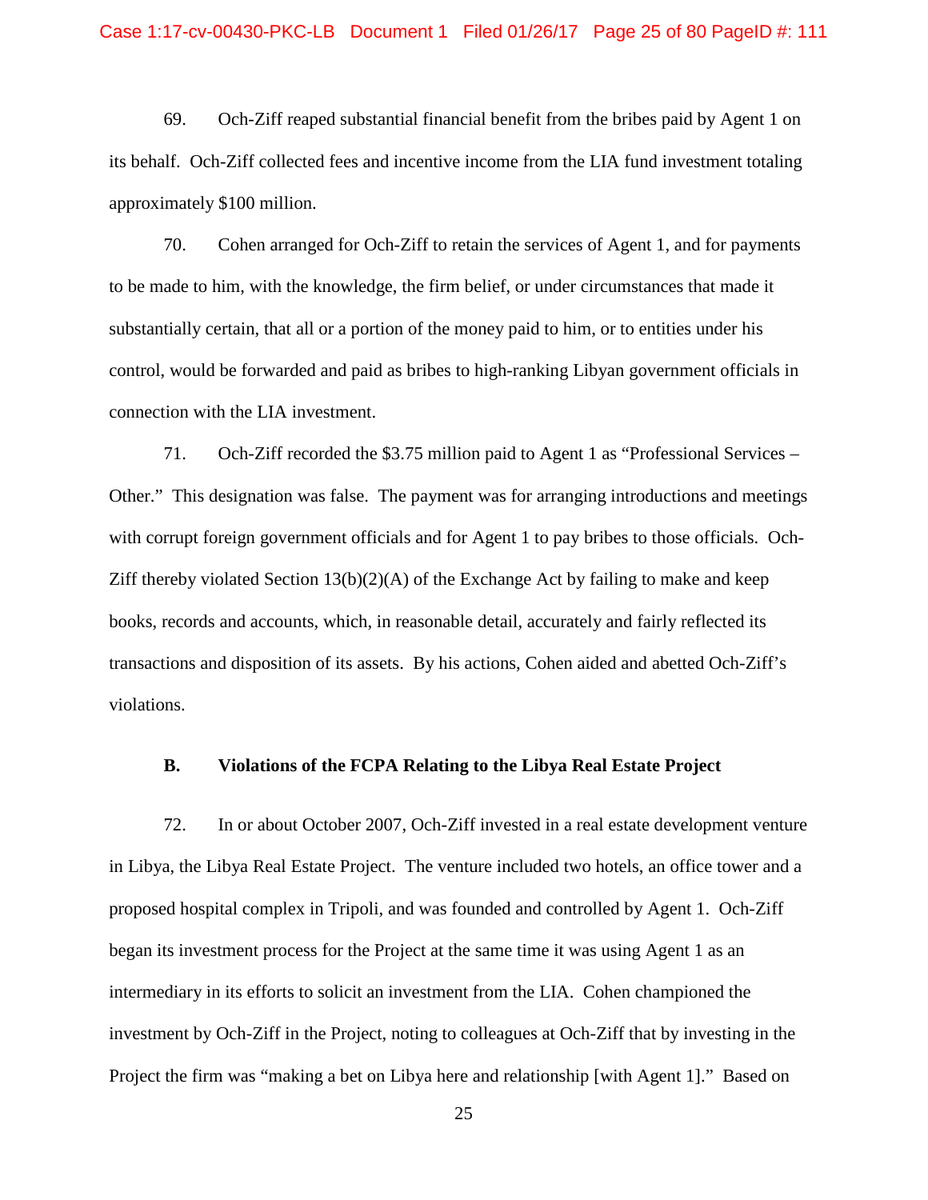69. Och-Ziff reaped substantial financial benefit from the bribes paid by Agent 1 on its behalf. Och-Ziff collected fees and incentive income from the LIA fund investment totaling approximately $100 million.

70. Cohen arranged for Och-Ziff to retain the services of Agent 1, and for payments to be made to him, with the knowledge, the firm belief, or under circumstances that made it substantially certain, that all or a portion of the money paid to him, or to entities under his control, would be forwarded and paid as bribes to high-ranking Libyan government officials in connection with the LIA investment.

71. Och-Ziff recorded the $3.75 million paid to Agent 1 as "Professional Services – Other." This designation was false. The payment was for arranging introductions and meetings with corrupt foreign government officials and for Agent 1 to pay bribes to those officials. Och-Ziff thereby violated Section 13(b)(2)(A) of the Exchange Act by failing to make and keep books, records and accounts, which, in reasonable detail, accurately and fairly reflected its transactions and disposition of its assets. By his actions, Cohen aided and abetted Och-Ziff's violations.

### B. Violations of the FCPA Relating to the Libya Real Estate Project

72. In or about October 2007, Och-Ziff invested in a real estate development venture in Libya, the Libya Real Estate Project. The venture included two hotels, an office tower and a proposed hospital complex in Tripoli, and was founded and controlled by Agent 1. Och-Ziff began its investment process for the Project at the same time it was using Agent 1 as an intermediary in its efforts to solicit an investment from the LIA. Cohen championed the investment by Och-Ziff in the Project, noting to colleagues at Och-Ziff that by investing in the Project the firm was "making a bet on Libya here and relationship [with Agent 1]." Based on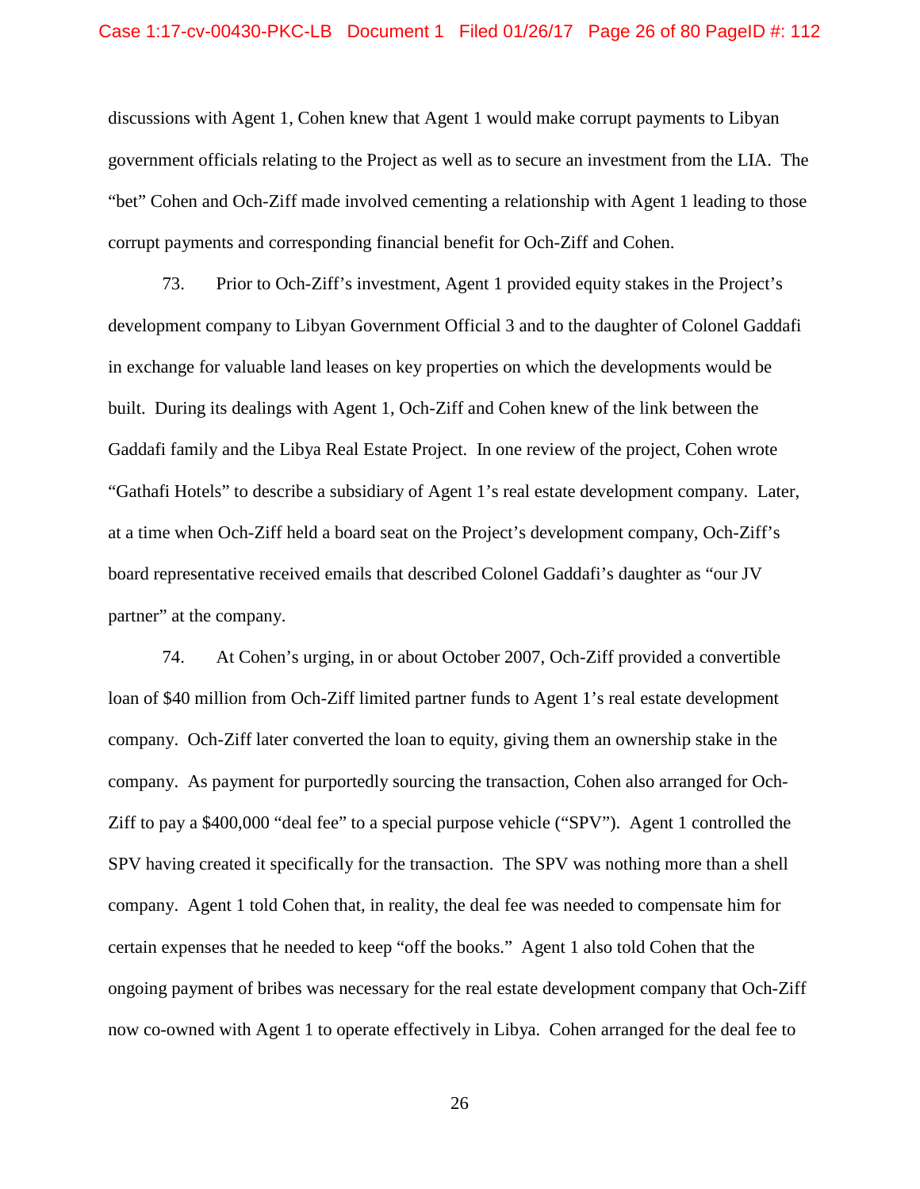discussions with Agent 1, Cohen knew that Agent 1 would make corrupt payments to Libyan government officials relating to the Project as well as to secure an investment from the LIA. The "bet" Cohen and Och-Ziff made involved cementing a relationship with Agent 1 leading to those corrupt payments and corresponding financial benefit for Och-Ziff and Cohen.

73. Prior to Och-Ziff's investment, Agent 1 provided equity stakes in the Project's development company to Libyan Government Official 3 and to the daughter of Colonel Gaddafi in exchange for valuable land leases on key properties on which the developments would be built. During its dealings with Agent 1, Och-Ziff and Cohen knew of the link between the Gaddafi family and the Libya Real Estate Project. In one review of the project, Cohen wrote "Gathafi Hotels" to describe a subsidiary of Agent 1's real estate development company. Later, at a time when Och-Ziff held a board seat on the Project's development company, Och-Ziff's board representative received emails that described Colonel Gaddafi's daughter as "our JV partner" at the company.

74. At Cohen's urging, in or about October 2007, Och-Ziff provided a convertible loan of $40 million from Och-Ziff limited partner funds to Agent 1's real estate development company. Och-Ziff later converted the loan to equity, giving them an ownership stake in the company. As payment for purportedly sourcing the transaction, Cohen also arranged for Och-Ziff to pay a $400,000 "deal fee" to a special purpose vehicle ("SPV"). Agent 1 controlled the SPV having created it specifically for the transaction. The SPV was nothing more than a shell company. Agent 1 told Cohen that, in reality, the deal fee was needed to compensate him for certain expenses that he needed to keep "off the books." Agent 1 also told Cohen that the ongoing payment of bribes was necessary for the real estate development company that Och-Ziff now co-owned with Agent 1 to operate effectively in Libya. Cohen arranged for the deal fee to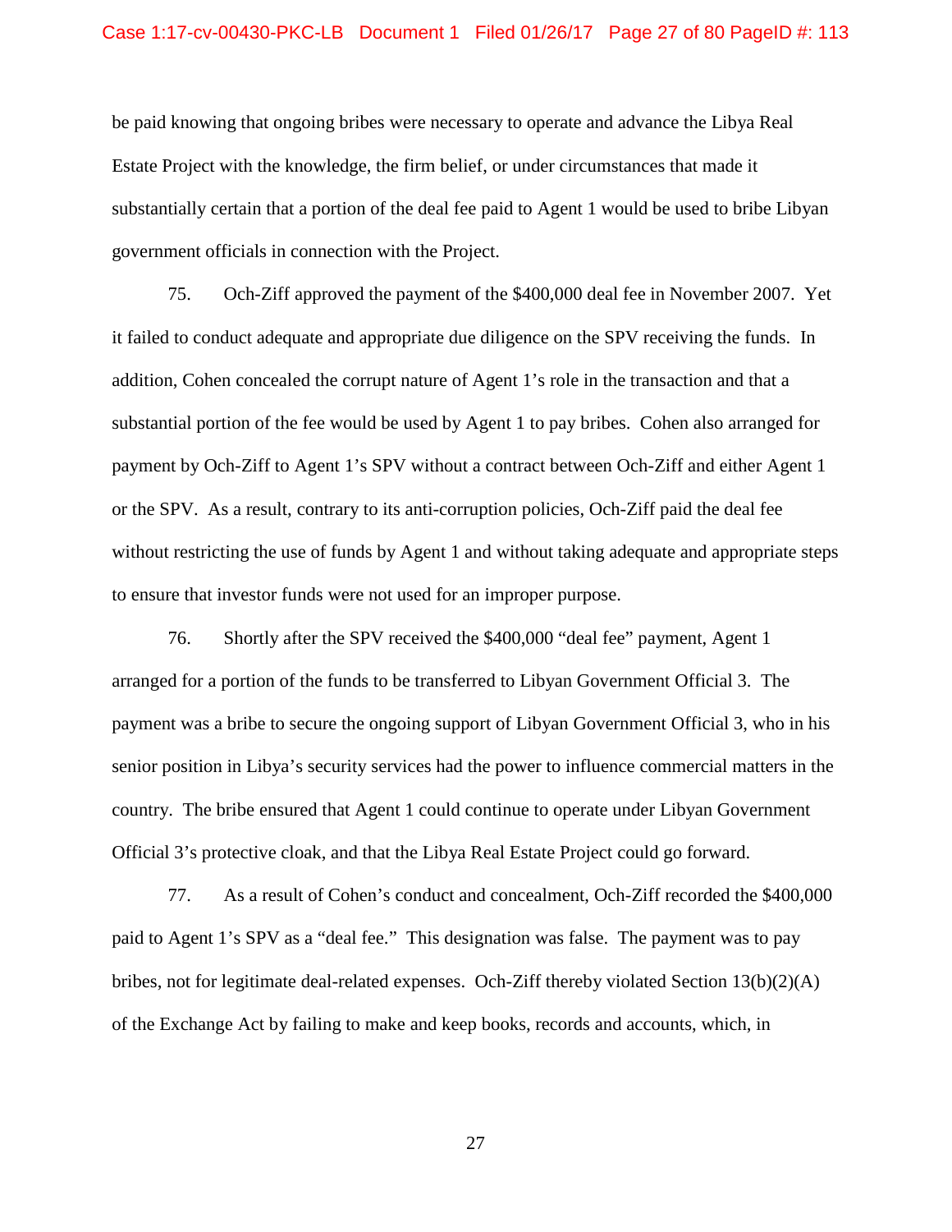be paid knowing that ongoing bribes were necessary to operate and advance the Libya Real Estate Project with the knowledge, the firm belief, or under circumstances that made it substantially certain that a portion of the deal fee paid to Agent 1 would be used to bribe Libyan government officials in connection with the Project.

75. Och-Ziff approved the payment of the $400,000 deal fee in November 2007. Yet it failed to conduct adequate and appropriate due diligence on the SPV receiving the funds. In addition, Cohen concealed the corrupt nature of Agent 1's role in the transaction and that a substantial portion of the fee would be used by Agent 1 to pay bribes. Cohen also arranged for payment by Och-Ziff to Agent 1's SPV without a contract between Och-Ziff and either Agent 1 or the SPV. As a result, contrary to its anti-corruption policies, Och-Ziff paid the deal fee without restricting the use of funds by Agent 1 and without taking adequate and appropriate steps to ensure that investor funds were not used for an improper purpose.

76. Shortly after the SPV received the $400,000 "deal fee" payment, Agent 1 arranged for a portion of the funds to be transferred to Libyan Government Official 3. The payment was a bribe to secure the ongoing support of Libyan Government Official 3, who in his senior position in Libya's security services had the power to influence commercial matters in the country. The bribe ensured that Agent 1 could continue to operate under Libyan Government Official 3's protective cloak, and that the Libya Real Estate Project could go forward.

77. As a result of Cohen's conduct and concealment, Och-Ziff recorded the $400,000 paid to Agent 1's SPV as a "deal fee." This designation was false. The payment was to pay bribes, not for legitimate deal-related expenses. Och-Ziff thereby violated Section 13(b)(2)(A) of the Exchange Act by failing to make and keep books, records and accounts, which, in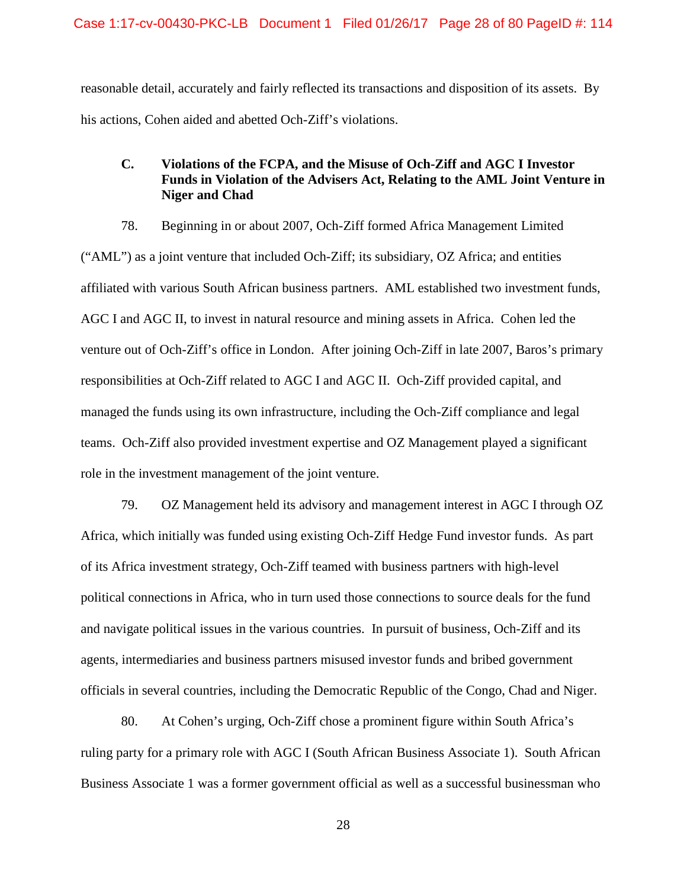reasonable detail, accurately and fairly reflected its transactions and disposition of its assets. By his actions, Cohen aided and abetted Och-Ziff's violations.

### C. Violations of the FCPA, and the Misuse of Och-Ziff and AGC I Investor Funds in Violation of the Advisers Act, Relating to the AML Joint Venture in Niger and Chad

78. Beginning in or about 2007, Och-Ziff formed Africa Management Limited ("AML") as a joint venture that included Och-Ziff; its subsidiary, OZ Africa; and entities affiliated with various South African business partners. AML established two investment funds, AGC I and AGC II, to invest in natural resource and mining assets in Africa. Cohen led the venture out of Och-Ziff's office in London. After joining Och-Ziff in late 2007, Baros's primary responsibilities at Och-Ziff related to AGC I and AGC II. Och-Ziff provided capital, and managed the funds using its own infrastructure, including the Och-Ziff compliance and legal teams. Och-Ziff also provided investment expertise and OZ Management played a significant role in the investment management of the joint venture.

79. OZ Management held its advisory and management interest in AGC I through OZ Africa, which initially was funded using existing Och-Ziff Hedge Fund investor funds. As part of its Africa investment strategy, Och-Ziff teamed with business partners with high-level political connections in Africa, who in turn used those connections to source deals for the fund and navigate political issues in the various countries. In pursuit of business, Och-Ziff and its agents, intermediaries and business partners misused investor funds and bribed government officials in several countries, including the Democratic Republic of the Congo, Chad and Niger.

80. At Cohen's urging, Och-Ziff chose a prominent figure within South Africa's ruling party for a primary role with AGC I (South African Business Associate 1). South African Business Associate 1 was a former government official as well as a successful businessman who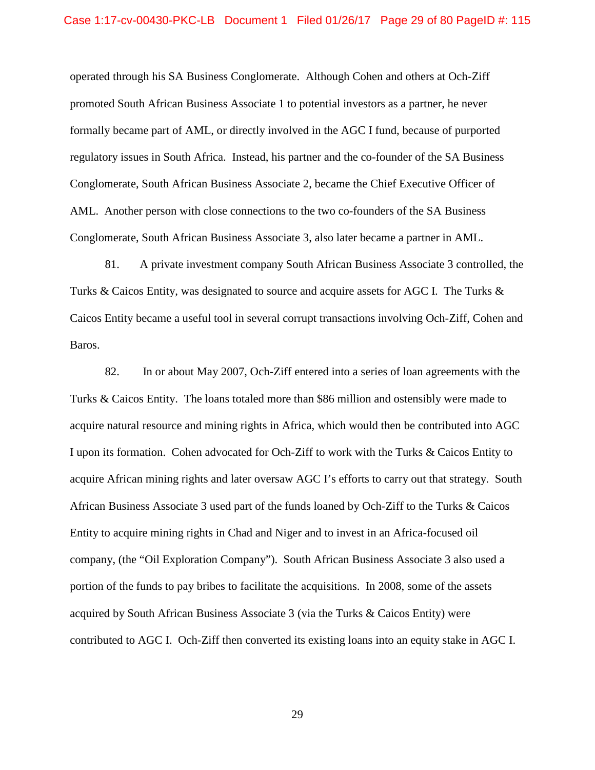operated through his SA Business Conglomerate. Although Cohen and others at Och-Ziff promoted South African Business Associate 1 to potential investors as a partner, he never formally became part of AML, or directly involved in the AGC I fund, because of purported regulatory issues in South Africa. Instead, his partner and the co-founder of the SA Business Conglomerate, South African Business Associate 2, became the Chief Executive Officer of AML. Another person with close connections to the two co-founders of the SA Business Conglomerate, South African Business Associate 3, also later became a partner in AML.

81. A private investment company South African Business Associate 3 controlled, the Turks & Caicos Entity, was designated to source and acquire assets for AGC I. The Turks & Caicos Entity became a useful tool in several corrupt transactions involving Och-Ziff, Cohen and Baros.

82. In or about May 2007, Och-Ziff entered into a series of loan agreements with the Turks & Caicos Entity. The loans totaled more than $86 million and ostensibly were made to acquire natural resource and mining rights in Africa, which would then be contributed into AGC I upon its formation. Cohen advocated for Och-Ziff to work with the Turks & Caicos Entity to acquire African mining rights and later oversaw AGC I's efforts to carry out that strategy. South African Business Associate 3 used part of the funds loaned by Och-Ziff to the Turks & Caicos Entity to acquire mining rights in Chad and Niger and to invest in an Africa-focused oil company, (the "Oil Exploration Company"). South African Business Associate 3 also used a portion of the funds to pay bribes to facilitate the acquisitions. In 2008, some of the assets acquired by South African Business Associate 3 (via the Turks & Caicos Entity) were contributed to AGC I. Och-Ziff then converted its existing loans into an equity stake in AGC I.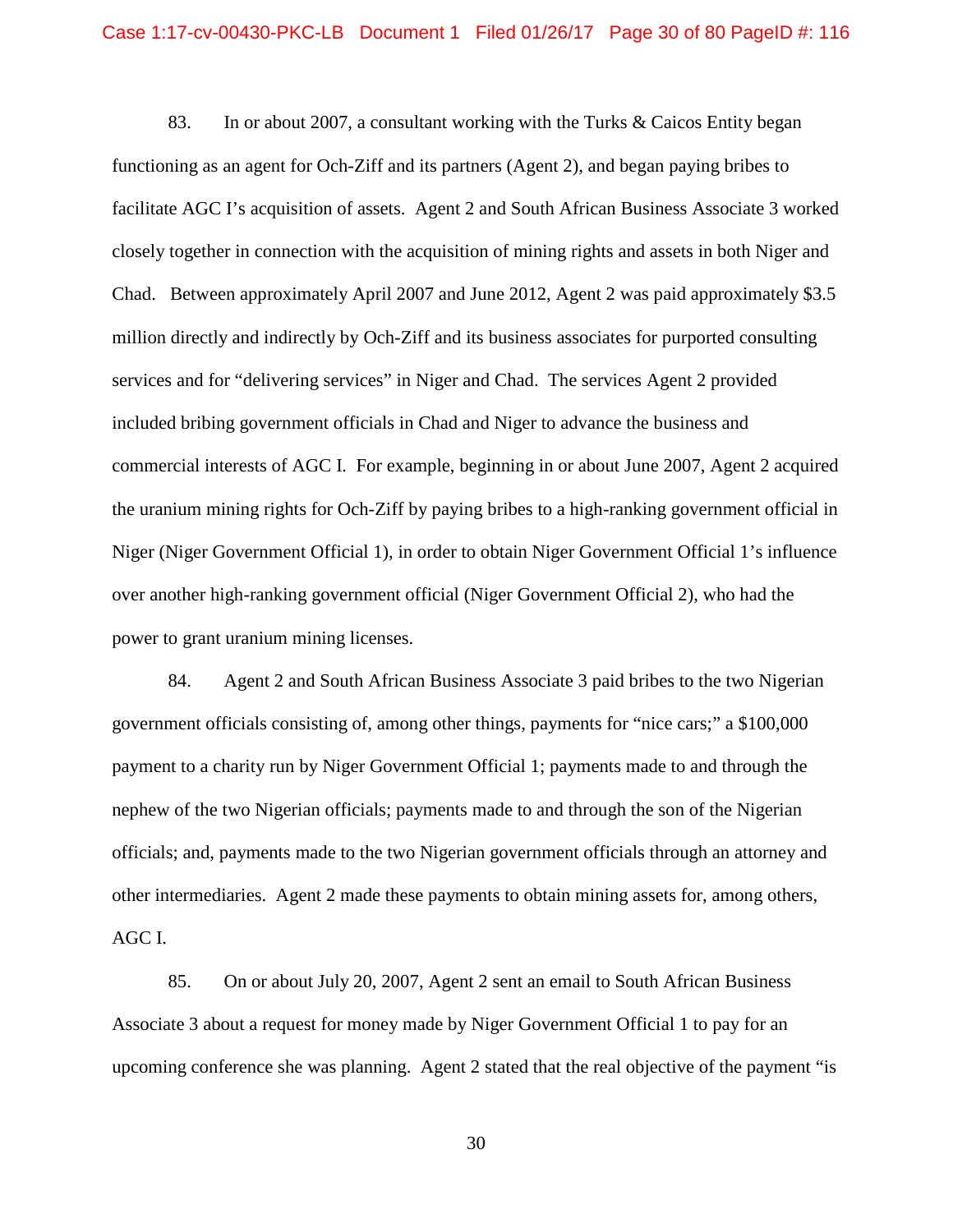83. In or about 2007, a consultant working with the Turks & Caicos Entity began functioning as an agent for Och-Ziff and its partners (Agent 2), and began paying bribes to facilitate AGC I's acquisition of assets. Agent 2 and South African Business Associate 3 worked closely together in connection with the acquisition of mining rights and assets in both Niger and Chad. Between approximately April 2007 and June 2012, Agent 2 was paid approximately $3.5 million directly and indirectly by Och-Ziff and its business associates for purported consulting services and for "delivering services" in Niger and Chad. The services Agent 2 provided included bribing government officials in Chad and Niger to advance the business and commercial interests of AGC I. For example, beginning in or about June 2007, Agent 2 acquired the uranium mining rights for Och-Ziff by paying bribes to a high-ranking government official in Niger (Niger Government Official 1), in order to obtain Niger Government Official 1's influence over another high-ranking government official (Niger Government Official 2), who had the power to grant uranium mining licenses.

84. Agent 2 and South African Business Associate 3 paid bribes to the two Nigerian government officials consisting of, among other things, payments for "nice cars;" a $100,000 payment to a charity run by Niger Government Official 1; payments made to and through the nephew of the two Nigerian officials; payments made to and through the son of the Nigerian officials; and, payments made to the two Nigerian government officials through an attorney and other intermediaries. Agent 2 made these payments to obtain mining assets for, among others, AGC I.

85. On or about July 20, 2007, Agent 2 sent an email to South African Business Associate 3 about a request for money made by Niger Government Official 1 to pay for an upcoming conference she was planning. Agent 2 stated that the real objective of the payment "is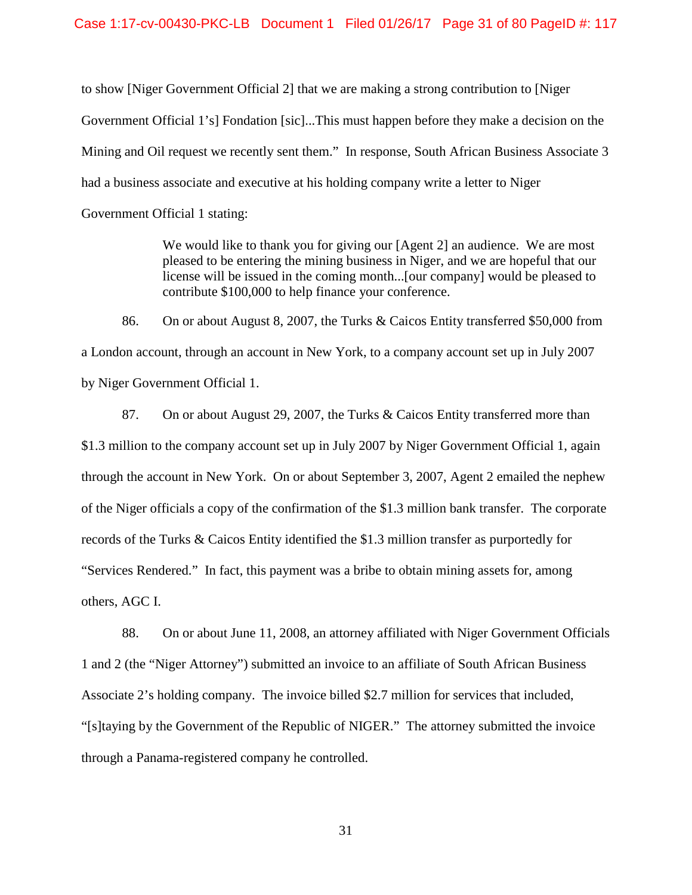to show [Niger Government Official 2] that we are making a strong contribution to [Niger Government Official 1's] Fondation [sic]...This must happen before they make a decision on the Mining and Oil request we recently sent them." In response, South African Business Associate 3 had a business associate and executive at his holding company write a letter to Niger Government Official 1 stating:

> We would like to thank you for giving our [Agent 2] an audience. We are most pleased to be entering the mining business in Niger, and we are hopeful that our license will be issued in the coming month...[our company] would be pleased to contribute $100,000 to help finance your conference.

86. On or about August 8, 2007, the Turks & Caicos Entity transferred $50,000 from a London account, through an account in New York, to a company account set up in July 2007 by Niger Government Official 1.

87. On or about August 29, 2007, the Turks & Caicos Entity transferred more than $1.3 million to the company account set up in July 2007 by Niger Government Official 1, again through the account in New York. On or about September 3, 2007, Agent 2 emailed the nephew of the Niger officials a copy of the confirmation of the $1.3 million bank transfer. The corporate records of the Turks & Caicos Entity identified the $1.3 million transfer as purportedly for "Services Rendered." In fact, this payment was a bribe to obtain mining assets for, among others, AGC I.

88. On or about June 11, 2008, an attorney affiliated with Niger Government Officials 1 and 2 (the "Niger Attorney") submitted an invoice to an affiliate of South African Business Associate 2's holding company. The invoice billed $2.7 million for services that included, "[s]taying by the Government of the Republic of NIGER." The attorney submitted the invoice through a Panama-registered company he controlled.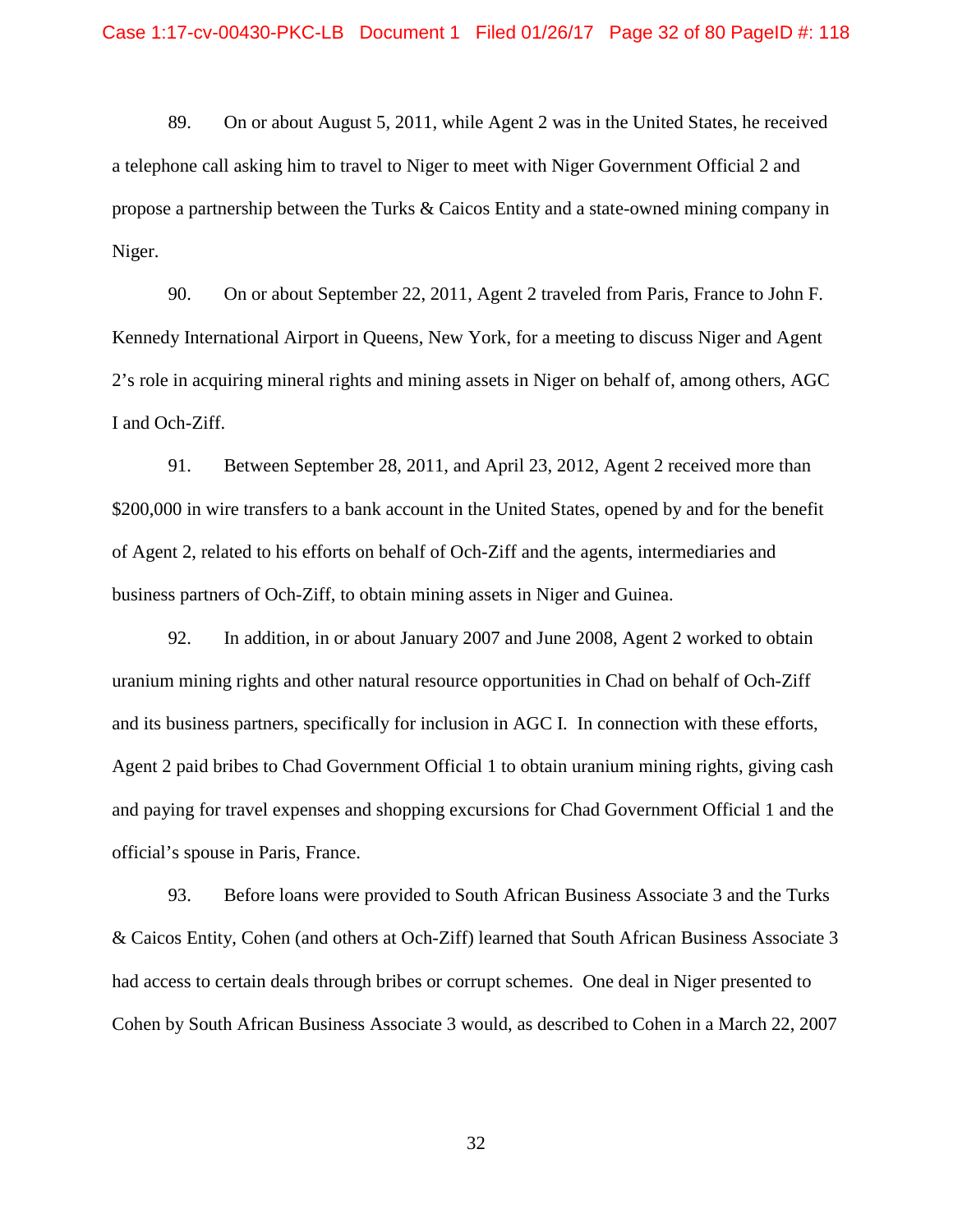89. On or about August 5, 2011, while Agent 2 was in the United States, he received a telephone call asking him to travel to Niger to meet with Niger Government Official 2 and propose a partnership between the Turks & Caicos Entity and a state-owned mining company in Niger.

90. On or about September 22, 2011, Agent 2 traveled from Paris, France to John F. Kennedy International Airport in Queens, New York, for a meeting to discuss Niger and Agent 2's role in acquiring mineral rights and mining assets in Niger on behalf of, among others, AGC I and Och-Ziff.

91. Between September 28, 2011, and April 23, 2012, Agent 2 received more than $200,000 in wire transfers to a bank account in the United States, opened by and for the benefit of Agent 2, related to his efforts on behalf of Och-Ziff and the agents, intermediaries and business partners of Och-Ziff, to obtain mining assets in Niger and Guinea.

92. In addition, in or about January 2007 and June 2008, Agent 2 worked to obtain uranium mining rights and other natural resource opportunities in Chad on behalf of Och-Ziff and its business partners, specifically for inclusion in AGC I. In connection with these efforts, Agent 2 paid bribes to Chad Government Official 1 to obtain uranium mining rights, giving cash and paying for travel expenses and shopping excursions for Chad Government Official 1 and the official's spouse in Paris, France.

93. Before loans were provided to South African Business Associate 3 and the Turks & Caicos Entity, Cohen (and others at Och-Ziff) learned that South African Business Associate 3 had access to certain deals through bribes or corrupt schemes. One deal in Niger presented to Cohen by South African Business Associate 3 would, as described to Cohen in a March 22, 2007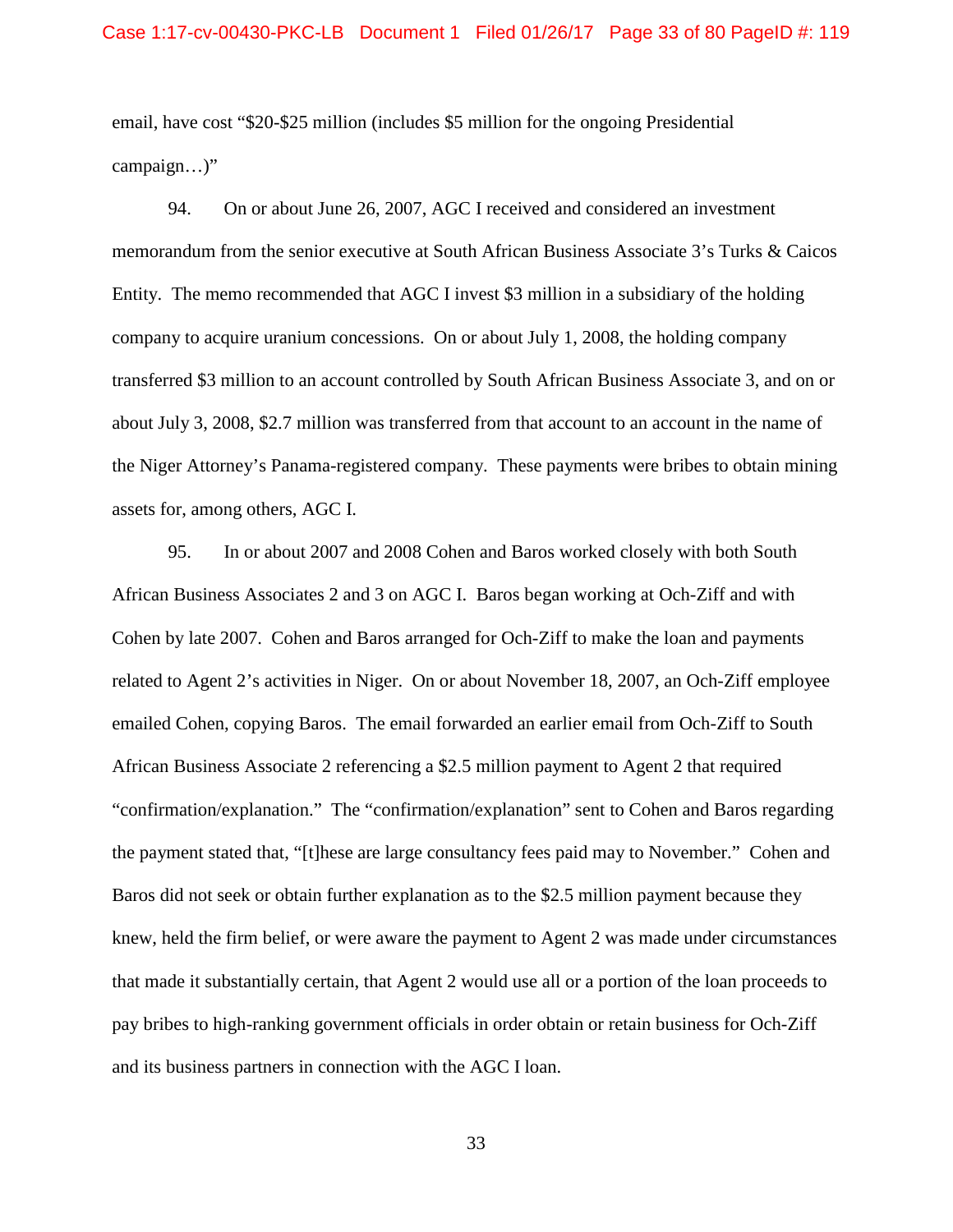email, have cost "$20-$25 million (includes $5 million for the ongoing Presidential campaign…)"

94. On or about June 26, 2007, AGC I received and considered an investment memorandum from the senior executive at South African Business Associate 3's Turks & Caicos Entity. The memo recommended that AGC I invest $3 million in a subsidiary of the holding company to acquire uranium concessions. On or about July 1, 2008, the holding company transferred $3 million to an account controlled by South African Business Associate 3, and on or about July 3, 2008, $2.7 million was transferred from that account to an account in the name of the Niger Attorney's Panama-registered company. These payments were bribes to obtain mining assets for, among others, AGC I.

95. In or about 2007 and 2008 Cohen and Baros worked closely with both South African Business Associates 2 and 3 on AGC I. Baros began working at Och-Ziff and with Cohen by late 2007. Cohen and Baros arranged for Och-Ziff to make the loan and payments related to Agent 2's activities in Niger. On or about November 18, 2007, an Och-Ziff employee emailed Cohen, copying Baros. The email forwarded an earlier email from Och-Ziff to South African Business Associate 2 referencing a $2.5 million payment to Agent 2 that required "confirmation/explanation." The "confirmation/explanation" sent to Cohen and Baros regarding the payment stated that, "[t]hese are large consultancy fees paid may to November." Cohen and Baros did not seek or obtain further explanation as to the $2.5 million payment because they knew, held the firm belief, or were aware the payment to Agent 2 was made under circumstances that made it substantially certain, that Agent 2 would use all or a portion of the loan proceeds to pay bribes to high-ranking government officials in order obtain or retain business for Och-Ziff and its business partners in connection with the AGC I loan.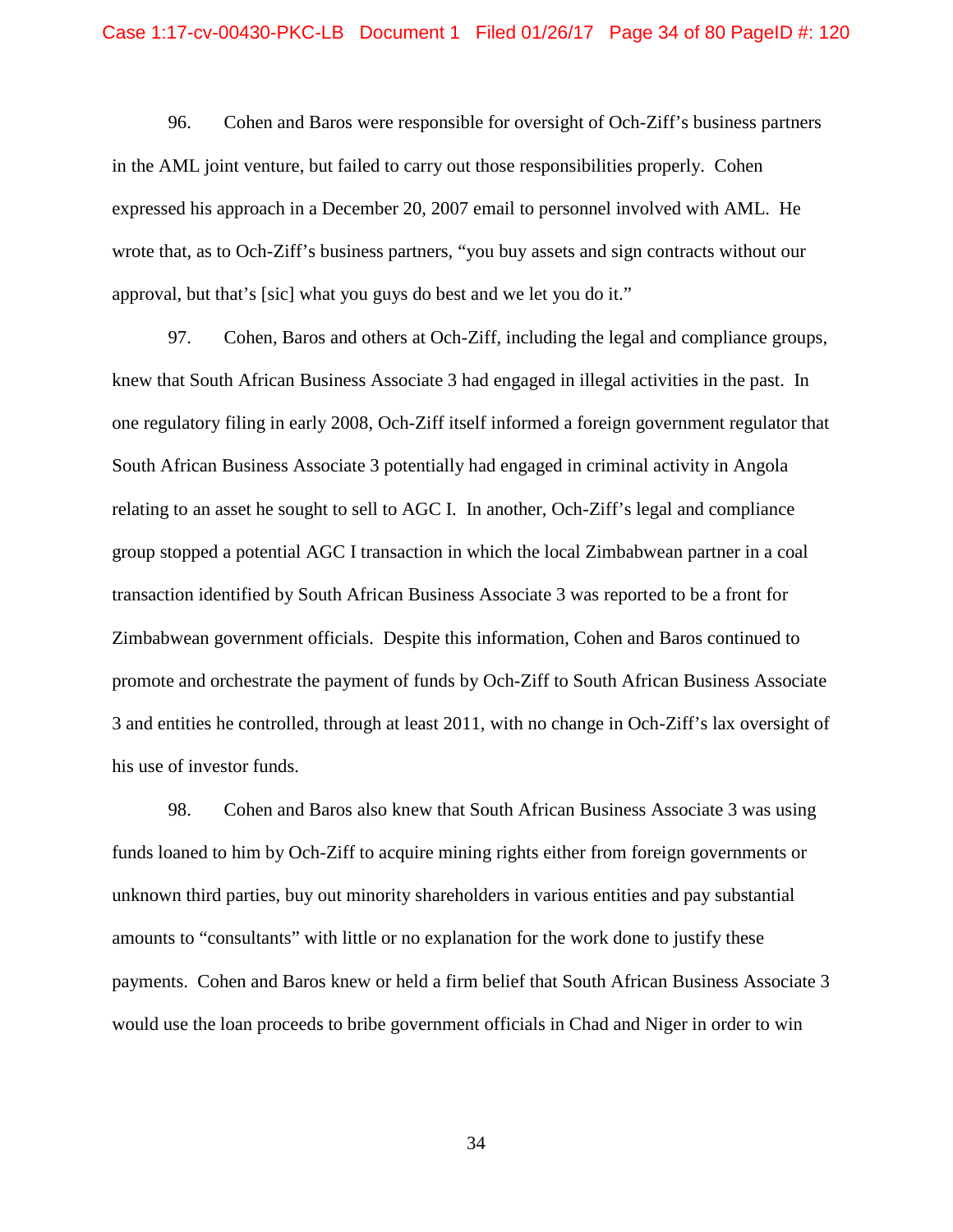96. Cohen and Baros were responsible for oversight of Och-Ziff's business partners in the AML joint venture, but failed to carry out those responsibilities properly. Cohen expressed his approach in a December 20, 2007 email to personnel involved with AML. He wrote that, as to Och-Ziff's business partners, "you buy assets and sign contracts without our approval, but that's [sic] what you guys do best and we let you do it."

97. Cohen, Baros and others at Och-Ziff, including the legal and compliance groups, knew that South African Business Associate 3 had engaged in illegal activities in the past. In one regulatory filing in early 2008, Och-Ziff itself informed a foreign government regulator that South African Business Associate 3 potentially had engaged in criminal activity in Angola relating to an asset he sought to sell to AGC I. In another, Och-Ziff's legal and compliance group stopped a potential AGC I transaction in which the local Zimbabwean partner in a coal transaction identified by South African Business Associate 3 was reported to be a front for Zimbabwean government officials. Despite this information, Cohen and Baros continued to promote and orchestrate the payment of funds by Och-Ziff to South African Business Associate 3 and entities he controlled, through at least 2011, with no change in Och-Ziff's lax oversight of his use of investor funds.

98. Cohen and Baros also knew that South African Business Associate 3 was using funds loaned to him by Och-Ziff to acquire mining rights either from foreign governments or unknown third parties, buy out minority shareholders in various entities and pay substantial amounts to "consultants" with little or no explanation for the work done to justify these payments. Cohen and Baros knew or held a firm belief that South African Business Associate 3 would use the loan proceeds to bribe government officials in Chad and Niger in order to win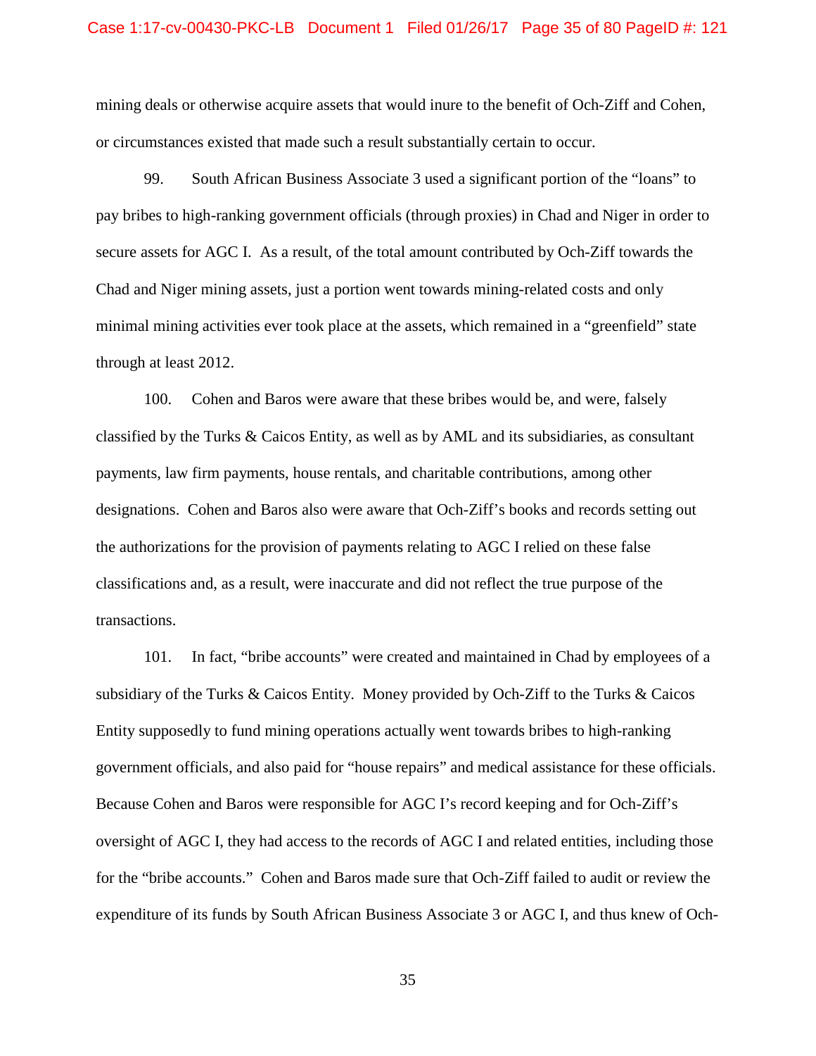mining deals or otherwise acquire assets that would inure to the benefit of Och-Ziff and Cohen, or circumstances existed that made such a result substantially certain to occur.

99. South African Business Associate 3 used a significant portion of the "loans" to pay bribes to high-ranking government officials (through proxies) in Chad and Niger in order to secure assets for AGC I. As a result, of the total amount contributed by Och-Ziff towards the Chad and Niger mining assets, just a portion went towards mining-related costs and only minimal mining activities ever took place at the assets, which remained in a "greenfield" state through at least 2012.

100. Cohen and Baros were aware that these bribes would be, and were, falsely classified by the Turks & Caicos Entity, as well as by AML and its subsidiaries, as consultant payments, law firm payments, house rentals, and charitable contributions, among other designations. Cohen and Baros also were aware that Och-Ziff's books and records setting out the authorizations for the provision of payments relating to AGC I relied on these false classifications and, as a result, were inaccurate and did not reflect the true purpose of the transactions.

101. In fact, "bribe accounts" were created and maintained in Chad by employees of a subsidiary of the Turks & Caicos Entity. Money provided by Och-Ziff to the Turks & Caicos Entity supposedly to fund mining operations actually went towards bribes to high-ranking government officials, and also paid for "house repairs" and medical assistance for these officials. Because Cohen and Baros were responsible for AGC I's record keeping and for Och-Ziff's oversight of AGC I, they had access to the records of AGC I and related entities, including those for the "bribe accounts." Cohen and Baros made sure that Och-Ziff failed to audit or review the expenditure of its funds by South African Business Associate 3 or AGC I, and thus knew of Och-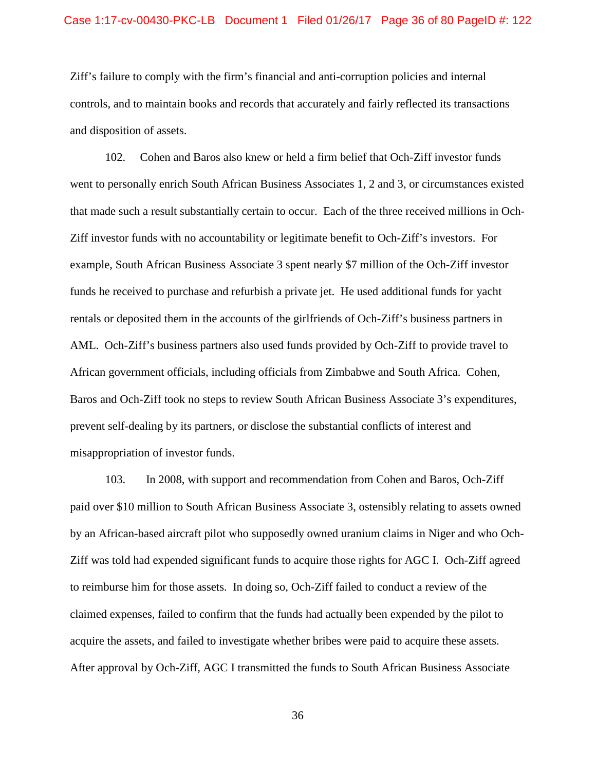Ziff's failure to comply with the firm's financial and anti-corruption policies and internal controls, and to maintain books and records that accurately and fairly reflected its transactions and disposition of assets.

102. Cohen and Baros also knew or held a firm belief that Och-Ziff investor funds went to personally enrich South African Business Associates 1, 2 and 3, or circumstances existed that made such a result substantially certain to occur. Each of the three received millions in Och-Ziff investor funds with no accountability or legitimate benefit to Och-Ziff's investors. For example, South African Business Associate 3 spent nearly $7 million of the Och-Ziff investor funds he received to purchase and refurbish a private jet. He used additional funds for yacht rentals or deposited them in the accounts of the girlfriends of Och-Ziff's business partners in AML. Och-Ziff's business partners also used funds provided by Och-Ziff to provide travel to African government officials, including officials from Zimbabwe and South Africa. Cohen, Baros and Och-Ziff took no steps to review South African Business Associate 3's expenditures, prevent self-dealing by its partners, or disclose the substantial conflicts of interest and misappropriation of investor funds.

103. In 2008, with support and recommendation from Cohen and Baros, Och-Ziff paid over $10 million to South African Business Associate 3, ostensibly relating to assets owned by an African-based aircraft pilot who supposedly owned uranium claims in Niger and who Och-Ziff was told had expended significant funds to acquire those rights for AGC I. Och-Ziff agreed to reimburse him for those assets. In doing so, Och-Ziff failed to conduct a review of the claimed expenses, failed to confirm that the funds had actually been expended by the pilot to acquire the assets, and failed to investigate whether bribes were paid to acquire these assets. After approval by Och-Ziff, AGC I transmitted the funds to South African Business Associate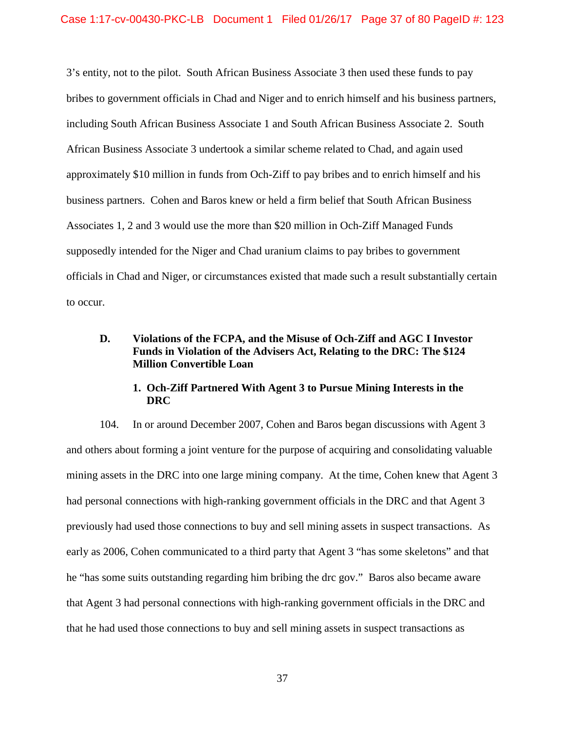3's entity, not to the pilot. South African Business Associate 3 then used these funds to pay bribes to government officials in Chad and Niger and to enrich himself and his business partners, including South African Business Associate 1 and South African Business Associate 2. South African Business Associate 3 undertook a similar scheme related to Chad, and again used approximately $10 million in funds from Och-Ziff to pay bribes and to enrich himself and his business partners. Cohen and Baros knew or held a firm belief that South African Business Associates 1, 2 and 3 would use the more than $20 million in Och-Ziff Managed Funds supposedly intended for the Niger and Chad uranium claims to pay bribes to government officials in Chad and Niger, or circumstances existed that made such a result substantially certain to occur.

### D. Violations of the FCPA, and the Misuse of Och-Ziff and AGC I Investor Funds in Violation of the Advisers Act, Relating to the DRC: The $124 Million Convertible Loan

#### 1. Och-Ziff Partnered With Agent 3 to Pursue Mining Interests in the DRC

104. In or around December 2007, Cohen and Baros began discussions with Agent 3 and others about forming a joint venture for the purpose of acquiring and consolidating valuable mining assets in the DRC into one large mining company. At the time, Cohen knew that Agent 3 had personal connections with high-ranking government officials in the DRC and that Agent 3 previously had used those connections to buy and sell mining assets in suspect transactions. As early as 2006, Cohen communicated to a third party that Agent 3 "has some skeletons" and that he "has some suits outstanding regarding him bribing the drc gov." Baros also became aware that Agent 3 had personal connections with high-ranking government officials in the DRC and that he had used those connections to buy and sell mining assets in suspect transactions as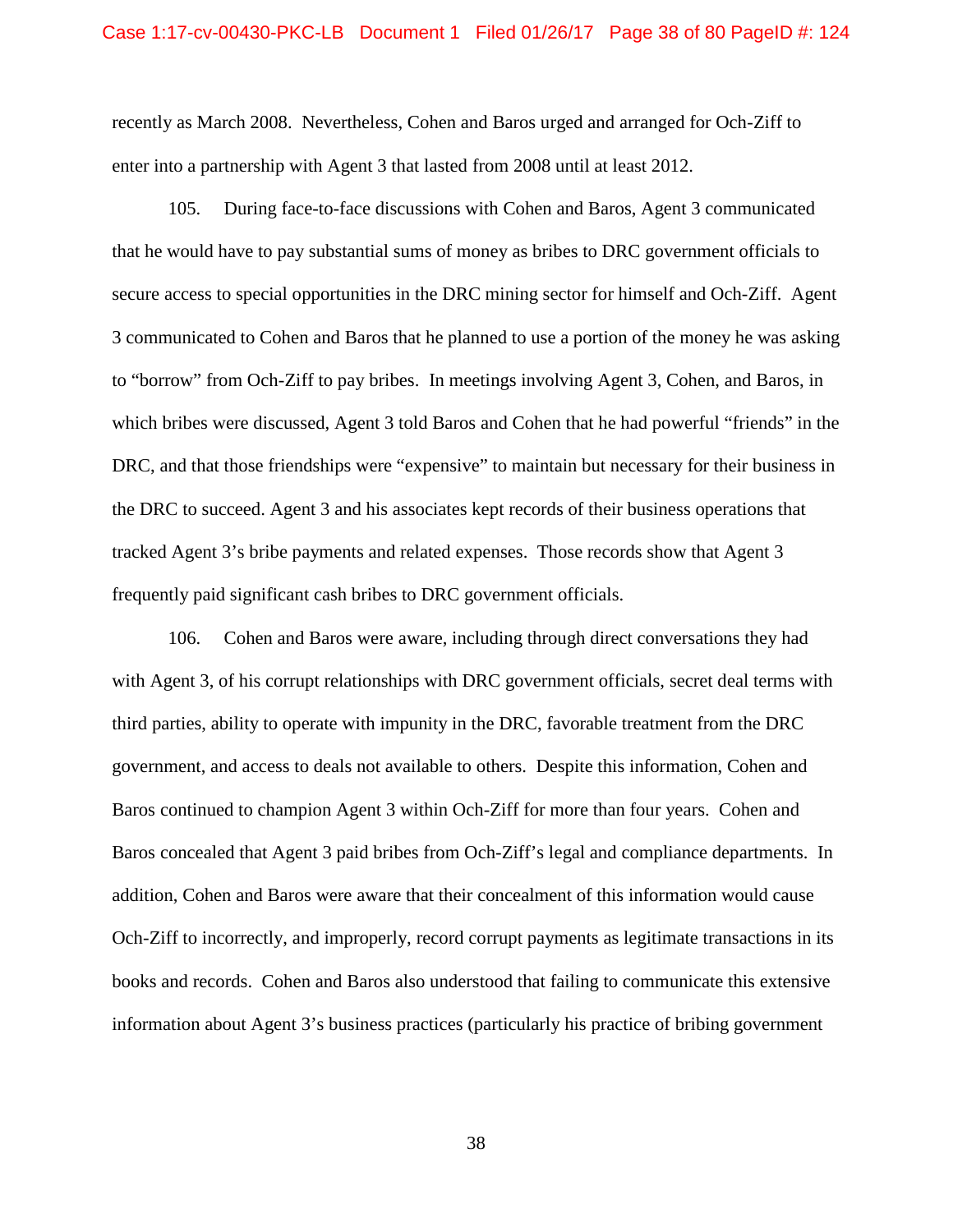recently as March 2008. Nevertheless, Cohen and Baros urged and arranged for Och-Ziff to enter into a partnership with Agent 3 that lasted from 2008 until at least 2012.

105. During face-to-face discussions with Cohen and Baros, Agent 3 communicated that he would have to pay substantial sums of money as bribes to DRC government officials to secure access to special opportunities in the DRC mining sector for himself and Och-Ziff. Agent 3 communicated to Cohen and Baros that he planned to use a portion of the money he was asking to "borrow" from Och-Ziff to pay bribes. In meetings involving Agent 3, Cohen, and Baros, in which bribes were discussed, Agent 3 told Baros and Cohen that he had powerful "friends" in the DRC, and that those friendships were "expensive" to maintain but necessary for their business in the DRC to succeed. Agent 3 and his associates kept records of their business operations that tracked Agent 3's bribe payments and related expenses. Those records show that Agent 3 frequently paid significant cash bribes to DRC government officials.

106. Cohen and Baros were aware, including through direct conversations they had with Agent 3, of his corrupt relationships with DRC government officials, secret deal terms with third parties, ability to operate with impunity in the DRC, favorable treatment from the DRC government, and access to deals not available to others. Despite this information, Cohen and Baros continued to champion Agent 3 within Och-Ziff for more than four years. Cohen and Baros concealed that Agent 3 paid bribes from Och-Ziff's legal and compliance departments. In addition, Cohen and Baros were aware that their concealment of this information would cause Och-Ziff to incorrectly, and improperly, record corrupt payments as legitimate transactions in its books and records. Cohen and Baros also understood that failing to communicate this extensive information about Agent 3's business practices (particularly his practice of bribing government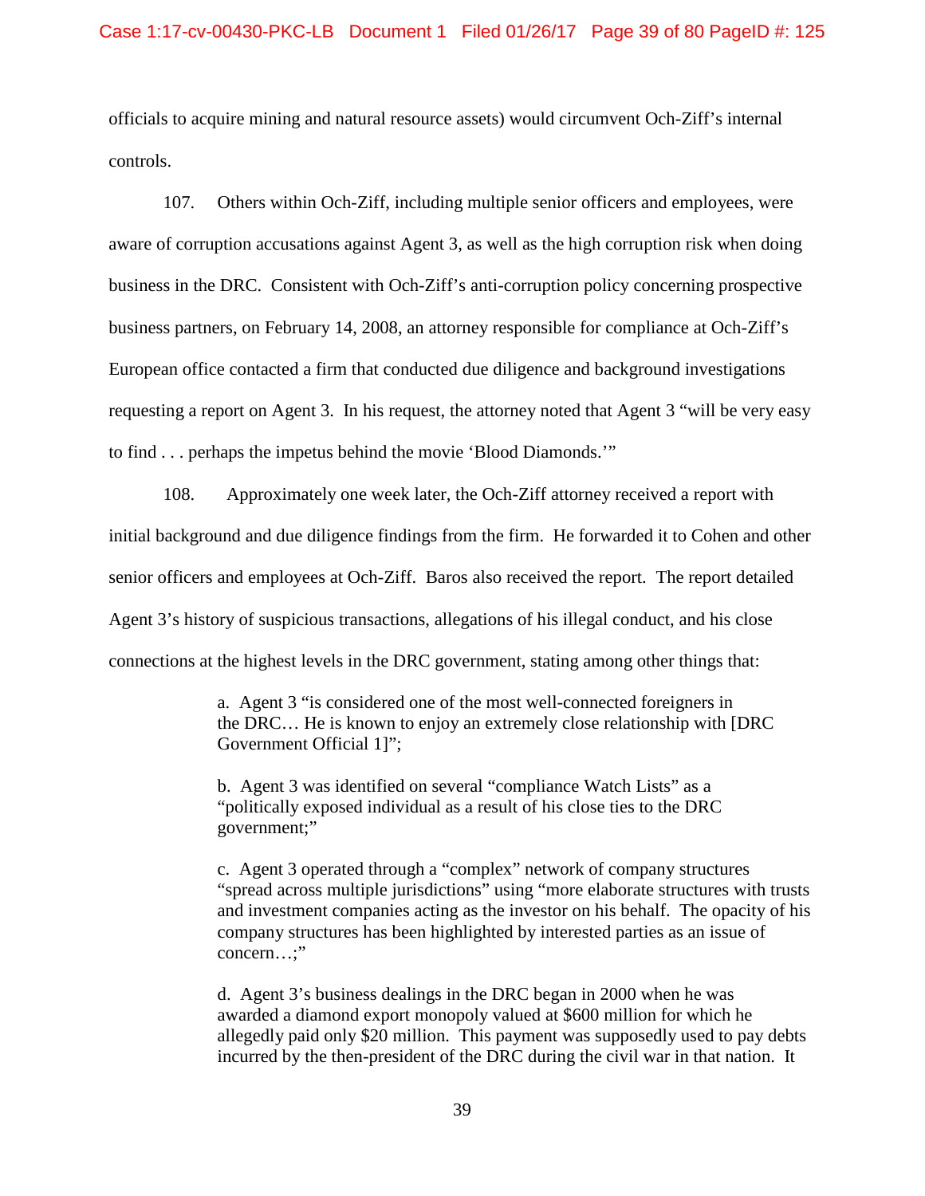officials to acquire mining and natural resource assets) would circumvent Och-Ziff's internal controls.

107. Others within Och-Ziff, including multiple senior officers and employees, were aware of corruption accusations against Agent 3, as well as the high corruption risk when doing business in the DRC. Consistent with Och-Ziff's anti-corruption policy concerning prospective business partners, on February 14, 2008, an attorney responsible for compliance at Och-Ziff's European office contacted a firm that conducted due diligence and background investigations requesting a report on Agent 3. In his request, the attorney noted that Agent 3 "will be very easy to find . . . perhaps the impetus behind the movie 'Blood Diamonds.'"

108. Approximately one week later, the Och-Ziff attorney received a report with initial background and due diligence findings from the firm. He forwarded it to Cohen and other senior officers and employees at Och-Ziff. Baros also received the report. The report detailed Agent 3's history of suspicious transactions, allegations of his illegal conduct, and his close connections at the highest levels in the DRC government, stating among other things that:

> a. Agent 3 "is considered one of the most well-connected foreigners in the DRC… He is known to enjoy an extremely close relationship with [DRC Government Official 1]";
>
> b. Agent 3 was identified on several "compliance Watch Lists" as a "politically exposed individual as a result of his close ties to the DRC government;"
>
> c. Agent 3 operated through a "complex" network of company structures "spread across multiple jurisdictions" using "more elaborate structures with trusts and investment companies acting as the investor on his behalf. The opacity of his company structures has been highlighted by interested parties as an issue of concern…;"
>
> d. Agent 3's business dealings in the DRC began in 2000 when he was awarded a diamond export monopoly valued at $600 million for which he allegedly paid only $20 million. This payment was supposedly used to pay debts incurred by the then-president of the DRC during the civil war in that nation. It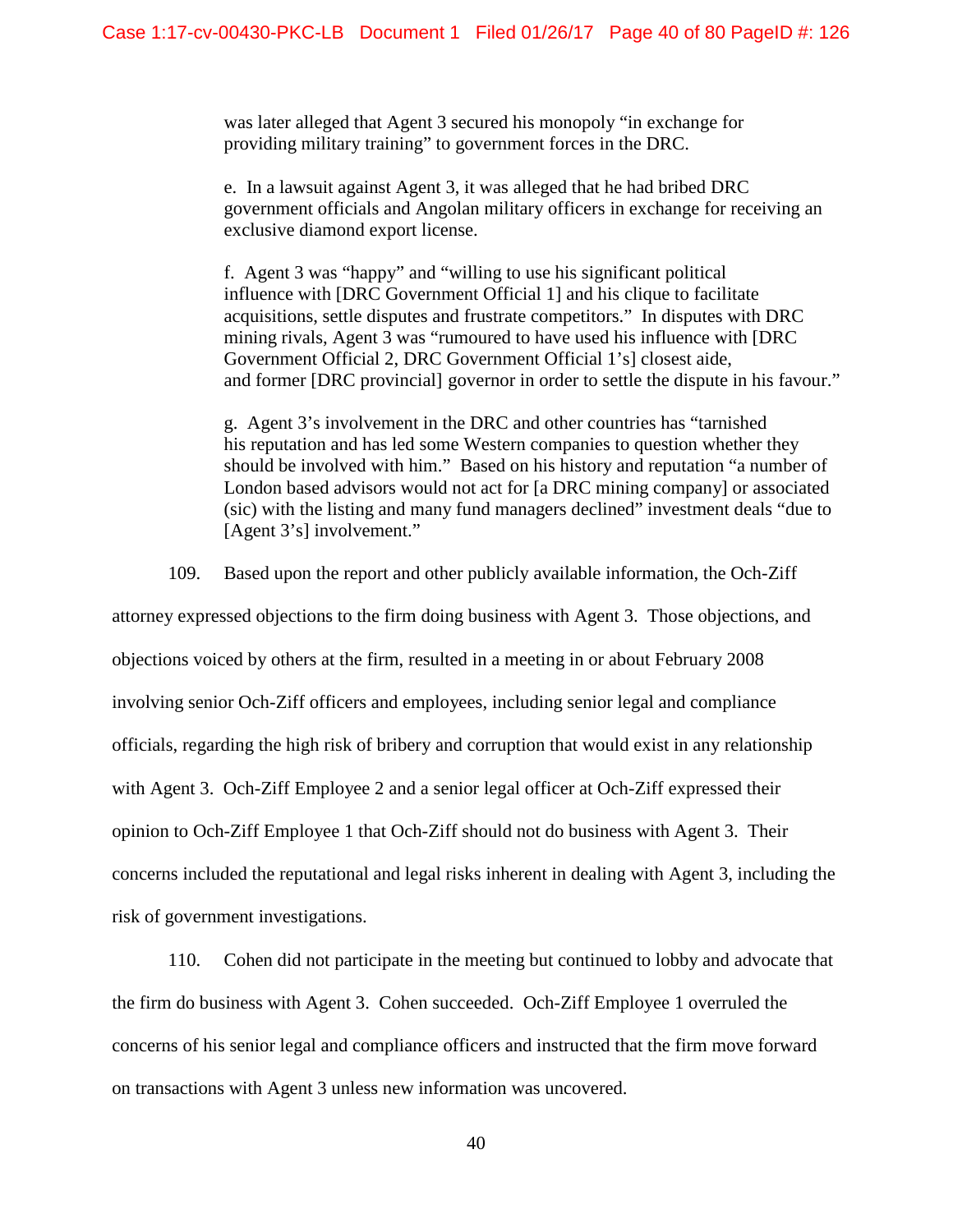was later alleged that Agent 3 secured his monopoly "in exchange for providing military training" to government forces in the DRC.

e. In a lawsuit against Agent 3, it was alleged that he had bribed DRC government officials and Angolan military officers in exchange for receiving an exclusive diamond export license.

f. Agent 3 was "happy" and "willing to use his significant political influence with [DRC Government Official 1] and his clique to facilitate acquisitions, settle disputes and frustrate competitors." In disputes with DRC mining rivals, Agent 3 was "rumoured to have used his influence with [DRC Government Official 2, DRC Government Official 1's] closest aide, and former [DRC provincial] governor in order to settle the dispute in his favour."

g. Agent 3's involvement in the DRC and other countries has "tarnished his reputation and has led some Western companies to question whether they should be involved with him." Based on his history and reputation "a number of London based advisors would not act for [a DRC mining company] or associated (sic) with the listing and many fund managers declined" investment deals "due to [Agent 3's] involvement."

109. Based upon the report and other publicly available information, the Och-Ziff attorney expressed objections to the firm doing business with Agent 3. Those objections, and objections voiced by others at the firm, resulted in a meeting in or about February 2008 involving senior Och-Ziff officers and employees, including senior legal and compliance officials, regarding the high risk of bribery and corruption that would exist in any relationship with Agent 3. Och-Ziff Employee 2 and a senior legal officer at Och-Ziff expressed their opinion to Och-Ziff Employee 1 that Och-Ziff should not do business with Agent 3. Their concerns included the reputational and legal risks inherent in dealing with Agent 3, including the risk of government investigations.

110. Cohen did not participate in the meeting but continued to lobby and advocate that the firm do business with Agent 3. Cohen succeeded. Och-Ziff Employee 1 overruled the concerns of his senior legal and compliance officers and instructed that the firm move forward on transactions with Agent 3 unless new information was uncovered.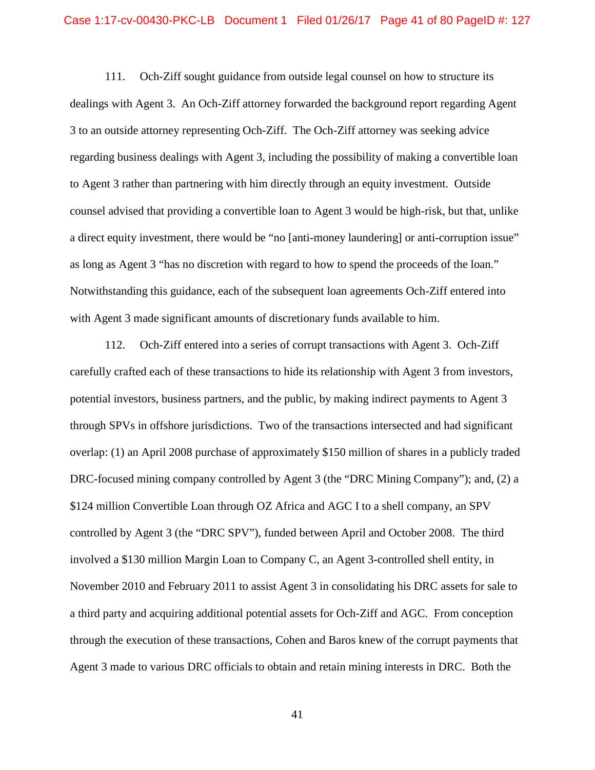111. Och-Ziff sought guidance from outside legal counsel on how to structure its dealings with Agent 3. An Och-Ziff attorney forwarded the background report regarding Agent 3 to an outside attorney representing Och-Ziff. The Och-Ziff attorney was seeking advice regarding business dealings with Agent 3, including the possibility of making a convertible loan to Agent 3 rather than partnering with him directly through an equity investment. Outside counsel advised that providing a convertible loan to Agent 3 would be high-risk, but that, unlike a direct equity investment, there would be "no [anti-money laundering] or anti-corruption issue" as long as Agent 3 "has no discretion with regard to how to spend the proceeds of the loan." Notwithstanding this guidance, each of the subsequent loan agreements Och-Ziff entered into with Agent 3 made significant amounts of discretionary funds available to him.

112. Och-Ziff entered into a series of corrupt transactions with Agent 3. Och-Ziff carefully crafted each of these transactions to hide its relationship with Agent 3 from investors, potential investors, business partners, and the public, by making indirect payments to Agent 3 through SPVs in offshore jurisdictions. Two of the transactions intersected and had significant overlap: (1) an April 2008 purchase of approximately $150 million of shares in a publicly traded DRC-focused mining company controlled by Agent 3 (the "DRC Mining Company"); and, (2) a $124 million Convertible Loan through OZ Africa and AGC I to a shell company, an SPV controlled by Agent 3 (the "DRC SPV"), funded between April and October 2008. The third involved a $130 million Margin Loan to Company C, an Agent 3-controlled shell entity, in November 2010 and February 2011 to assist Agent 3 in consolidating his DRC assets for sale to a third party and acquiring additional potential assets for Och-Ziff and AGC. From conception through the execution of these transactions, Cohen and Baros knew of the corrupt payments that Agent 3 made to various DRC officials to obtain and retain mining interests in DRC. Both the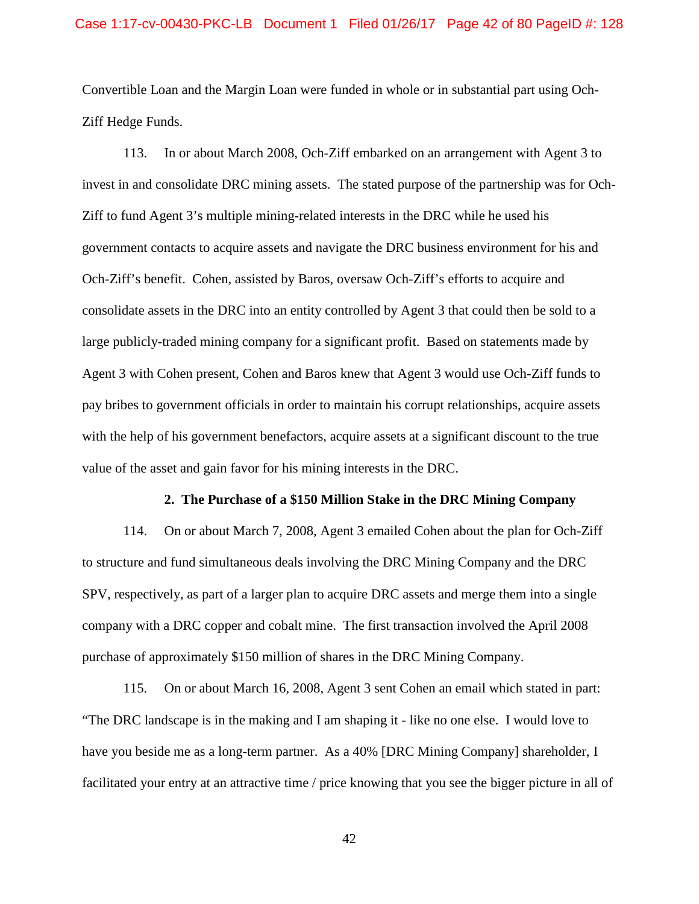Convertible Loan and the Margin Loan were funded in whole or in substantial part using Och-Ziff Hedge Funds.

113. In or about March 2008, Och-Ziff embarked on an arrangement with Agent 3 to invest in and consolidate DRC mining assets. The stated purpose of the partnership was for Och-Ziff to fund Agent 3's multiple mining-related interests in the DRC while he used his government contacts to acquire assets and navigate the DRC business environment for his and Och-Ziff's benefit. Cohen, assisted by Baros, oversaw Och-Ziff's efforts to acquire and consolidate assets in the DRC into an entity controlled by Agent 3 that could then be sold to a large publicly-traded mining company for a significant profit. Based on statements made by Agent 3 with Cohen present, Cohen and Baros knew that Agent 3 would use Och-Ziff funds to pay bribes to government officials in order to maintain his corrupt relationships, acquire assets with the help of his government benefactors, acquire assets at a significant discount to the true value of the asset and gain favor for his mining interests in the DRC.

**2. The Purchase of a $150 Million Stake in the DRC Mining Company**

114. On or about March 7, 2008, Agent 3 emailed Cohen about the plan for Och-Ziff to structure and fund simultaneous deals involving the DRC Mining Company and the DRC SPV, respectively, as part of a larger plan to acquire DRC assets and merge them into a single company with a DRC copper and cobalt mine. The first transaction involved the April 2008 purchase of approximately $150 million of shares in the DRC Mining Company.

115. On or about March 16, 2008, Agent 3 sent Cohen an email which stated in part: "The DRC landscape is in the making and I am shaping it - like no one else. I would love to have you beside me as a long-term partner. As a 40% [DRC Mining Company] shareholder, I facilitated your entry at an attractive time / price knowing that you see the bigger picture in all of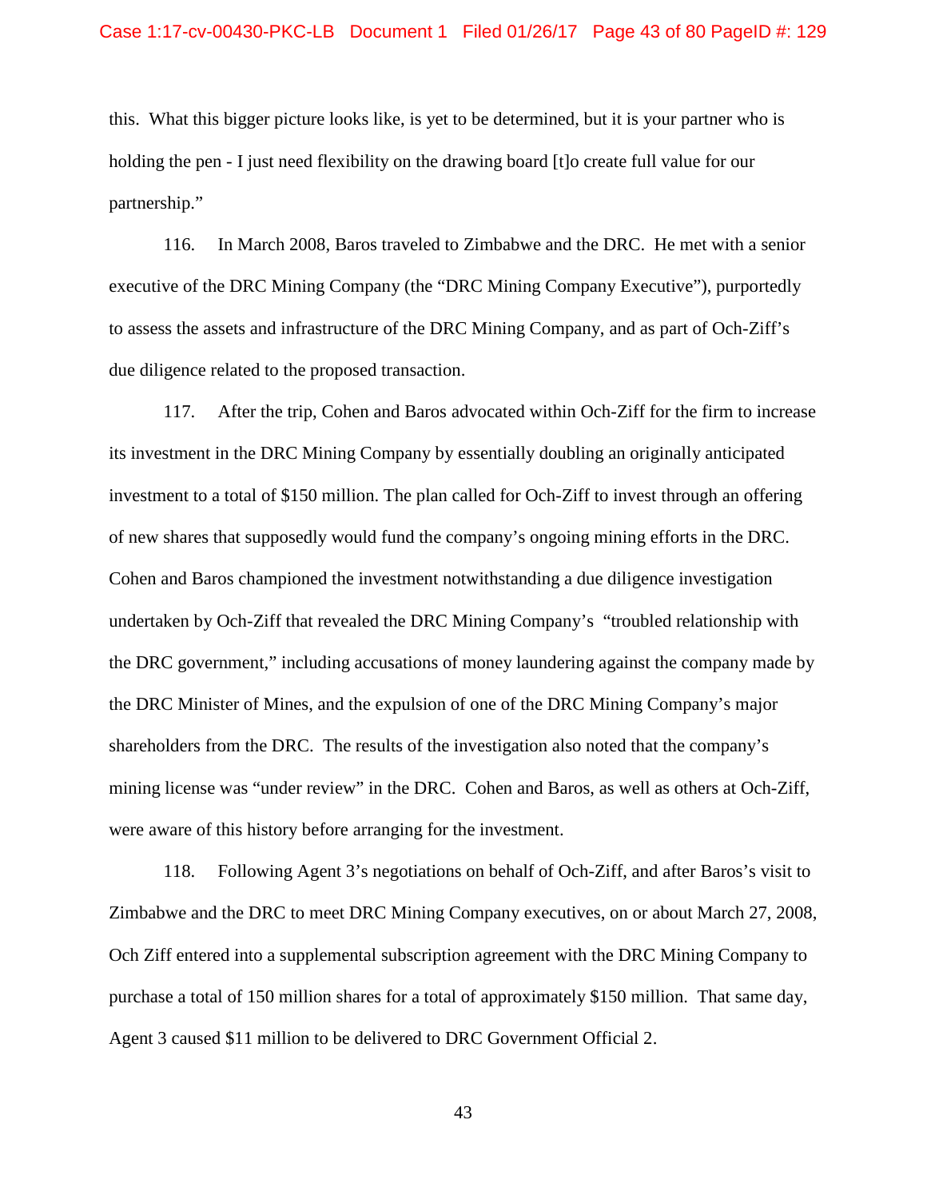this. What this bigger picture looks like, is yet to be determined, but it is your partner who is holding the pen - I just need flexibility on the drawing board [t]o create full value for our partnership."

116. In March 2008, Baros traveled to Zimbabwe and the DRC. He met with a senior executive of the DRC Mining Company (the "DRC Mining Company Executive"), purportedly to assess the assets and infrastructure of the DRC Mining Company, and as part of Och-Ziff's due diligence related to the proposed transaction.

117. After the trip, Cohen and Baros advocated within Och-Ziff for the firm to increase its investment in the DRC Mining Company by essentially doubling an originally anticipated investment to a total of $150 million. The plan called for Och-Ziff to invest through an offering of new shares that supposedly would fund the company's ongoing mining efforts in the DRC. Cohen and Baros championed the investment notwithstanding a due diligence investigation undertaken by Och-Ziff that revealed the DRC Mining Company's "troubled relationship with the DRC government," including accusations of money laundering against the company made by the DRC Minister of Mines, and the expulsion of one of the DRC Mining Company's major shareholders from the DRC. The results of the investigation also noted that the company's mining license was "under review" in the DRC. Cohen and Baros, as well as others at Och-Ziff, were aware of this history before arranging for the investment.

118. Following Agent 3's negotiations on behalf of Och-Ziff, and after Baros's visit to Zimbabwe and the DRC to meet DRC Mining Company executives, on or about March 27, 2008, Och Ziff entered into a supplemental subscription agreement with the DRC Mining Company to purchase a total of 150 million shares for a total of approximately $150 million. That same day, Agent 3 caused $11 million to be delivered to DRC Government Official 2.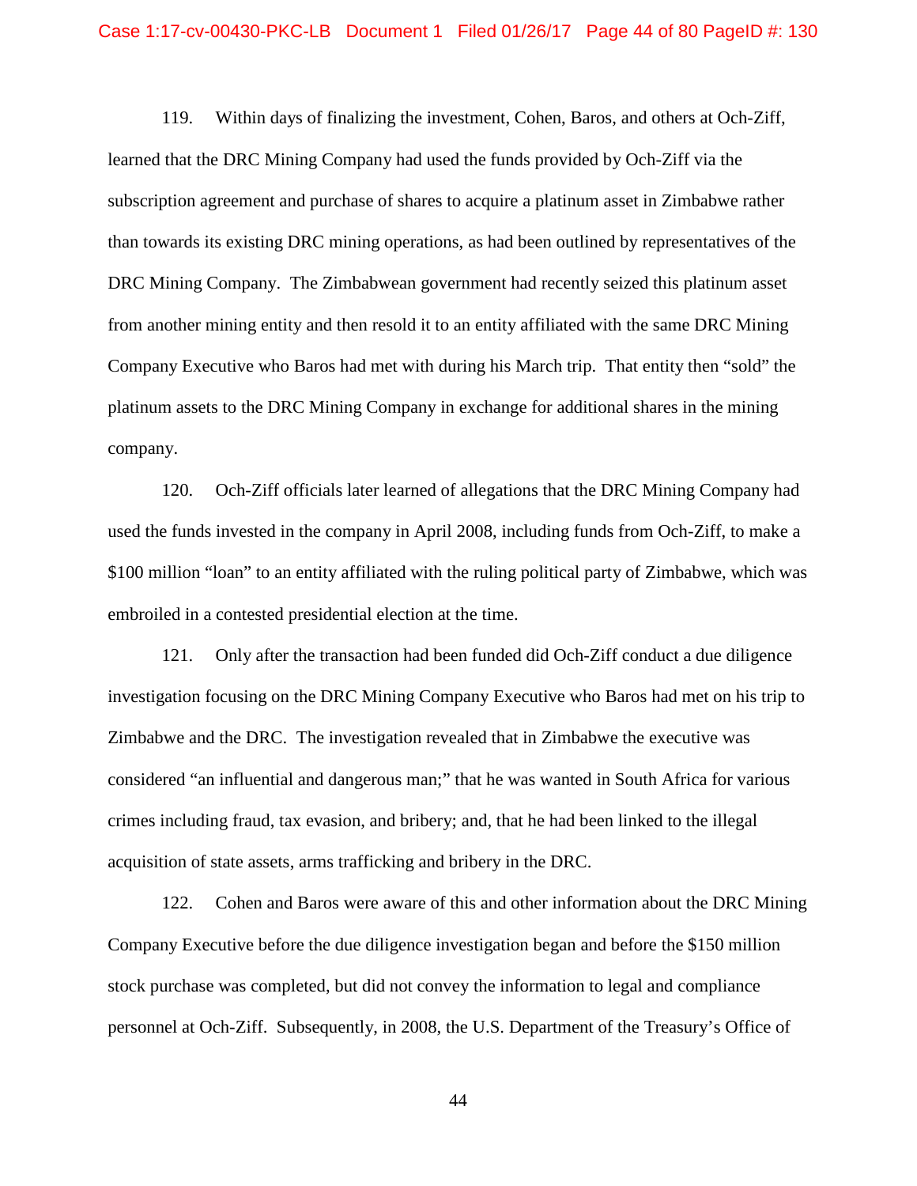119. Within days of finalizing the investment, Cohen, Baros, and others at Och-Ziff, learned that the DRC Mining Company had used the funds provided by Och-Ziff via the subscription agreement and purchase of shares to acquire a platinum asset in Zimbabwe rather than towards its existing DRC mining operations, as had been outlined by representatives of the DRC Mining Company. The Zimbabwean government had recently seized this platinum asset from another mining entity and then resold it to an entity affiliated with the same DRC Mining Company Executive who Baros had met with during his March trip. That entity then "sold" the platinum assets to the DRC Mining Company in exchange for additional shares in the mining company.

120. Och-Ziff officials later learned of allegations that the DRC Mining Company had used the funds invested in the company in April 2008, including funds from Och-Ziff, to make a $100 million "loan" to an entity affiliated with the ruling political party of Zimbabwe, which was embroiled in a contested presidential election at the time.

121. Only after the transaction had been funded did Och-Ziff conduct a due diligence investigation focusing on the DRC Mining Company Executive who Baros had met on his trip to Zimbabwe and the DRC. The investigation revealed that in Zimbabwe the executive was considered "an influential and dangerous man;" that he was wanted in South Africa for various crimes including fraud, tax evasion, and bribery; and, that he had been linked to the illegal acquisition of state assets, arms trafficking and bribery in the DRC.

122. Cohen and Baros were aware of this and other information about the DRC Mining Company Executive before the due diligence investigation began and before the $150 million stock purchase was completed, but did not convey the information to legal and compliance personnel at Och-Ziff. Subsequently, in 2008, the U.S. Department of the Treasury's Office of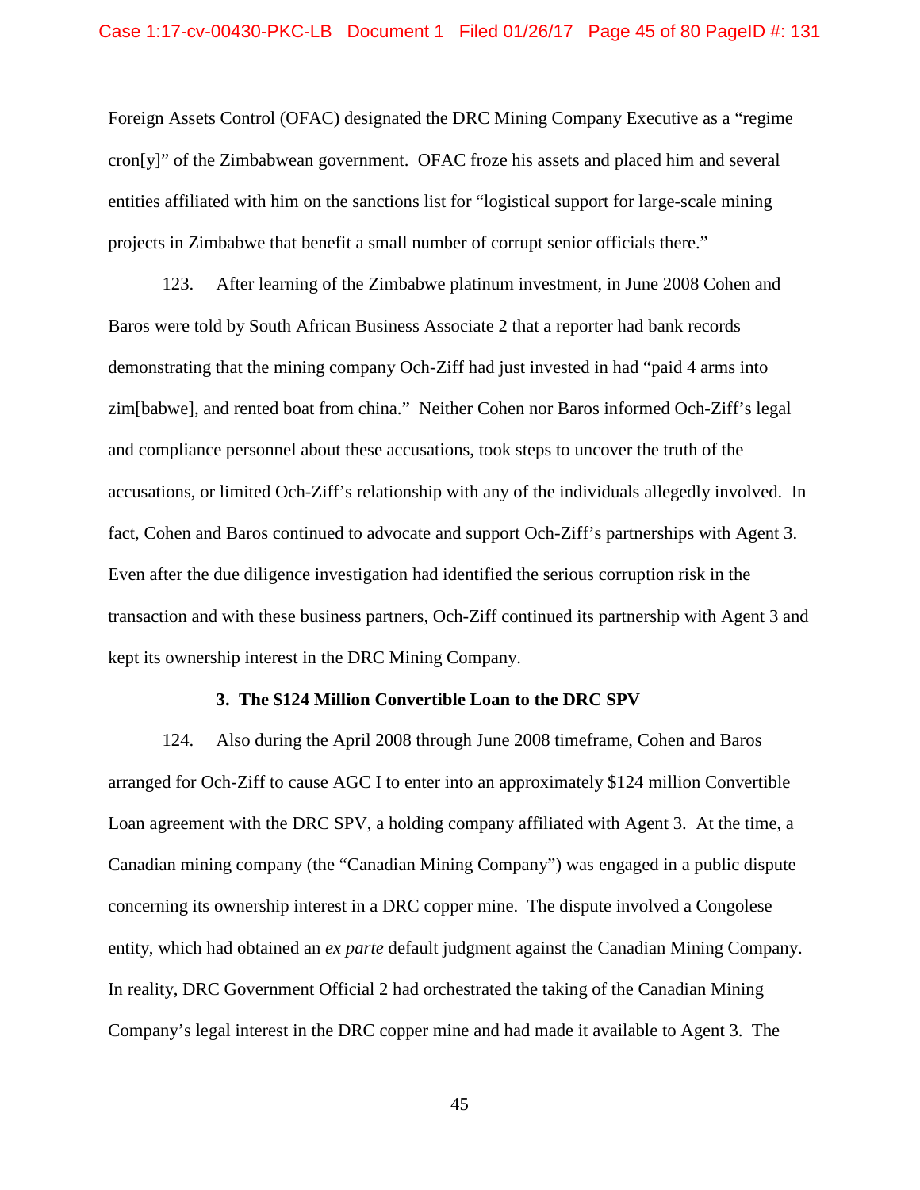Foreign Assets Control (OFAC) designated the DRC Mining Company Executive as a "regime cron[y]" of the Zimbabwean government. OFAC froze his assets and placed him and several entities affiliated with him on the sanctions list for "logistical support for large-scale mining projects in Zimbabwe that benefit a small number of corrupt senior officials there."

123. After learning of the Zimbabwe platinum investment, in June 2008 Cohen and Baros were told by South African Business Associate 2 that a reporter had bank records demonstrating that the mining company Och-Ziff had just invested in had "paid 4 arms into zim[babwe], and rented boat from china." Neither Cohen nor Baros informed Och-Ziff's legal and compliance personnel about these accusations, took steps to uncover the truth of the accusations, or limited Och-Ziff's relationship with any of the individuals allegedly involved. In fact, Cohen and Baros continued to advocate and support Och-Ziff's partnerships with Agent 3. Even after the due diligence investigation had identified the serious corruption risk in the transaction and with these business partners, Och-Ziff continued its partnership with Agent 3 and kept its ownership interest in the DRC Mining Company.

### 3. The $124 Million Convertible Loan to the DRC SPV

124. Also during the April 2008 through June 2008 timeframe, Cohen and Baros arranged for Och-Ziff to cause AGC I to enter into an approximately $124 million Convertible Loan agreement with the DRC SPV, a holding company affiliated with Agent 3. At the time, a Canadian mining company (the "Canadian Mining Company") was engaged in a public dispute concerning its ownership interest in a DRC copper mine. The dispute involved a Congolese entity, which had obtained an *ex parte* default judgment against the Canadian Mining Company. In reality, DRC Government Official 2 had orchestrated the taking of the Canadian Mining Company's legal interest in the DRC copper mine and had made it available to Agent 3. The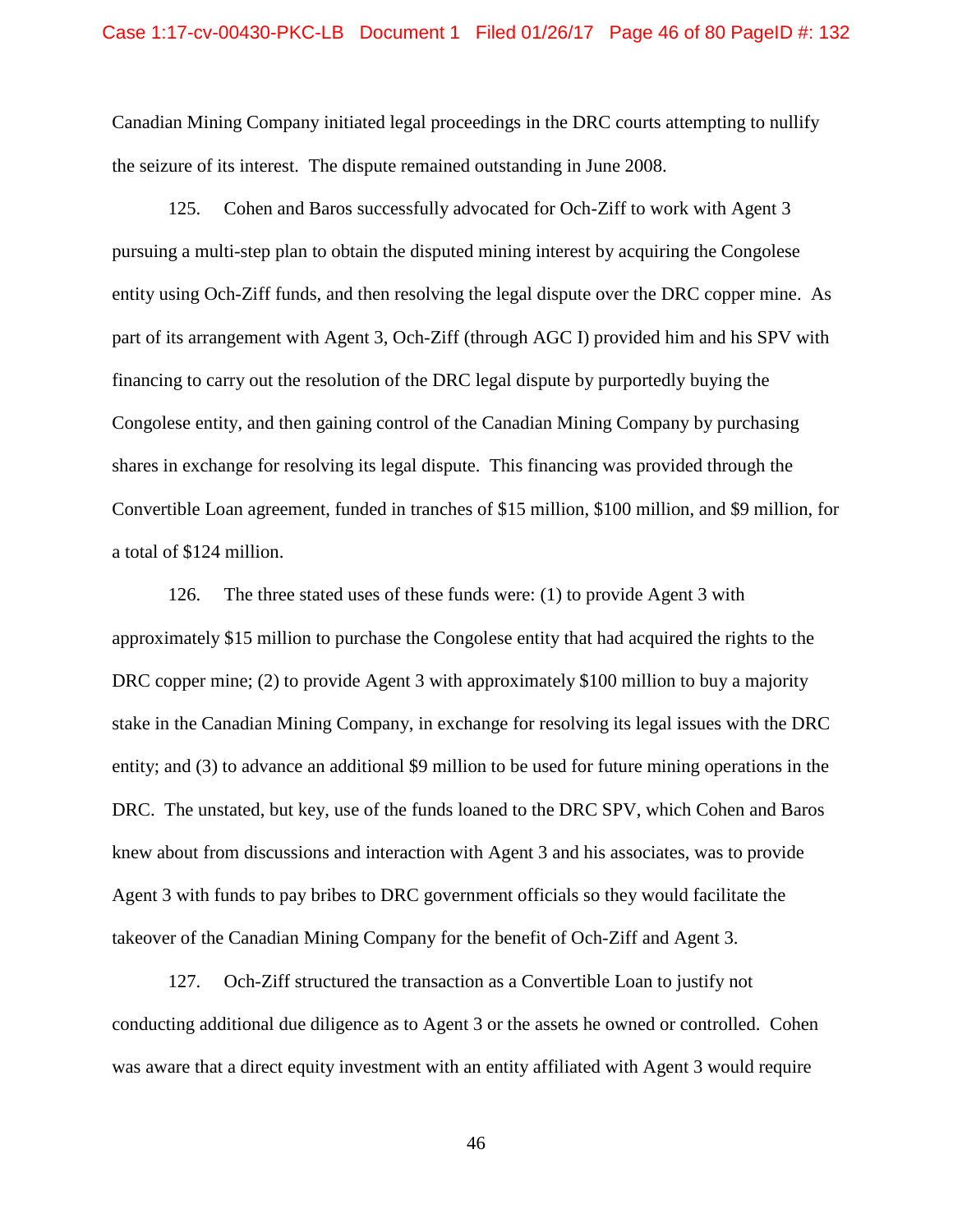Canadian Mining Company initiated legal proceedings in the DRC courts attempting to nullify the seizure of its interest. The dispute remained outstanding in June 2008.

125. Cohen and Baros successfully advocated for Och-Ziff to work with Agent 3 pursuing a multi-step plan to obtain the disputed mining interest by acquiring the Congolese entity using Och-Ziff funds, and then resolving the legal dispute over the DRC copper mine. As part of its arrangement with Agent 3, Och-Ziff (through AGC I) provided him and his SPV with financing to carry out the resolution of the DRC legal dispute by purportedly buying the Congolese entity, and then gaining control of the Canadian Mining Company by purchasing shares in exchange for resolving its legal dispute. This financing was provided through the Convertible Loan agreement, funded in tranches of $15 million, $100 million, and $9 million, for a total of $124 million.

126. The three stated uses of these funds were: (1) to provide Agent 3 with approximately $15 million to purchase the Congolese entity that had acquired the rights to the DRC copper mine; (2) to provide Agent 3 with approximately $100 million to buy a majority stake in the Canadian Mining Company, in exchange for resolving its legal issues with the DRC entity; and (3) to advance an additional $9 million to be used for future mining operations in the DRC. The unstated, but key, use of the funds loaned to the DRC SPV, which Cohen and Baros knew about from discussions and interaction with Agent 3 and his associates, was to provide Agent 3 with funds to pay bribes to DRC government officials so they would facilitate the takeover of the Canadian Mining Company for the benefit of Och-Ziff and Agent 3.

127. Och-Ziff structured the transaction as a Convertible Loan to justify not conducting additional due diligence as to Agent 3 or the assets he owned or controlled. Cohen was aware that a direct equity investment with an entity affiliated with Agent 3 would require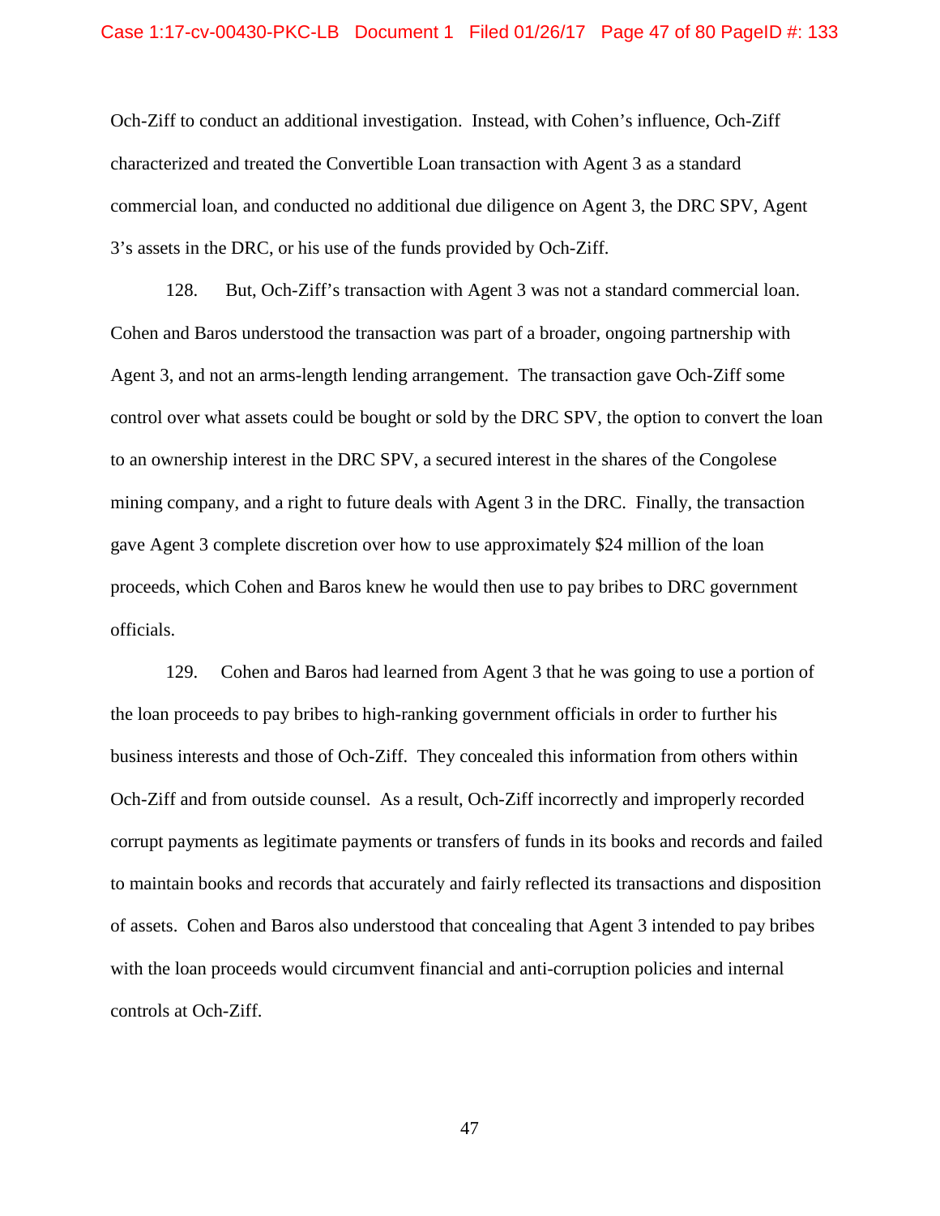Och-Ziff to conduct an additional investigation. Instead, with Cohen's influence, Och-Ziff characterized and treated the Convertible Loan transaction with Agent 3 as a standard commercial loan, and conducted no additional due diligence on Agent 3, the DRC SPV, Agent 3's assets in the DRC, or his use of the funds provided by Och-Ziff.

128. But, Och-Ziff's transaction with Agent 3 was not a standard commercial loan. Cohen and Baros understood the transaction was part of a broader, ongoing partnership with Agent 3, and not an arms-length lending arrangement. The transaction gave Och-Ziff some control over what assets could be bought or sold by the DRC SPV, the option to convert the loan to an ownership interest in the DRC SPV, a secured interest in the shares of the Congolese mining company, and a right to future deals with Agent 3 in the DRC. Finally, the transaction gave Agent 3 complete discretion over how to use approximately $24 million of the loan proceeds, which Cohen and Baros knew he would then use to pay bribes to DRC government officials.

129. Cohen and Baros had learned from Agent 3 that he was going to use a portion of the loan proceeds to pay bribes to high-ranking government officials in order to further his business interests and those of Och-Ziff. They concealed this information from others within Och-Ziff and from outside counsel. As a result, Och-Ziff incorrectly and improperly recorded corrupt payments as legitimate payments or transfers of funds in its books and records and failed to maintain books and records that accurately and fairly reflected its transactions and disposition of assets. Cohen and Baros also understood that concealing that Agent 3 intended to pay bribes with the loan proceeds would circumvent financial and anti-corruption policies and internal controls at Och-Ziff.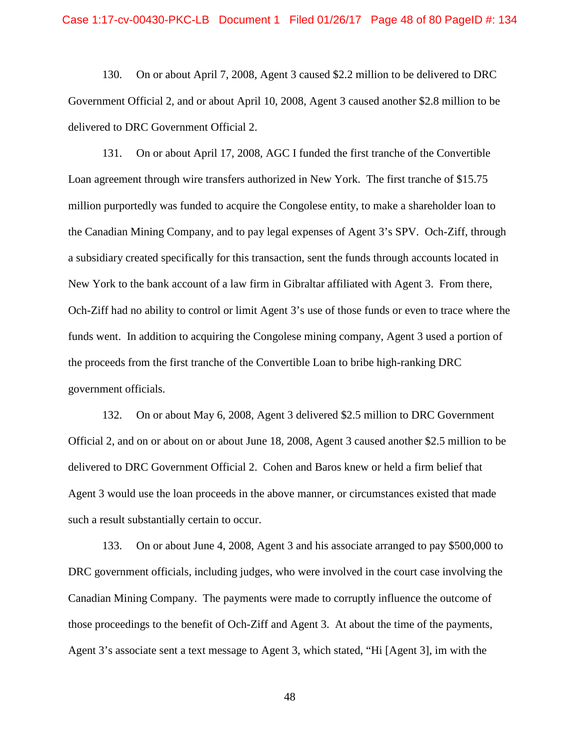130. On or about April 7, 2008, Agent 3 caused $2.2 million to be delivered to DRC Government Official 2, and or about April 10, 2008, Agent 3 caused another $2.8 million to be delivered to DRC Government Official 2.

131. On or about April 17, 2008, AGC I funded the first tranche of the Convertible Loan agreement through wire transfers authorized in New York. The first tranche of $15.75 million purportedly was funded to acquire the Congolese entity, to make a shareholder loan to the Canadian Mining Company, and to pay legal expenses of Agent 3's SPV. Och-Ziff, through a subsidiary created specifically for this transaction, sent the funds through accounts located in New York to the bank account of a law firm in Gibraltar affiliated with Agent 3. From there, Och-Ziff had no ability to control or limit Agent 3's use of those funds or even to trace where the funds went. In addition to acquiring the Congolese mining company, Agent 3 used a portion of the proceeds from the first tranche of the Convertible Loan to bribe high-ranking DRC government officials.

132. On or about May 6, 2008, Agent 3 delivered $2.5 million to DRC Government Official 2, and on or about on or about June 18, 2008, Agent 3 caused another $2.5 million to be delivered to DRC Government Official 2. Cohen and Baros knew or held a firm belief that Agent 3 would use the loan proceeds in the above manner, or circumstances existed that made such a result substantially certain to occur.

133. On or about June 4, 2008, Agent 3 and his associate arranged to pay $500,000 to DRC government officials, including judges, who were involved in the court case involving the Canadian Mining Company. The payments were made to corruptly influence the outcome of those proceedings to the benefit of Och-Ziff and Agent 3. At about the time of the payments, Agent 3's associate sent a text message to Agent 3, which stated, "Hi [Agent 3], im with the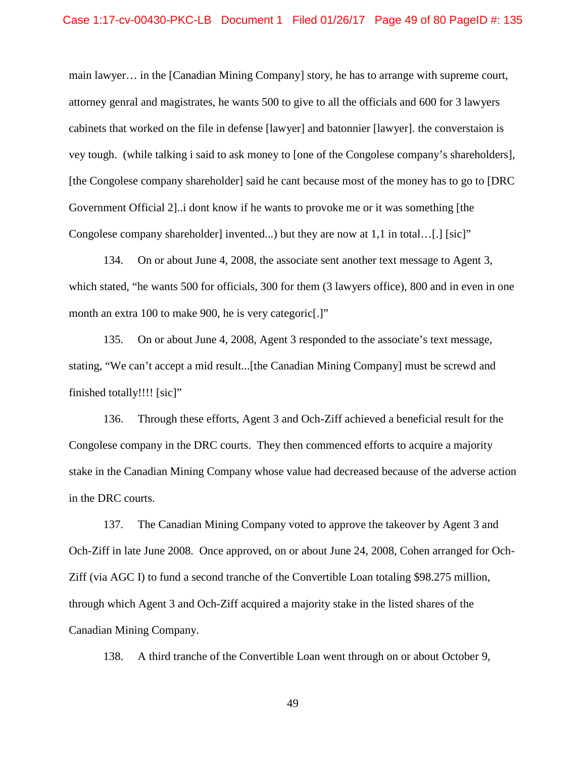main lawyer… in the [Canadian Mining Company] story, he has to arrange with supreme court, attorney genral and magistrates, he wants 500 to give to all the officials and 600 for 3 lawyers cabinets that worked on the file in defense [lawyer] and batonnier [lawyer]. the converstaion is vey tough. (while talking i said to ask money to [one of the Congolese company's shareholders], [the Congolese company shareholder] said he cant because most of the money has to go to [DRC Government Official 2]..i dont know if he wants to provoke me or it was something [the Congolese company shareholder] invented...) but they are now at 1,1 in total…[.] [sic]"

134. On or about June 4, 2008, the associate sent another text message to Agent 3, which stated, "he wants 500 for officials, 300 for them (3 lawyers office), 800 and in even in one month an extra 100 to make 900, he is very categoric[.]"

135. On or about June 4, 2008, Agent 3 responded to the associate's text message, stating, "We can't accept a mid result...[the Canadian Mining Company] must be screwd and finished totally!!!! [sic]"

136. Through these efforts, Agent 3 and Och-Ziff achieved a beneficial result for the Congolese company in the DRC courts. They then commenced efforts to acquire a majority stake in the Canadian Mining Company whose value had decreased because of the adverse action in the DRC courts.

137. The Canadian Mining Company voted to approve the takeover by Agent 3 and Och-Ziff in late June 2008. Once approved, on or about June 24, 2008, Cohen arranged for Och-Ziff (via AGC I) to fund a second tranche of the Convertible Loan totaling $98.275 million, through which Agent 3 and Och-Ziff acquired a majority stake in the listed shares of the Canadian Mining Company.

138. A third tranche of the Convertible Loan went through on or about October 9,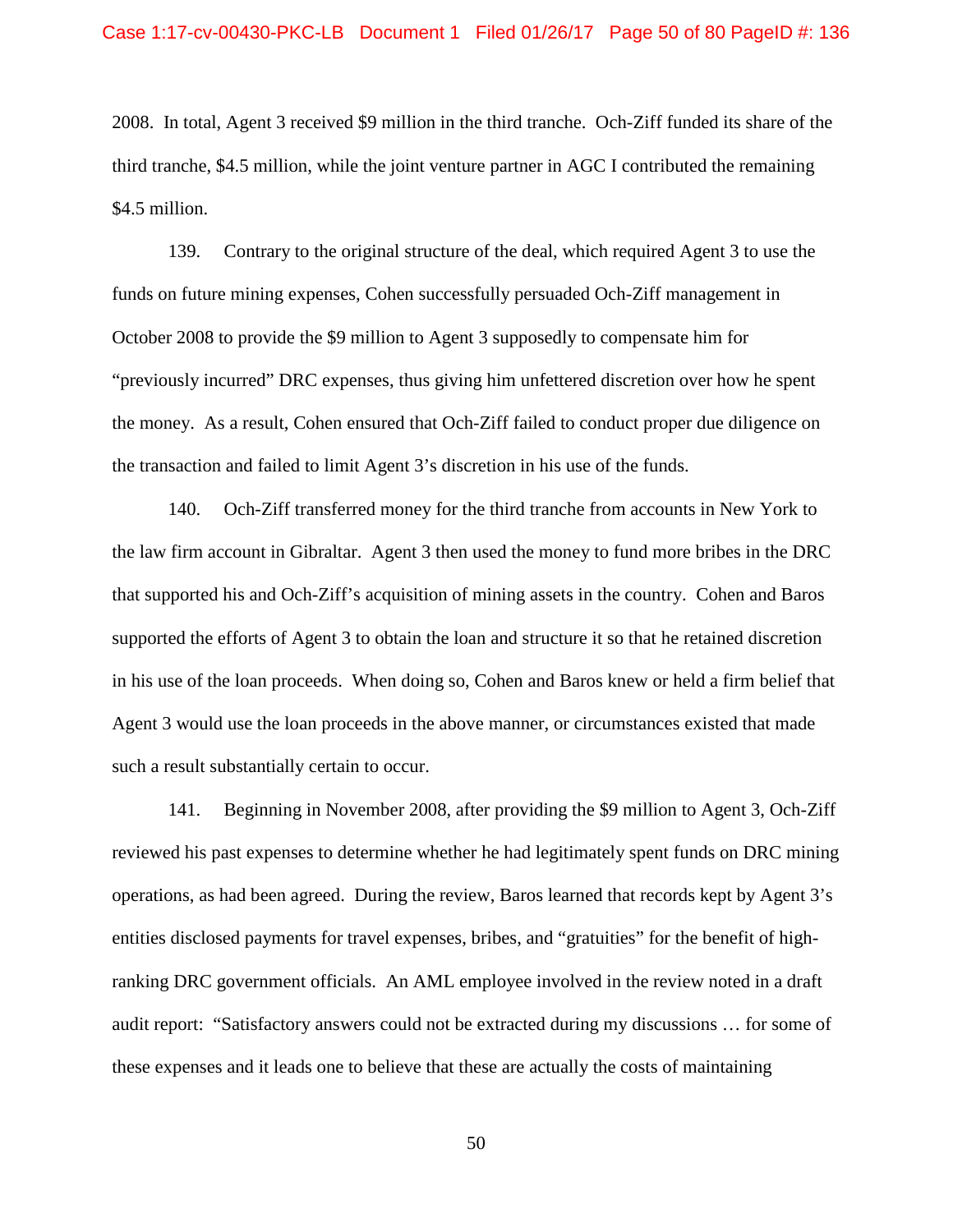2008. In total, Agent 3 received $9 million in the third tranche. Och-Ziff funded its share of the third tranche, $4.5 million, while the joint venture partner in AGC I contributed the remaining $4.5 million.

139. Contrary to the original structure of the deal, which required Agent 3 to use the funds on future mining expenses, Cohen successfully persuaded Och-Ziff management in October 2008 to provide the $9 million to Agent 3 supposedly to compensate him for "previously incurred" DRC expenses, thus giving him unfettered discretion over how he spent the money. As a result, Cohen ensured that Och-Ziff failed to conduct proper due diligence on the transaction and failed to limit Agent 3's discretion in his use of the funds.

140. Och-Ziff transferred money for the third tranche from accounts in New York to the law firm account in Gibraltar. Agent 3 then used the money to fund more bribes in the DRC that supported his and Och-Ziff's acquisition of mining assets in the country. Cohen and Baros supported the efforts of Agent 3 to obtain the loan and structure it so that he retained discretion in his use of the loan proceeds. When doing so, Cohen and Baros knew or held a firm belief that Agent 3 would use the loan proceeds in the above manner, or circumstances existed that made such a result substantially certain to occur.

141. Beginning in November 2008, after providing the $9 million to Agent 3, Och-Ziff reviewed his past expenses to determine whether he had legitimately spent funds on DRC mining operations, as had been agreed. During the review, Baros learned that records kept by Agent 3's entities disclosed payments for travel expenses, bribes, and "gratuities" for the benefit of high-ranking DRC government officials. An AML employee involved in the review noted in a draft audit report: "Satisfactory answers could not be extracted during my discussions … for some of these expenses and it leads one to believe that these are actually the costs of maintaining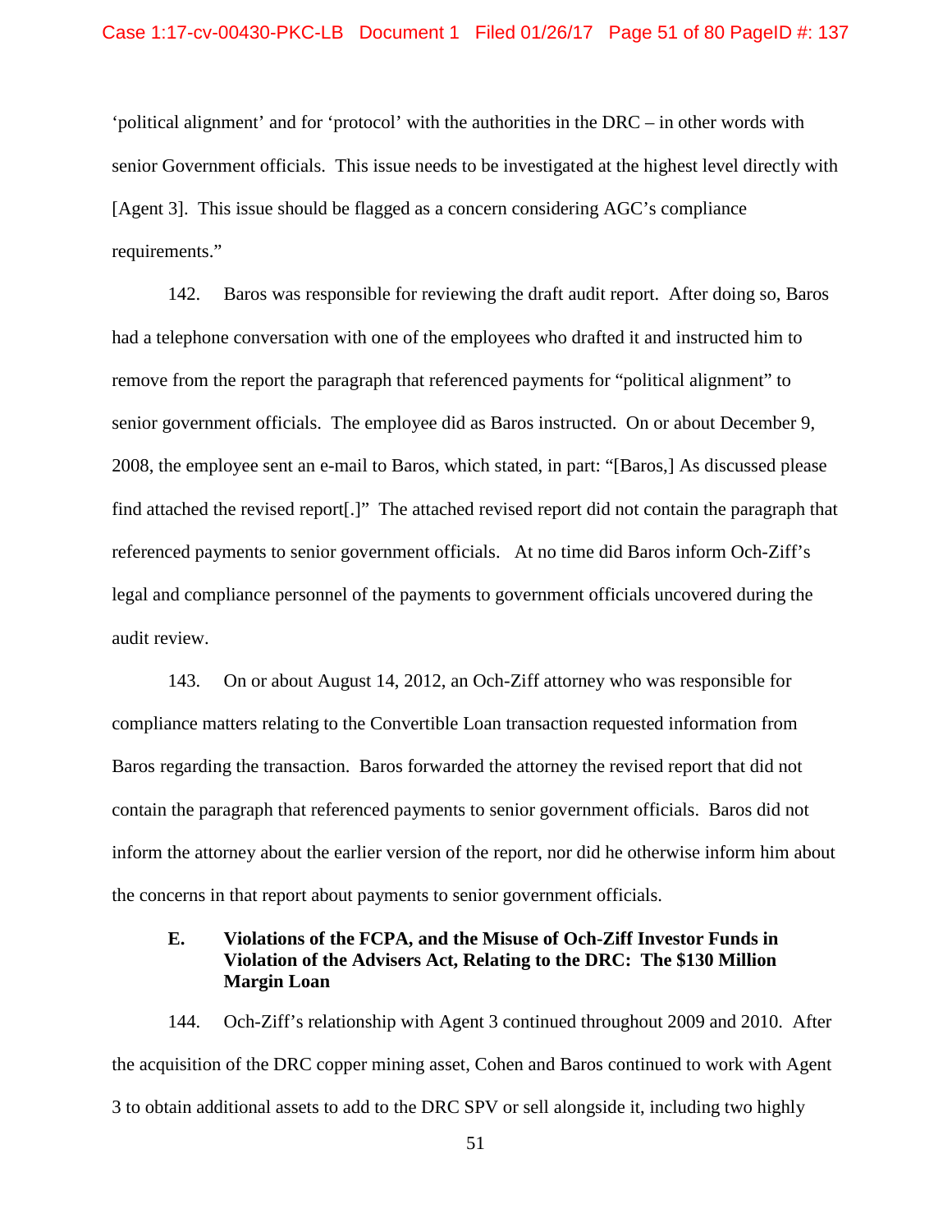'political alignment' and for 'protocol' with the authorities in the DRC – in other words with senior Government officials. This issue needs to be investigated at the highest level directly with [Agent 3]. This issue should be flagged as a concern considering AGC's compliance requirements."

142. Baros was responsible for reviewing the draft audit report. After doing so, Baros had a telephone conversation with one of the employees who drafted it and instructed him to remove from the report the paragraph that referenced payments for "political alignment" to senior government officials. The employee did as Baros instructed. On or about December 9, 2008, the employee sent an e-mail to Baros, which stated, in part: "[Baros,] As discussed please find attached the revised report[.]" The attached revised report did not contain the paragraph that referenced payments to senior government officials. At no time did Baros inform Och-Ziff's legal and compliance personnel of the payments to government officials uncovered during the audit review.

143. On or about August 14, 2012, an Och-Ziff attorney who was responsible for compliance matters relating to the Convertible Loan transaction requested information from Baros regarding the transaction. Baros forwarded the attorney the revised report that did not contain the paragraph that referenced payments to senior government officials. Baros did not inform the attorney about the earlier version of the report, nor did he otherwise inform him about the concerns in that report about payments to senior government officials.

### E. Violations of the FCPA, and the Misuse of Och-Ziff Investor Funds in Violation of the Advisers Act, Relating to the DRC: The $130 Million Margin Loan

144. Och-Ziff's relationship with Agent 3 continued throughout 2009 and 2010. After the acquisition of the DRC copper mining asset, Cohen and Baros continued to work with Agent 3 to obtain additional assets to add to the DRC SPV or sell alongside it, including two highly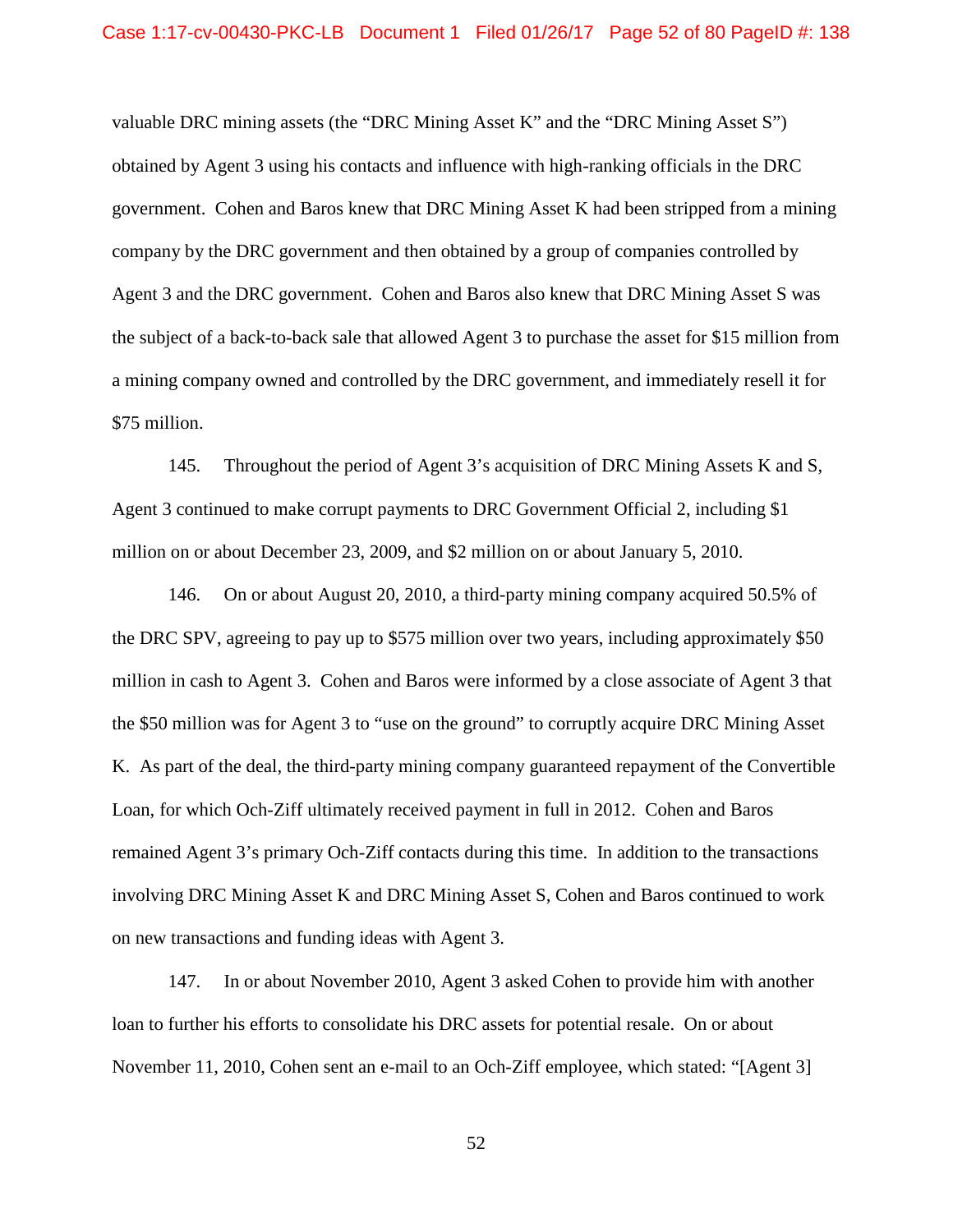valuable DRC mining assets (the "DRC Mining Asset K" and the "DRC Mining Asset S") obtained by Agent 3 using his contacts and influence with high-ranking officials in the DRC government. Cohen and Baros knew that DRC Mining Asset K had been stripped from a mining company by the DRC government and then obtained by a group of companies controlled by Agent 3 and the DRC government. Cohen and Baros also knew that DRC Mining Asset S was the subject of a back-to-back sale that allowed Agent 3 to purchase the asset for $15 million from a mining company owned and controlled by the DRC government, and immediately resell it for $75 million.

145. Throughout the period of Agent 3's acquisition of DRC Mining Assets K and S, Agent 3 continued to make corrupt payments to DRC Government Official 2, including $1 million on or about December 23, 2009, and $2 million on or about January 5, 2010.

146. On or about August 20, 2010, a third-party mining company acquired 50.5% of the DRC SPV, agreeing to pay up to $575 million over two years, including approximately $50 million in cash to Agent 3. Cohen and Baros were informed by a close associate of Agent 3 that the $50 million was for Agent 3 to "use on the ground" to corruptly acquire DRC Mining Asset K. As part of the deal, the third-party mining company guaranteed repayment of the Convertible Loan, for which Och-Ziff ultimately received payment in full in 2012. Cohen and Baros remained Agent 3's primary Och-Ziff contacts during this time. In addition to the transactions involving DRC Mining Asset K and DRC Mining Asset S, Cohen and Baros continued to work on new transactions and funding ideas with Agent 3.

147. In or about November 2010, Agent 3 asked Cohen to provide him with another loan to further his efforts to consolidate his DRC assets for potential resale. On or about November 11, 2010, Cohen sent an e-mail to an Och-Ziff employee, which stated: "[Agent 3]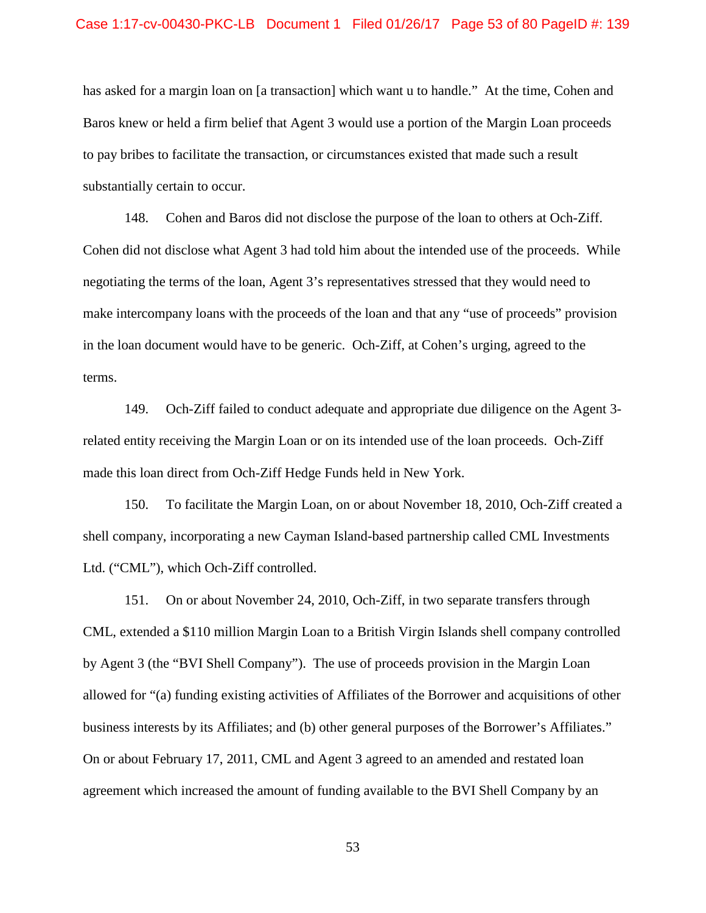has asked for a margin loan on [a transaction] which want u to handle." At the time, Cohen and Baros knew or held a firm belief that Agent 3 would use a portion of the Margin Loan proceeds to pay bribes to facilitate the transaction, or circumstances existed that made such a result substantially certain to occur.

148. Cohen and Baros did not disclose the purpose of the loan to others at Och-Ziff. Cohen did not disclose what Agent 3 had told him about the intended use of the proceeds. While negotiating the terms of the loan, Agent 3's representatives stressed that they would need to make intercompany loans with the proceeds of the loan and that any "use of proceeds" provision in the loan document would have to be generic. Och-Ziff, at Cohen's urging, agreed to the terms.

149. Och-Ziff failed to conduct adequate and appropriate due diligence on the Agent 3-related entity receiving the Margin Loan or on its intended use of the loan proceeds. Och-Ziff made this loan direct from Och-Ziff Hedge Funds held in New York.

150. To facilitate the Margin Loan, on or about November 18, 2010, Och-Ziff created a shell company, incorporating a new Cayman Island-based partnership called CML Investments Ltd. ("CML"), which Och-Ziff controlled.

151. On or about November 24, 2010, Och-Ziff, in two separate transfers through CML, extended a $110 million Margin Loan to a British Virgin Islands shell company controlled by Agent 3 (the "BVI Shell Company"). The use of proceeds provision in the Margin Loan allowed for "(a) funding existing activities of Affiliates of the Borrower and acquisitions of other business interests by its Affiliates; and (b) other general purposes of the Borrower's Affiliates." On or about February 17, 2011, CML and Agent 3 agreed to an amended and restated loan agreement which increased the amount of funding available to the BVI Shell Company by an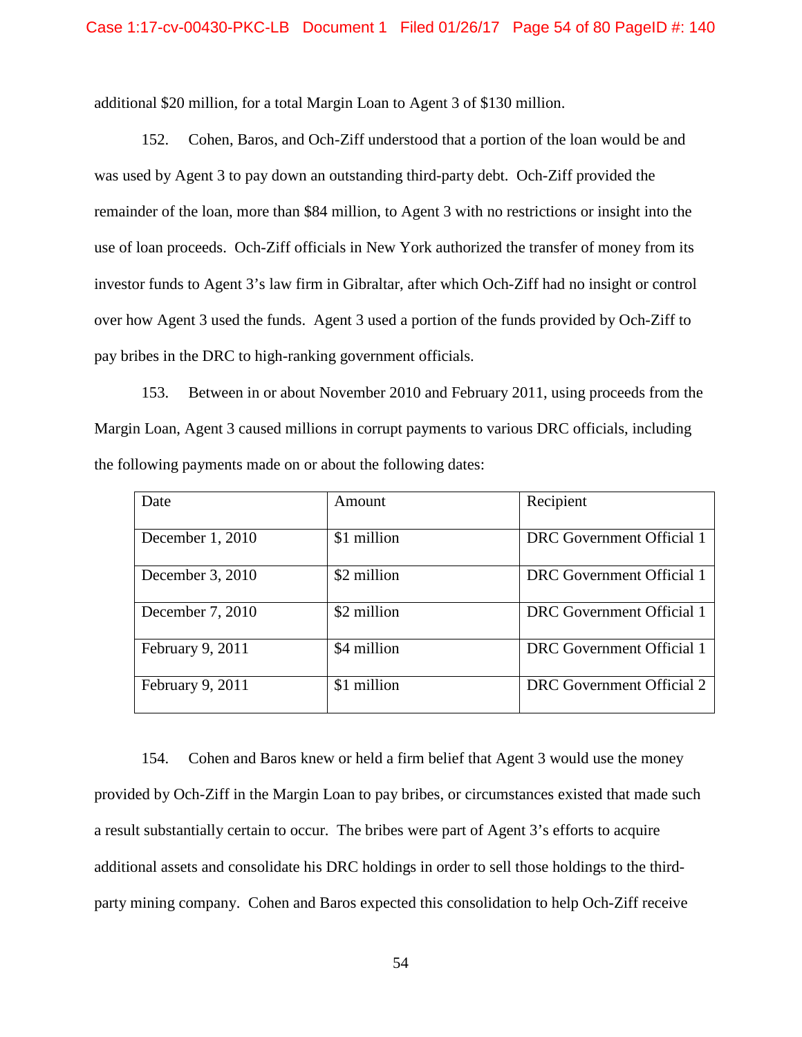additional $20 million, for a total Margin Loan to Agent 3 of $130 million.

152. Cohen, Baros, and Och-Ziff understood that a portion of the loan would be and was used by Agent 3 to pay down an outstanding third-party debt. Och-Ziff provided the remainder of the loan, more than $84 million, to Agent 3 with no restrictions or insight into the use of loan proceeds. Och-Ziff officials in New York authorized the transfer of money from its investor funds to Agent 3's law firm in Gibraltar, after which Och-Ziff had no insight or control over how Agent 3 used the funds. Agent 3 used a portion of the funds provided by Och-Ziff to pay bribes in the DRC to high-ranking government officials.

153. Between in or about November 2010 and February 2011, using proceeds from the Margin Loan, Agent 3 caused millions in corrupt payments to various DRC officials, including the following payments made on or about the following dates:

| Date | Amount | Recipient |
|---|---|---|
| December 1, 2010 | $1 million | DRC Government Official 1 |
| December 3, 2010 | $2 million | DRC Government Official 1 |
| December 7, 2010 | $2 million | DRC Government Official 1 |
| February 9, 2011 | $4 million | DRC Government Official 1 |
| February 9, 2011 | $1 million | DRC Government Official 2 |

154. Cohen and Baros knew or held a firm belief that Agent 3 would use the money provided by Och-Ziff in the Margin Loan to pay bribes, or circumstances existed that made such a result substantially certain to occur. The bribes were part of Agent 3's efforts to acquire additional assets and consolidate his DRC holdings in order to sell those holdings to the third-party mining company. Cohen and Baros expected this consolidation to help Och-Ziff receive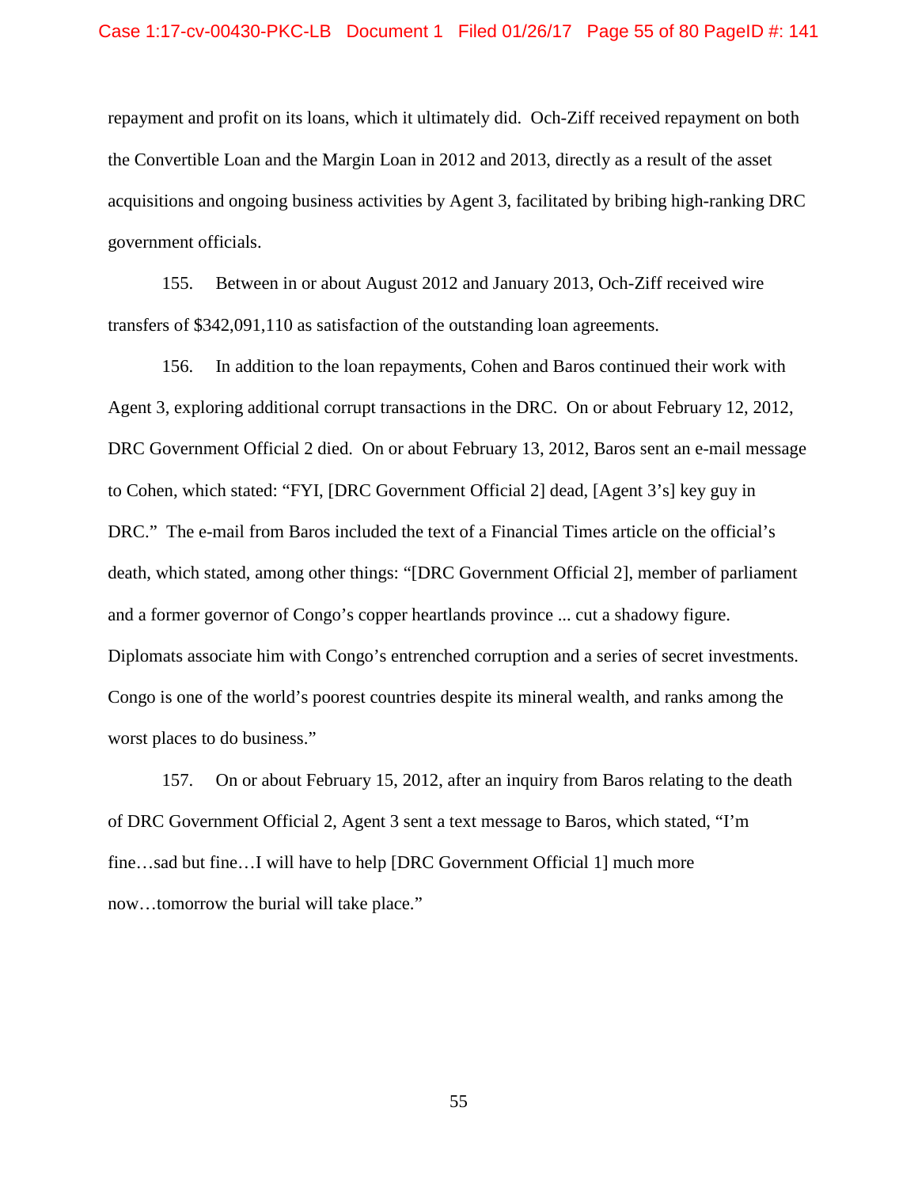repayment and profit on its loans, which it ultimately did. Och-Ziff received repayment on both the Convertible Loan and the Margin Loan in 2012 and 2013, directly as a result of the asset acquisitions and ongoing business activities by Agent 3, facilitated by bribing high-ranking DRC government officials.

155. Between in or about August 2012 and January 2013, Och-Ziff received wire transfers of $342,091,110 as satisfaction of the outstanding loan agreements.

156. In addition to the loan repayments, Cohen and Baros continued their work with Agent 3, exploring additional corrupt transactions in the DRC. On or about February 12, 2012, DRC Government Official 2 died. On or about February 13, 2012, Baros sent an e-mail message to Cohen, which stated: "FYI, [DRC Government Official 2] dead, [Agent 3's] key guy in DRC." The e-mail from Baros included the text of a Financial Times article on the official's death, which stated, among other things: "[DRC Government Official 2], member of parliament and a former governor of Congo's copper heartlands province ... cut a shadowy figure. Diplomats associate him with Congo's entrenched corruption and a series of secret investments. Congo is one of the world's poorest countries despite its mineral wealth, and ranks among the worst places to do business."

157. On or about February 15, 2012, after an inquiry from Baros relating to the death of DRC Government Official 2, Agent 3 sent a text message to Baros, which stated, "I'm fine…sad but fine…I will have to help [DRC Government Official 1] much more now…tomorrow the burial will take place."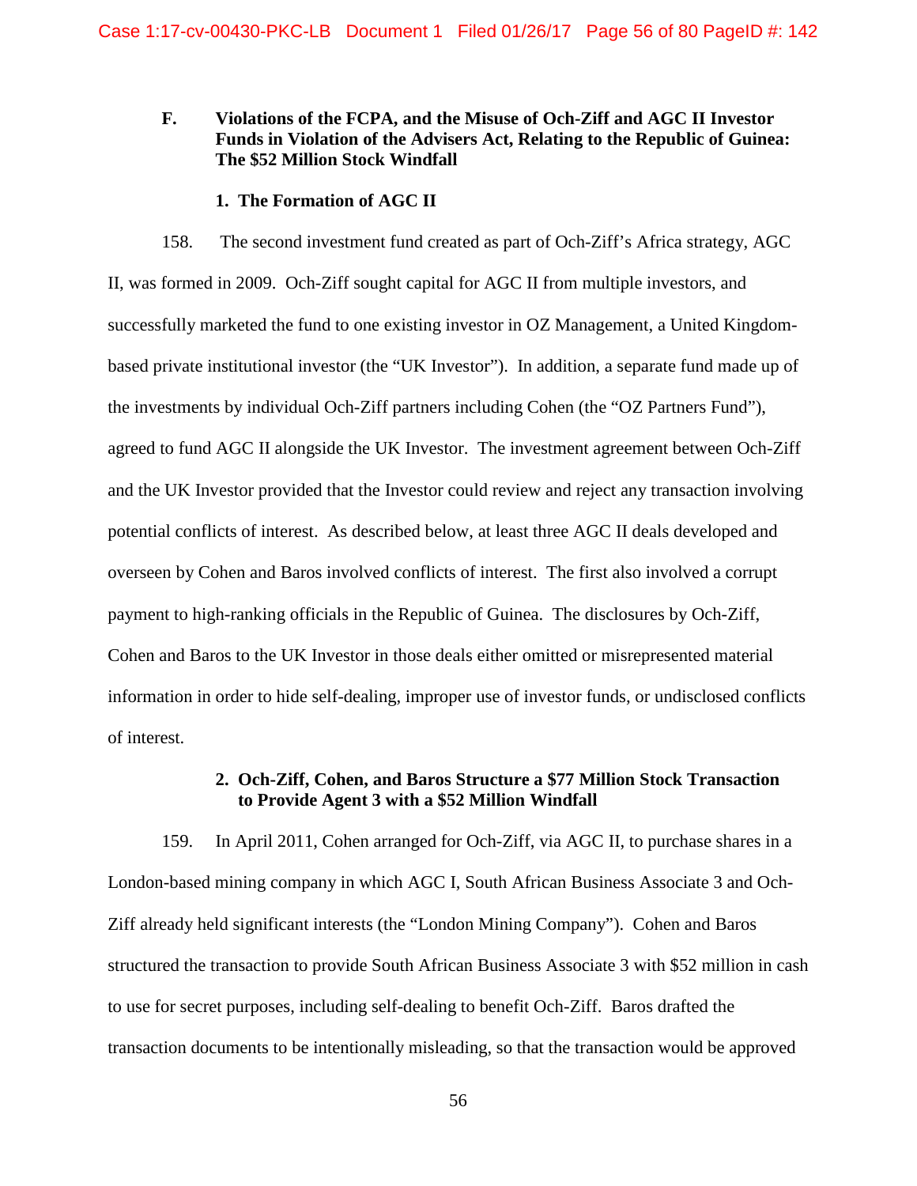**F. Violations of the FCPA, and the Misuse of Och-Ziff and AGC II Investor Funds in Violation of the Advisers Act, Relating to the Republic of Guinea: The $52 Million Stock Windfall**

**1. The Formation of AGC II**

158. The second investment fund created as part of Och-Ziff's Africa strategy, AGC II, was formed in 2009. Och-Ziff sought capital for AGC II from multiple investors, and successfully marketed the fund to one existing investor in OZ Management, a United Kingdom-based private institutional investor (the "UK Investor"). In addition, a separate fund made up of the investments by individual Och-Ziff partners including Cohen (the "OZ Partners Fund"), agreed to fund AGC II alongside the UK Investor. The investment agreement between Och-Ziff and the UK Investor provided that the Investor could review and reject any transaction involving potential conflicts of interest. As described below, at least three AGC II deals developed and overseen by Cohen and Baros involved conflicts of interest. The first also involved a corrupt payment to high-ranking officials in the Republic of Guinea. The disclosures by Och-Ziff, Cohen and Baros to the UK Investor in those deals either omitted or misrepresented material information in order to hide self-dealing, improper use of investor funds, or undisclosed conflicts of interest.

**2. Och-Ziff, Cohen, and Baros Structure a $77 Million Stock Transaction to Provide Agent 3 with a $52 Million Windfall**

159. In April 2011, Cohen arranged for Och-Ziff, via AGC II, to purchase shares in a London-based mining company in which AGC I, South African Business Associate 3 and Och-Ziff already held significant interests (the "London Mining Company"). Cohen and Baros structured the transaction to provide South African Business Associate 3 with $52 million in cash to use for secret purposes, including self-dealing to benefit Och-Ziff. Baros drafted the transaction documents to be intentionally misleading, so that the transaction would be approved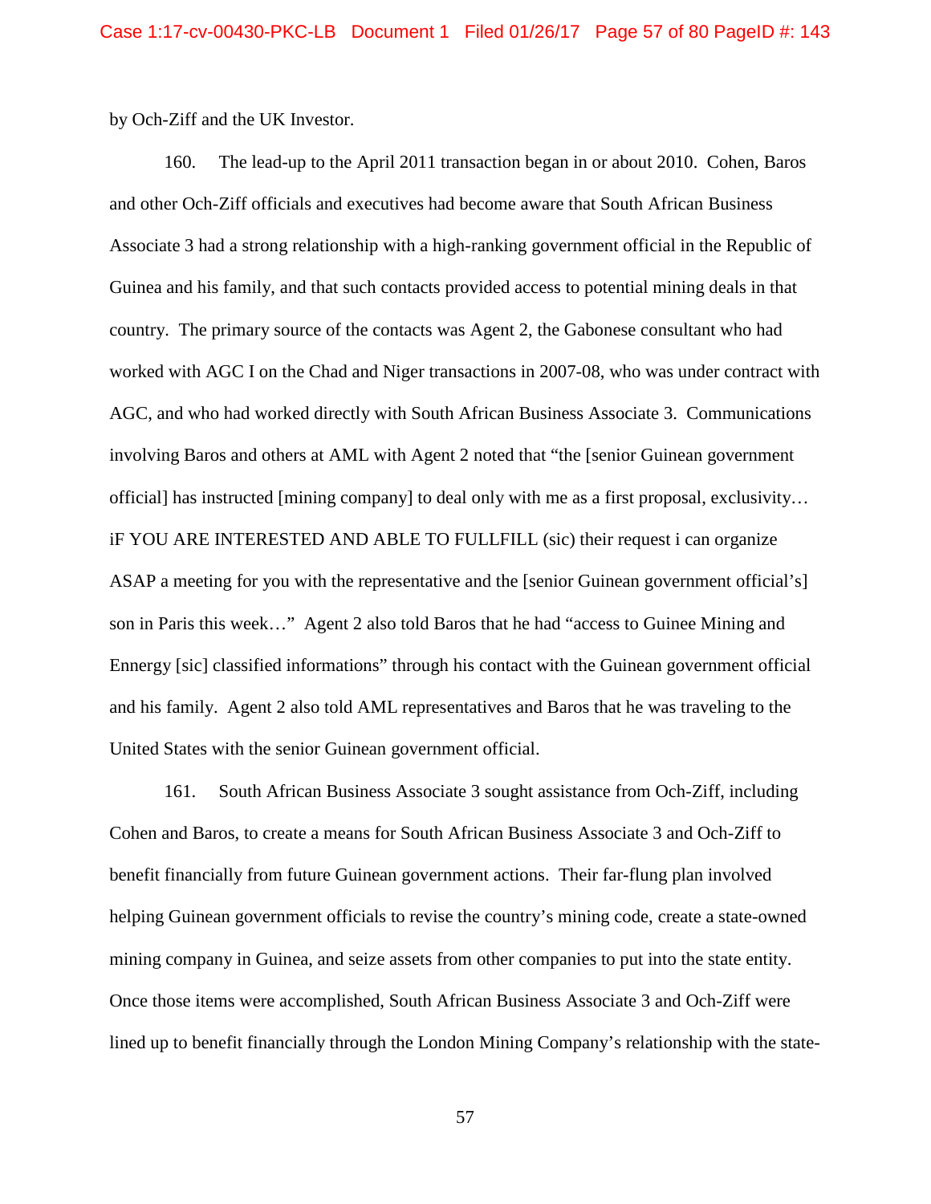by Och-Ziff and the UK Investor.

160. The lead-up to the April 2011 transaction began in or about 2010. Cohen, Baros and other Och-Ziff officials and executives had become aware that South African Business Associate 3 had a strong relationship with a high-ranking government official in the Republic of Guinea and his family, and that such contacts provided access to potential mining deals in that country. The primary source of the contacts was Agent 2, the Gabonese consultant who had worked with AGC I on the Chad and Niger transactions in 2007-08, who was under contract with AGC, and who had worked directly with South African Business Associate 3. Communications involving Baros and others at AML with Agent 2 noted that "the [senior Guinean government official] has instructed [mining company] to deal only with me as a first proposal, exclusivity… iF YOU ARE INTERESTED AND ABLE TO FULLFILL (sic) their request i can organize ASAP a meeting for you with the representative and the [senior Guinean government official's] son in Paris this week…" Agent 2 also told Baros that he had "access to Guinee Mining and Ennergy [sic] classified informations" through his contact with the Guinean government official and his family. Agent 2 also told AML representatives and Baros that he was traveling to the United States with the senior Guinean government official.

161. South African Business Associate 3 sought assistance from Och-Ziff, including Cohen and Baros, to create a means for South African Business Associate 3 and Och-Ziff to benefit financially from future Guinean government actions. Their far-flung plan involved helping Guinean government officials to revise the country's mining code, create a state-owned mining company in Guinea, and seize assets from other companies to put into the state entity. Once those items were accomplished, South African Business Associate 3 and Och-Ziff were lined up to benefit financially through the London Mining Company's relationship with the state-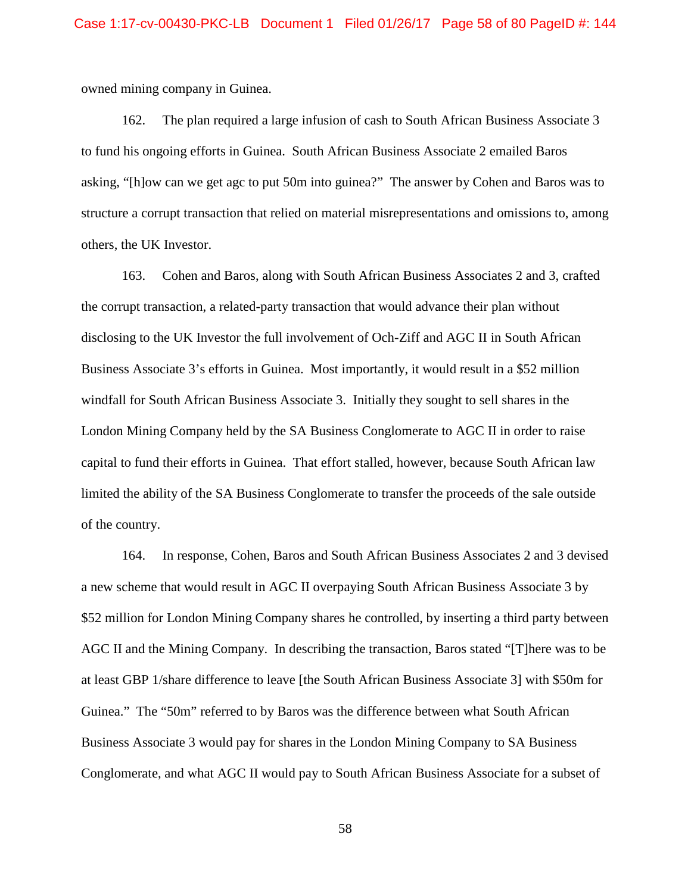owned mining company in Guinea.

162. The plan required a large infusion of cash to South African Business Associate 3 to fund his ongoing efforts in Guinea. South African Business Associate 2 emailed Baros asking, "[h]ow can we get agc to put 50m into guinea?" The answer by Cohen and Baros was to structure a corrupt transaction that relied on material misrepresentations and omissions to, among others, the UK Investor.

163. Cohen and Baros, along with South African Business Associates 2 and 3, crafted the corrupt transaction, a related-party transaction that would advance their plan without disclosing to the UK Investor the full involvement of Och-Ziff and AGC II in South African Business Associate 3's efforts in Guinea. Most importantly, it would result in a $52 million windfall for South African Business Associate 3. Initially they sought to sell shares in the London Mining Company held by the SA Business Conglomerate to AGC II in order to raise capital to fund their efforts in Guinea. That effort stalled, however, because South African law limited the ability of the SA Business Conglomerate to transfer the proceeds of the sale outside of the country.

164. In response, Cohen, Baros and South African Business Associates 2 and 3 devised a new scheme that would result in AGC II overpaying South African Business Associate 3 by $52 million for London Mining Company shares he controlled, by inserting a third party between AGC II and the Mining Company. In describing the transaction, Baros stated "[T]here was to be at least GBP 1/share difference to leave [the South African Business Associate 3] with $50m for Guinea." The "50m" referred to by Baros was the difference between what South African Business Associate 3 would pay for shares in the London Mining Company to SA Business Conglomerate, and what AGC II would pay to South African Business Associate for a subset of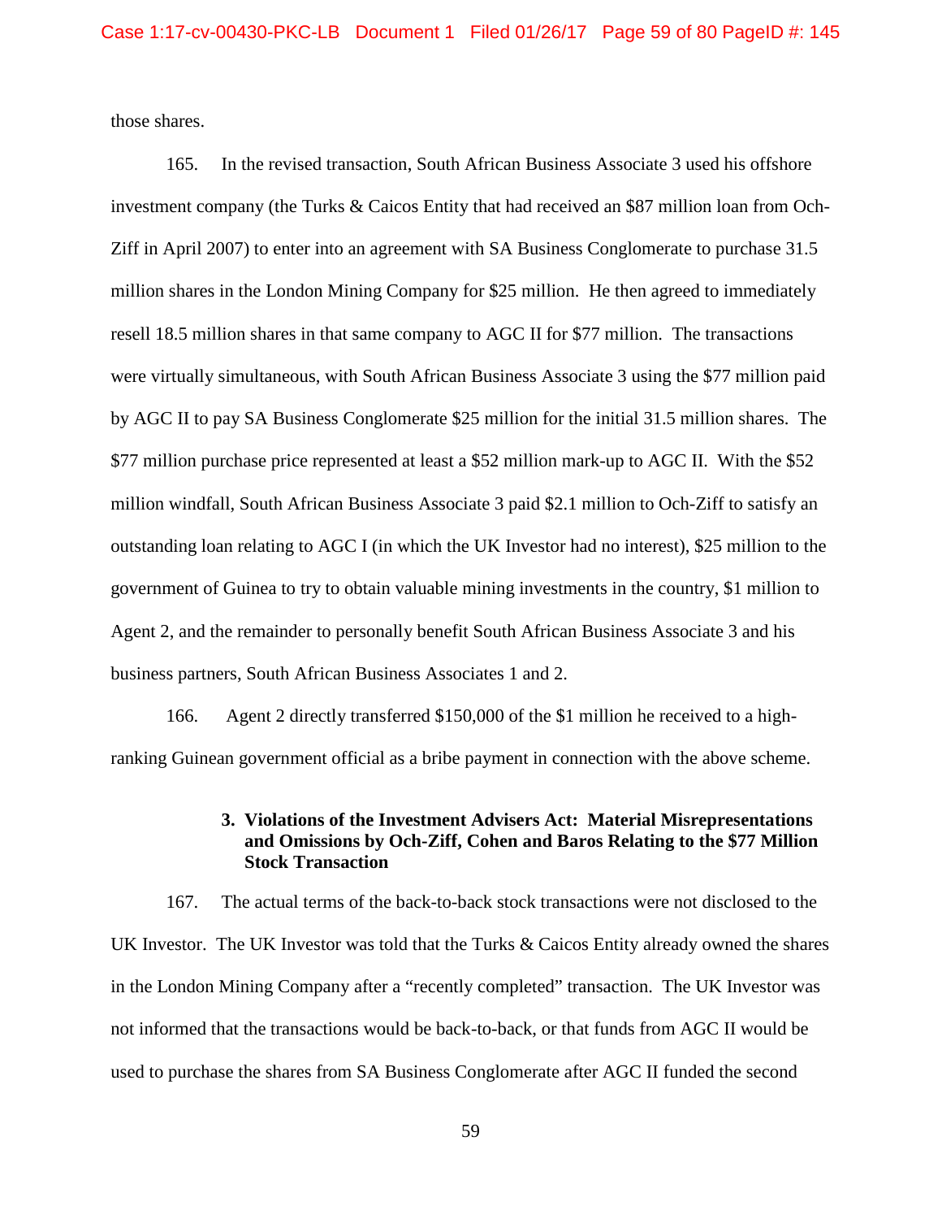those shares.

165. In the revised transaction, South African Business Associate 3 used his offshore investment company (the Turks & Caicos Entity that had received an $87 million loan from Och-Ziff in April 2007) to enter into an agreement with SA Business Conglomerate to purchase 31.5 million shares in the London Mining Company for $25 million. He then agreed to immediately resell 18.5 million shares in that same company to AGC II for $77 million. The transactions were virtually simultaneous, with South African Business Associate 3 using the $77 million paid by AGC II to pay SA Business Conglomerate $25 million for the initial 31.5 million shares. The $77 million purchase price represented at least a $52 million mark-up to AGC II. With the $52 million windfall, South African Business Associate 3 paid $2.1 million to Och-Ziff to satisfy an outstanding loan relating to AGC I (in which the UK Investor had no interest), $25 million to the government of Guinea to try to obtain valuable mining investments in the country, $1 million to Agent 2, and the remainder to personally benefit South African Business Associate 3 and his business partners, South African Business Associates 1 and 2.

166. Agent 2 directly transferred $150,000 of the $1 million he received to a high-ranking Guinean government official as a bribe payment in connection with the above scheme.

### 3. Violations of the Investment Advisers Act: Material Misrepresentations and Omissions by Och-Ziff, Cohen and Baros Relating to the $77 Million Stock Transaction

167. The actual terms of the back-to-back stock transactions were not disclosed to the UK Investor. The UK Investor was told that the Turks & Caicos Entity already owned the shares in the London Mining Company after a "recently completed" transaction. The UK Investor was not informed that the transactions would be back-to-back, or that funds from AGC II would be used to purchase the shares from SA Business Conglomerate after AGC II funded the second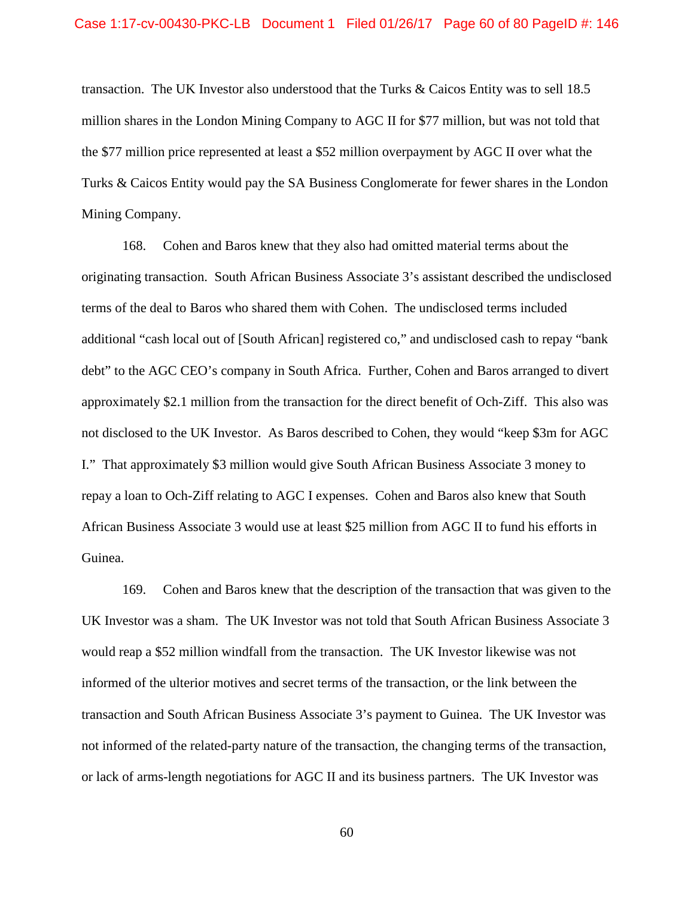transaction. The UK Investor also understood that the Turks & Caicos Entity was to sell 18.5 million shares in the London Mining Company to AGC II for $77 million, but was not told that the $77 million price represented at least a $52 million overpayment by AGC II over what the Turks & Caicos Entity would pay the SA Business Conglomerate for fewer shares in the London Mining Company.

168. Cohen and Baros knew that they also had omitted material terms about the originating transaction. South African Business Associate 3's assistant described the undisclosed terms of the deal to Baros who shared them with Cohen. The undisclosed terms included additional "cash local out of [South African] registered co," and undisclosed cash to repay "bank debt" to the AGC CEO's company in South Africa. Further, Cohen and Baros arranged to divert approximately $2.1 million from the transaction for the direct benefit of Och-Ziff. This also was not disclosed to the UK Investor. As Baros described to Cohen, they would "keep $3m for AGC I." That approximately $3 million would give South African Business Associate 3 money to repay a loan to Och-Ziff relating to AGC I expenses. Cohen and Baros also knew that South African Business Associate 3 would use at least $25 million from AGC II to fund his efforts in Guinea.

169. Cohen and Baros knew that the description of the transaction that was given to the UK Investor was a sham. The UK Investor was not told that South African Business Associate 3 would reap a $52 million windfall from the transaction. The UK Investor likewise was not informed of the ulterior motives and secret terms of the transaction, or the link between the transaction and South African Business Associate 3's payment to Guinea. The UK Investor was not informed of the related-party nature of the transaction, the changing terms of the transaction, or lack of arms-length negotiations for AGC II and its business partners. The UK Investor was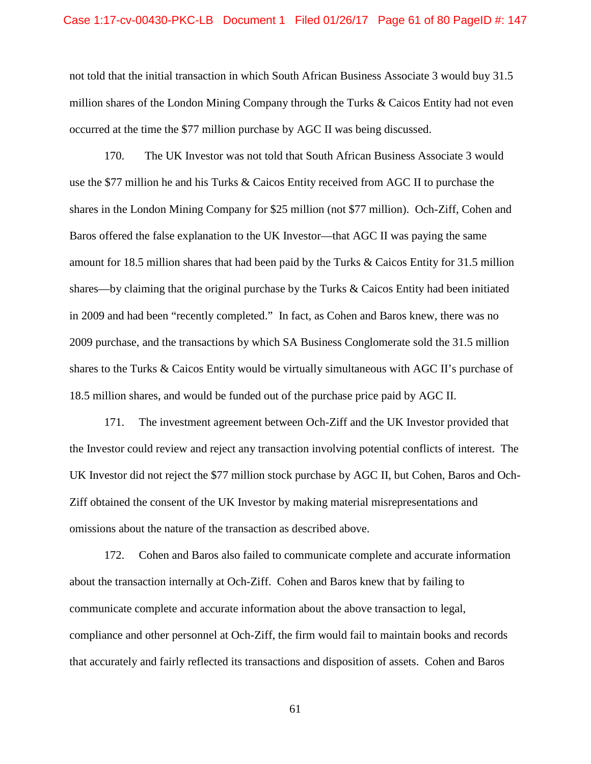not told that the initial transaction in which South African Business Associate 3 would buy 31.5 million shares of the London Mining Company through the Turks & Caicos Entity had not even occurred at the time the $77 million purchase by AGC II was being discussed.

170. The UK Investor was not told that South African Business Associate 3 would use the $77 million he and his Turks & Caicos Entity received from AGC II to purchase the shares in the London Mining Company for $25 million (not $77 million). Och-Ziff, Cohen and Baros offered the false explanation to the UK Investor—that AGC II was paying the same amount for 18.5 million shares that had been paid by the Turks & Caicos Entity for 31.5 million shares—by claiming that the original purchase by the Turks & Caicos Entity had been initiated in 2009 and had been "recently completed." In fact, as Cohen and Baros knew, there was no 2009 purchase, and the transactions by which SA Business Conglomerate sold the 31.5 million shares to the Turks & Caicos Entity would be virtually simultaneous with AGC II's purchase of 18.5 million shares, and would be funded out of the purchase price paid by AGC II.

171. The investment agreement between Och-Ziff and the UK Investor provided that the Investor could review and reject any transaction involving potential conflicts of interest. The UK Investor did not reject the $77 million stock purchase by AGC II, but Cohen, Baros and Och-Ziff obtained the consent of the UK Investor by making material misrepresentations and omissions about the nature of the transaction as described above.

172. Cohen and Baros also failed to communicate complete and accurate information about the transaction internally at Och-Ziff. Cohen and Baros knew that by failing to communicate complete and accurate information about the above transaction to legal, compliance and other personnel at Och-Ziff, the firm would fail to maintain books and records that accurately and fairly reflected its transactions and disposition of assets. Cohen and Baros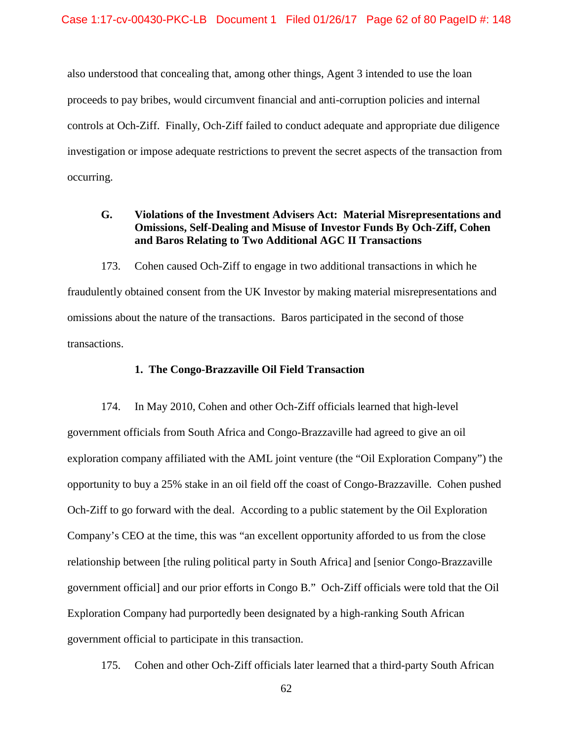also understood that concealing that, among other things, Agent 3 intended to use the loan proceeds to pay bribes, would circumvent financial and anti-corruption policies and internal controls at Och-Ziff. Finally, Och-Ziff failed to conduct adequate and appropriate due diligence investigation or impose adequate restrictions to prevent the secret aspects of the transaction from occurring.

### G. Violations of the Investment Advisers Act: Material Misrepresentations and Omissions, Self-Dealing and Misuse of Investor Funds By Och-Ziff, Cohen and Baros Relating to Two Additional AGC II Transactions

173. Cohen caused Och-Ziff to engage in two additional transactions in which he fraudulently obtained consent from the UK Investor by making material misrepresentations and omissions about the nature of the transactions. Baros participated in the second of those transactions.

#### 1. The Congo-Brazzaville Oil Field Transaction

174. In May 2010, Cohen and other Och-Ziff officials learned that high-level government officials from South Africa and Congo-Brazzaville had agreed to give an oil exploration company affiliated with the AML joint venture (the "Oil Exploration Company") the opportunity to buy a 25% stake in an oil field off the coast of Congo-Brazzaville. Cohen pushed Och-Ziff to go forward with the deal. According to a public statement by the Oil Exploration Company's CEO at the time, this was "an excellent opportunity afforded to us from the close relationship between [the ruling political party in South Africa] and [senior Congo-Brazzaville government official] and our prior efforts in Congo B." Och-Ziff officials were told that the Oil Exploration Company had purportedly been designated by a high-ranking South African government official to participate in this transaction.

175. Cohen and other Och-Ziff officials later learned that a third-party South African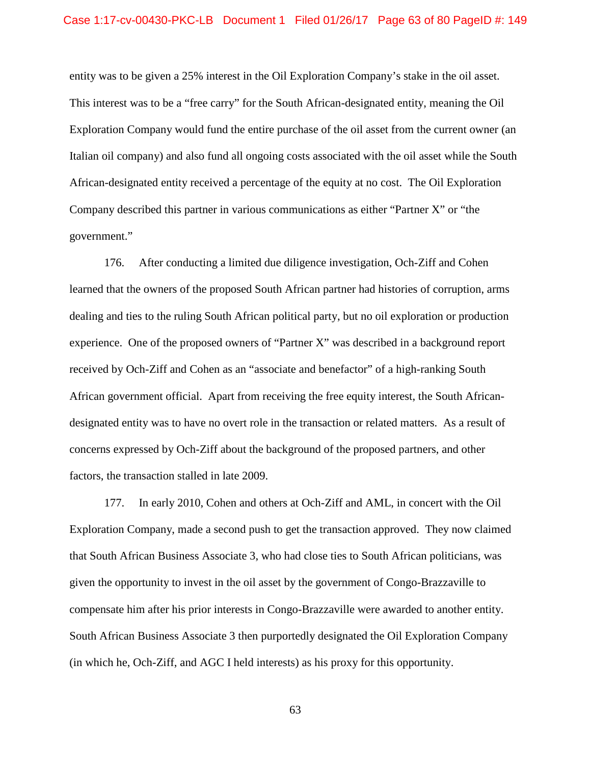entity was to be given a 25% interest in the Oil Exploration Company's stake in the oil asset. This interest was to be a "free carry" for the South African-designated entity, meaning the Oil Exploration Company would fund the entire purchase of the oil asset from the current owner (an Italian oil company) and also fund all ongoing costs associated with the oil asset while the South African-designated entity received a percentage of the equity at no cost. The Oil Exploration Company described this partner in various communications as either "Partner X" or "the government."

176. After conducting a limited due diligence investigation, Och-Ziff and Cohen learned that the owners of the proposed South African partner had histories of corruption, arms dealing and ties to the ruling South African political party, but no oil exploration or production experience. One of the proposed owners of "Partner X" was described in a background report received by Och-Ziff and Cohen as an "associate and benefactor" of a high-ranking South African government official. Apart from receiving the free equity interest, the South African-designated entity was to have no overt role in the transaction or related matters. As a result of concerns expressed by Och-Ziff about the background of the proposed partners, and other factors, the transaction stalled in late 2009.

177. In early 2010, Cohen and others at Och-Ziff and AML, in concert with the Oil Exploration Company, made a second push to get the transaction approved. They now claimed that South African Business Associate 3, who had close ties to South African politicians, was given the opportunity to invest in the oil asset by the government of Congo-Brazzaville to compensate him after his prior interests in Congo-Brazzaville were awarded to another entity. South African Business Associate 3 then purportedly designated the Oil Exploration Company (in which he, Och-Ziff, and AGC I held interests) as his proxy for this opportunity.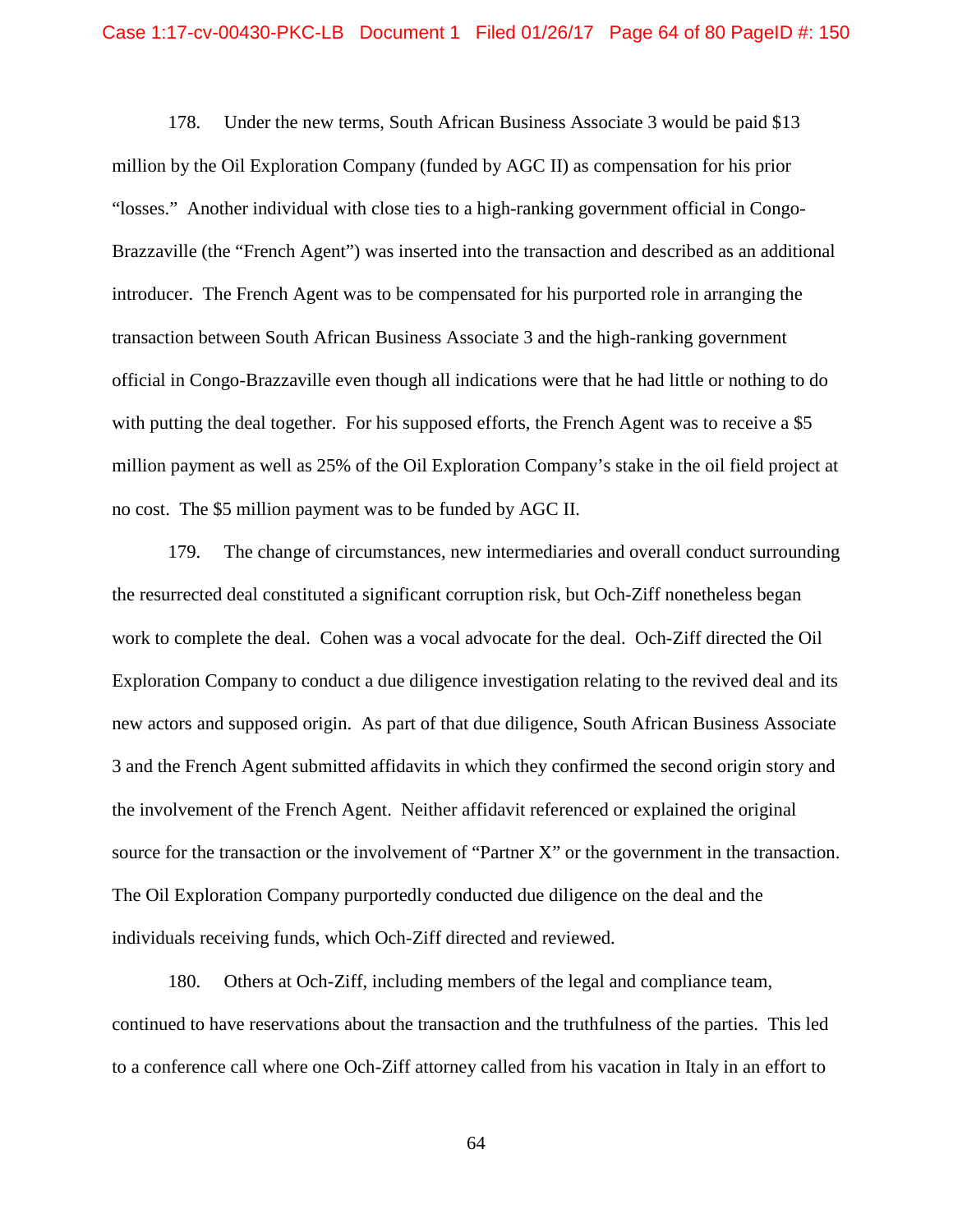178. Under the new terms, South African Business Associate 3 would be paid $13 million by the Oil Exploration Company (funded by AGC II) as compensation for his prior "losses." Another individual with close ties to a high-ranking government official in Congo-Brazzaville (the "French Agent") was inserted into the transaction and described as an additional introducer. The French Agent was to be compensated for his purported role in arranging the transaction between South African Business Associate 3 and the high-ranking government official in Congo-Brazzaville even though all indications were that he had little or nothing to do with putting the deal together. For his supposed efforts, the French Agent was to receive a $5 million payment as well as 25% of the Oil Exploration Company's stake in the oil field project at no cost. The $5 million payment was to be funded by AGC II.

179. The change of circumstances, new intermediaries and overall conduct surrounding the resurrected deal constituted a significant corruption risk, but Och-Ziff nonetheless began work to complete the deal. Cohen was a vocal advocate for the deal. Och-Ziff directed the Oil Exploration Company to conduct a due diligence investigation relating to the revived deal and its new actors and supposed origin. As part of that due diligence, South African Business Associate 3 and the French Agent submitted affidavits in which they confirmed the second origin story and the involvement of the French Agent. Neither affidavit referenced or explained the original source for the transaction or the involvement of "Partner X" or the government in the transaction. The Oil Exploration Company purportedly conducted due diligence on the deal and the individuals receiving funds, which Och-Ziff directed and reviewed.

180. Others at Och-Ziff, including members of the legal and compliance team, continued to have reservations about the transaction and the truthfulness of the parties. This led to a conference call where one Och-Ziff attorney called from his vacation in Italy in an effort to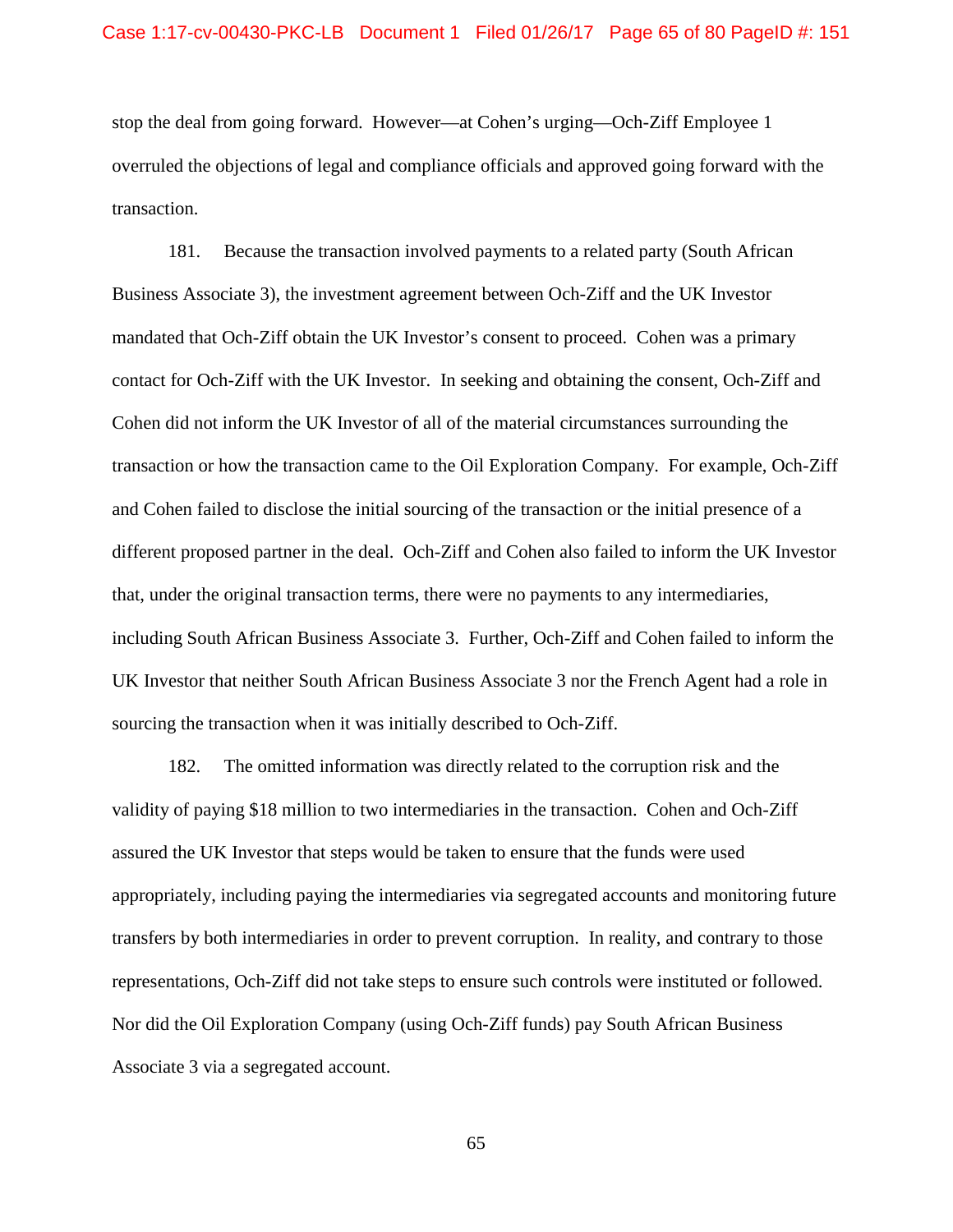stop the deal from going forward. However—at Cohen's urging—Och-Ziff Employee 1 overruled the objections of legal and compliance officials and approved going forward with the transaction.

181. Because the transaction involved payments to a related party (South African Business Associate 3), the investment agreement between Och-Ziff and the UK Investor mandated that Och-Ziff obtain the UK Investor's consent to proceed. Cohen was a primary contact for Och-Ziff with the UK Investor. In seeking and obtaining the consent, Och-Ziff and Cohen did not inform the UK Investor of all of the material circumstances surrounding the transaction or how the transaction came to the Oil Exploration Company. For example, Och-Ziff and Cohen failed to disclose the initial sourcing of the transaction or the initial presence of a different proposed partner in the deal. Och-Ziff and Cohen also failed to inform the UK Investor that, under the original transaction terms, there were no payments to any intermediaries, including South African Business Associate 3. Further, Och-Ziff and Cohen failed to inform the UK Investor that neither South African Business Associate 3 nor the French Agent had a role in sourcing the transaction when it was initially described to Och-Ziff.

182. The omitted information was directly related to the corruption risk and the validity of paying $18 million to two intermediaries in the transaction. Cohen and Och-Ziff assured the UK Investor that steps would be taken to ensure that the funds were used appropriately, including paying the intermediaries via segregated accounts and monitoring future transfers by both intermediaries in order to prevent corruption. In reality, and contrary to those representations, Och-Ziff did not take steps to ensure such controls were instituted or followed. Nor did the Oil Exploration Company (using Och-Ziff funds) pay South African Business Associate 3 via a segregated account.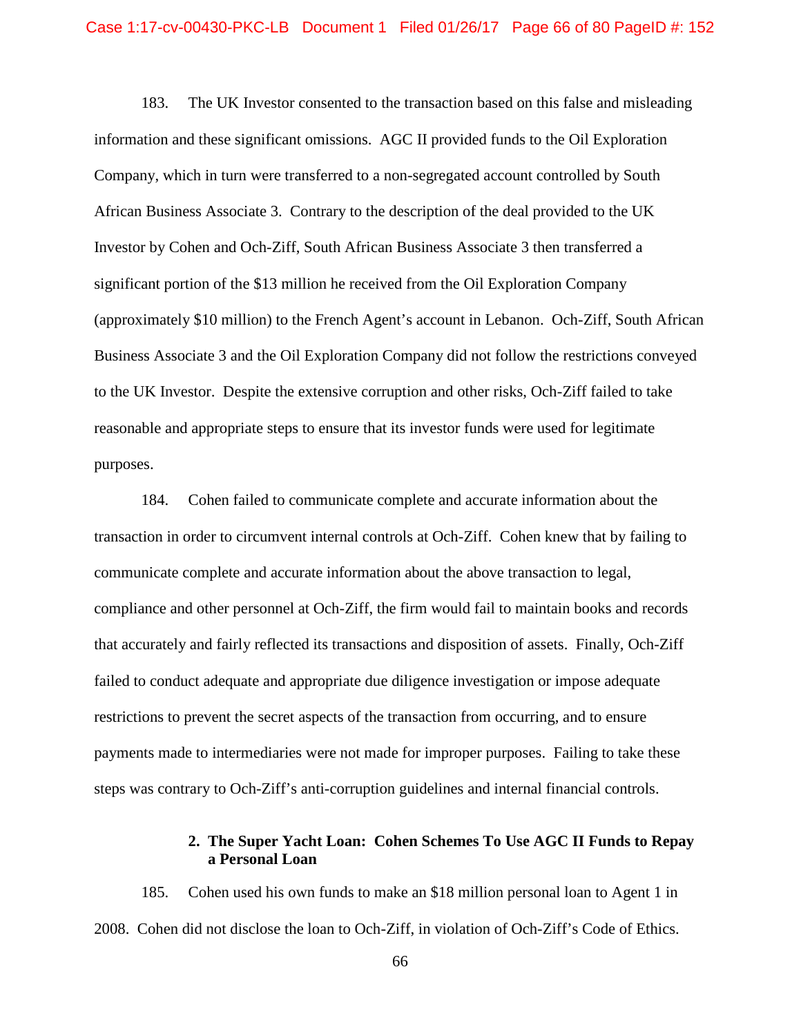183. The UK Investor consented to the transaction based on this false and misleading information and these significant omissions. AGC II provided funds to the Oil Exploration Company, which in turn were transferred to a non-segregated account controlled by South African Business Associate 3. Contrary to the description of the deal provided to the UK Investor by Cohen and Och-Ziff, South African Business Associate 3 then transferred a significant portion of the $13 million he received from the Oil Exploration Company (approximately $10 million) to the French Agent's account in Lebanon. Och-Ziff, South African Business Associate 3 and the Oil Exploration Company did not follow the restrictions conveyed to the UK Investor. Despite the extensive corruption and other risks, Och-Ziff failed to take reasonable and appropriate steps to ensure that its investor funds were used for legitimate purposes.

184. Cohen failed to communicate complete and accurate information about the transaction in order to circumvent internal controls at Och-Ziff. Cohen knew that by failing to communicate complete and accurate information about the above transaction to legal, compliance and other personnel at Och-Ziff, the firm would fail to maintain books and records that accurately and fairly reflected its transactions and disposition of assets. Finally, Och-Ziff failed to conduct adequate and appropriate due diligence investigation or impose adequate restrictions to prevent the secret aspects of the transaction from occurring, and to ensure payments made to intermediaries were not made for improper purposes. Failing to take these steps was contrary to Och-Ziff's anti-corruption guidelines and internal financial controls.

### 2. The Super Yacht Loan: Cohen Schemes To Use AGC II Funds to Repay a Personal Loan

185. Cohen used his own funds to make an $18 million personal loan to Agent 1 in 2008. Cohen did not disclose the loan to Och-Ziff, in violation of Och-Ziff's Code of Ethics.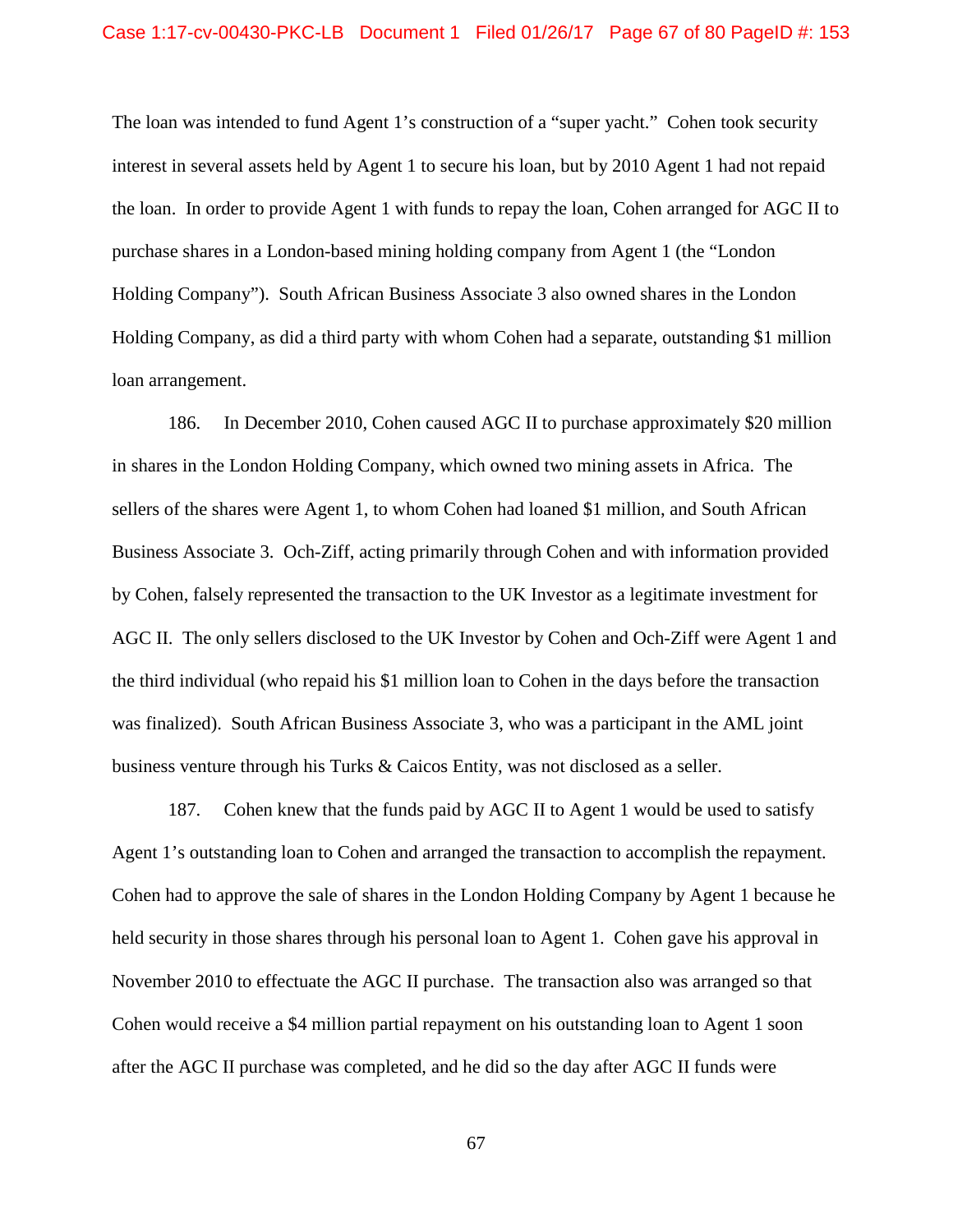The loan was intended to fund Agent 1's construction of a "super yacht." Cohen took security interest in several assets held by Agent 1 to secure his loan, but by 2010 Agent 1 had not repaid the loan. In order to provide Agent 1 with funds to repay the loan, Cohen arranged for AGC II to purchase shares in a London-based mining holding company from Agent 1 (the "London Holding Company"). South African Business Associate 3 also owned shares in the London Holding Company, as did a third party with whom Cohen had a separate, outstanding $1 million loan arrangement.

186. In December 2010, Cohen caused AGC II to purchase approximately $20 million in shares in the London Holding Company, which owned two mining assets in Africa. The sellers of the shares were Agent 1, to whom Cohen had loaned $1 million, and South African Business Associate 3. Och-Ziff, acting primarily through Cohen and with information provided by Cohen, falsely represented the transaction to the UK Investor as a legitimate investment for AGC II. The only sellers disclosed to the UK Investor by Cohen and Och-Ziff were Agent 1 and the third individual (who repaid his $1 million loan to Cohen in the days before the transaction was finalized). South African Business Associate 3, who was a participant in the AML joint business venture through his Turks & Caicos Entity, was not disclosed as a seller.

187. Cohen knew that the funds paid by AGC II to Agent 1 would be used to satisfy Agent 1's outstanding loan to Cohen and arranged the transaction to accomplish the repayment. Cohen had to approve the sale of shares in the London Holding Company by Agent 1 because he held security in those shares through his personal loan to Agent 1. Cohen gave his approval in November 2010 to effectuate the AGC II purchase. The transaction also was arranged so that Cohen would receive a $4 million partial repayment on his outstanding loan to Agent 1 soon after the AGC II purchase was completed, and he did so the day after AGC II funds were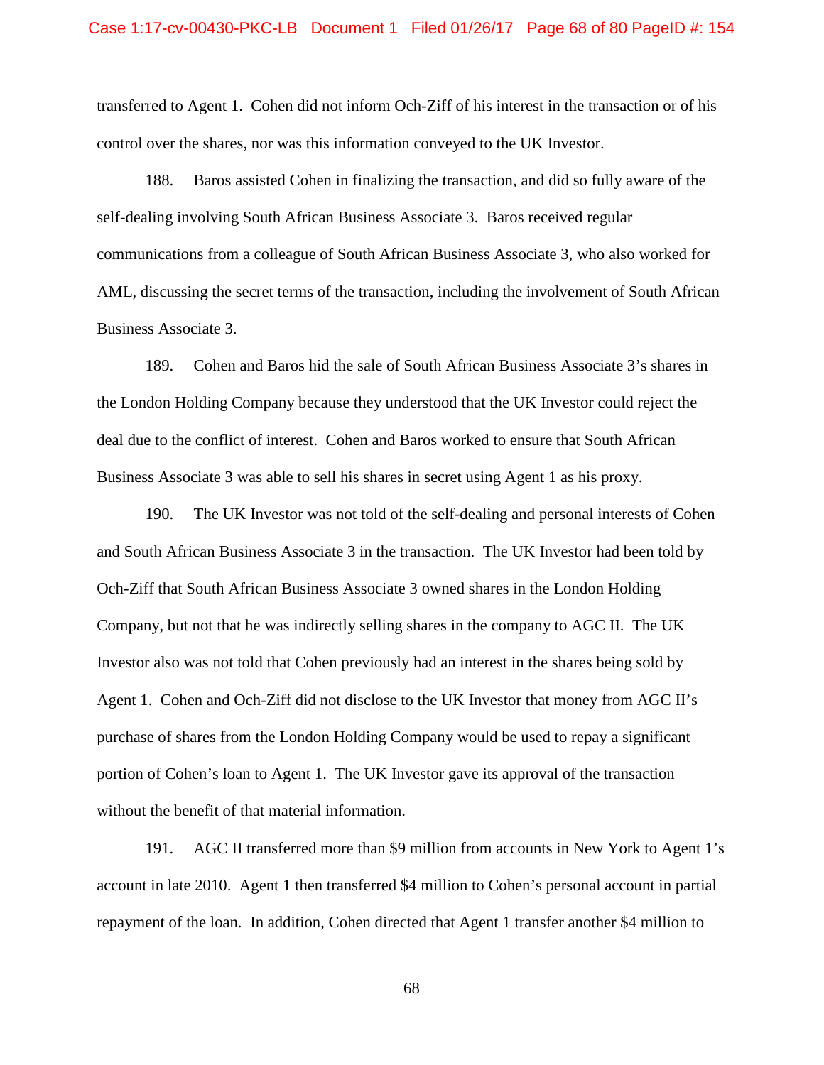transferred to Agent 1. Cohen did not inform Och-Ziff of his interest in the transaction or of his control over the shares, nor was this information conveyed to the UK Investor.

188. Baros assisted Cohen in finalizing the transaction, and did so fully aware of the self-dealing involving South African Business Associate 3. Baros received regular communications from a colleague of South African Business Associate 3, who also worked for AML, discussing the secret terms of the transaction, including the involvement of South African Business Associate 3.

189. Cohen and Baros hid the sale of South African Business Associate 3's shares in the London Holding Company because they understood that the UK Investor could reject the deal due to the conflict of interest. Cohen and Baros worked to ensure that South African Business Associate 3 was able to sell his shares in secret using Agent 1 as his proxy.

190. The UK Investor was not told of the self-dealing and personal interests of Cohen and South African Business Associate 3 in the transaction. The UK Investor had been told by Och-Ziff that South African Business Associate 3 owned shares in the London Holding Company, but not that he was indirectly selling shares in the company to AGC II. The UK Investor also was not told that Cohen previously had an interest in the shares being sold by Agent 1. Cohen and Och-Ziff did not disclose to the UK Investor that money from AGC II's purchase of shares from the London Holding Company would be used to repay a significant portion of Cohen's loan to Agent 1. The UK Investor gave its approval of the transaction without the benefit of that material information.

191. AGC II transferred more than $9 million from accounts in New York to Agent 1's account in late 2010. Agent 1 then transferred $4 million to Cohen's personal account in partial repayment of the loan. In addition, Cohen directed that Agent 1 transfer another $4 million to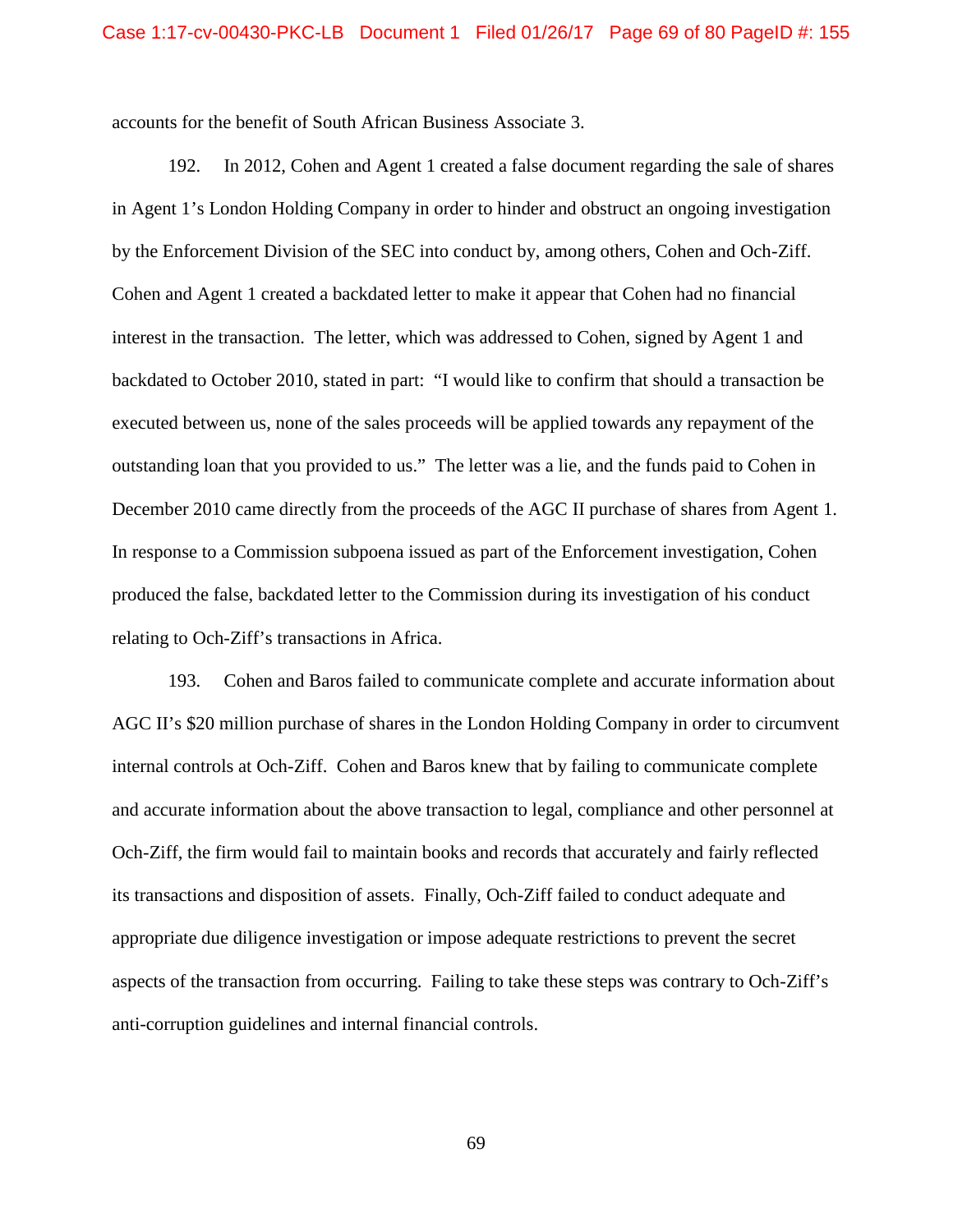accounts for the benefit of South African Business Associate 3.

192. In 2012, Cohen and Agent 1 created a false document regarding the sale of shares in Agent 1's London Holding Company in order to hinder and obstruct an ongoing investigation by the Enforcement Division of the SEC into conduct by, among others, Cohen and Och-Ziff. Cohen and Agent 1 created a backdated letter to make it appear that Cohen had no financial interest in the transaction. The letter, which was addressed to Cohen, signed by Agent 1 and backdated to October 2010, stated in part: "I would like to confirm that should a transaction be executed between us, none of the sales proceeds will be applied towards any repayment of the outstanding loan that you provided to us." The letter was a lie, and the funds paid to Cohen in December 2010 came directly from the proceeds of the AGC II purchase of shares from Agent 1. In response to a Commission subpoena issued as part of the Enforcement investigation, Cohen produced the false, backdated letter to the Commission during its investigation of his conduct relating to Och-Ziff's transactions in Africa.

193. Cohen and Baros failed to communicate complete and accurate information about AGC II's $20 million purchase of shares in the London Holding Company in order to circumvent internal controls at Och-Ziff. Cohen and Baros knew that by failing to communicate complete and accurate information about the above transaction to legal, compliance and other personnel at Och-Ziff, the firm would fail to maintain books and records that accurately and fairly reflected its transactions and disposition of assets. Finally, Och-Ziff failed to conduct adequate and appropriate due diligence investigation or impose adequate restrictions to prevent the secret aspects of the transaction from occurring. Failing to take these steps was contrary to Och-Ziff's anti-corruption guidelines and internal financial controls.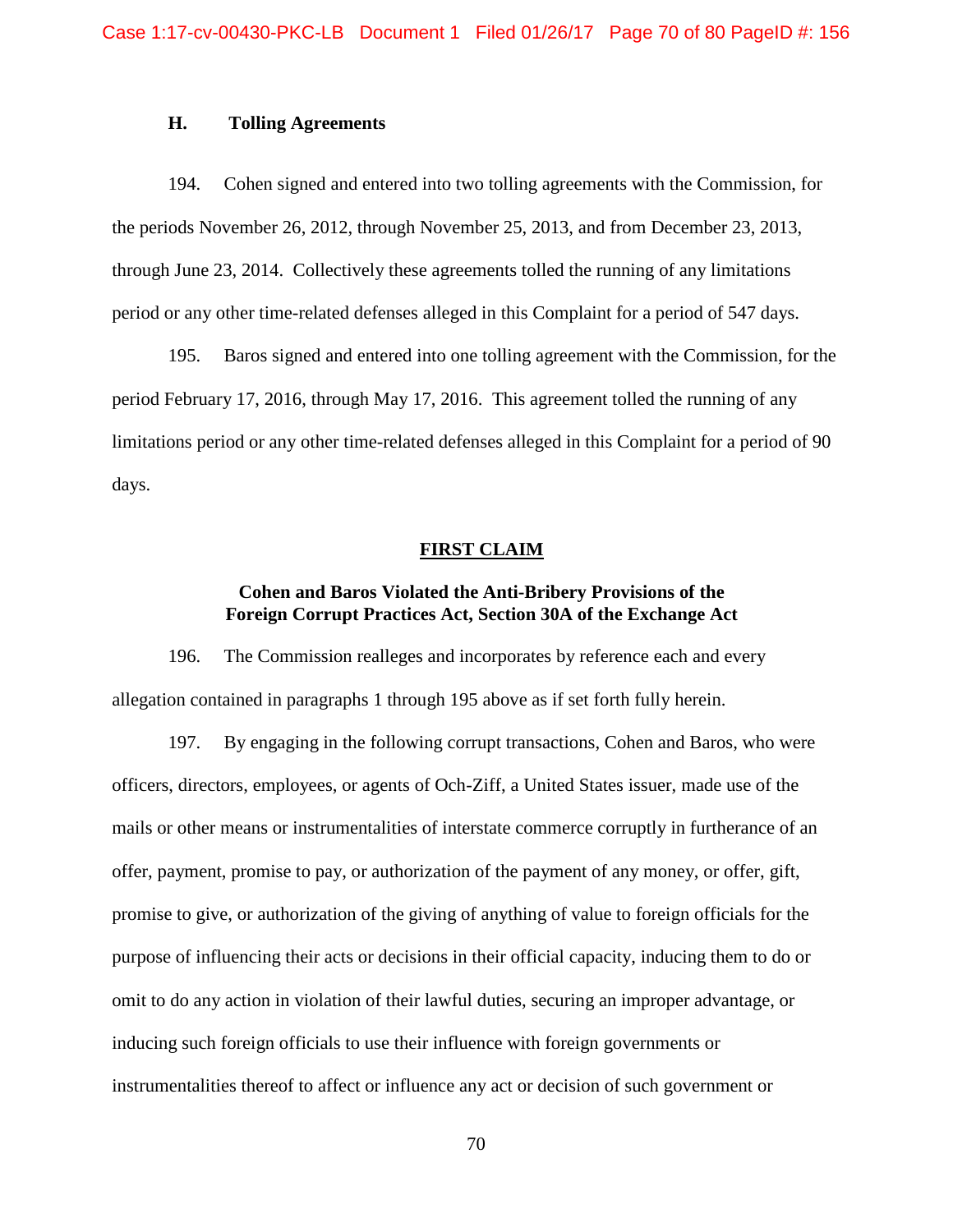### H. Tolling Agreements

194. Cohen signed and entered into two tolling agreements with the Commission, for the periods November 26, 2012, through November 25, 2013, and from December 23, 2013, through June 23, 2014. Collectively these agreements tolled the running of any limitations period or any other time-related defenses alleged in this Complaint for a period of 547 days.

195. Baros signed and entered into one tolling agreement with the Commission, for the period February 17, 2016, through May 17, 2016. This agreement tolled the running of any limitations period or any other time-related defenses alleged in this Complaint for a period of 90 days.

## FIRST CLAIM

### Cohen and Baros Violated the Anti-Bribery Provisions of the Foreign Corrupt Practices Act, Section 30A of the Exchange Act

196. The Commission realleges and incorporates by reference each and every allegation contained in paragraphs 1 through 195 above as if set forth fully herein.

197. By engaging in the following corrupt transactions, Cohen and Baros, who were officers, directors, employees, or agents of Och-Ziff, a United States issuer, made use of the mails or other means or instrumentalities of interstate commerce corruptly in furtherance of an offer, payment, promise to pay, or authorization of the payment of any money, or offer, gift, promise to give, or authorization of the giving of anything of value to foreign officials for the purpose of influencing their acts or decisions in their official capacity, inducing them to do or omit to do any action in violation of their lawful duties, securing an improper advantage, or inducing such foreign officials to use their influence with foreign governments or instrumentalities thereof to affect or influence any act or decision of such government or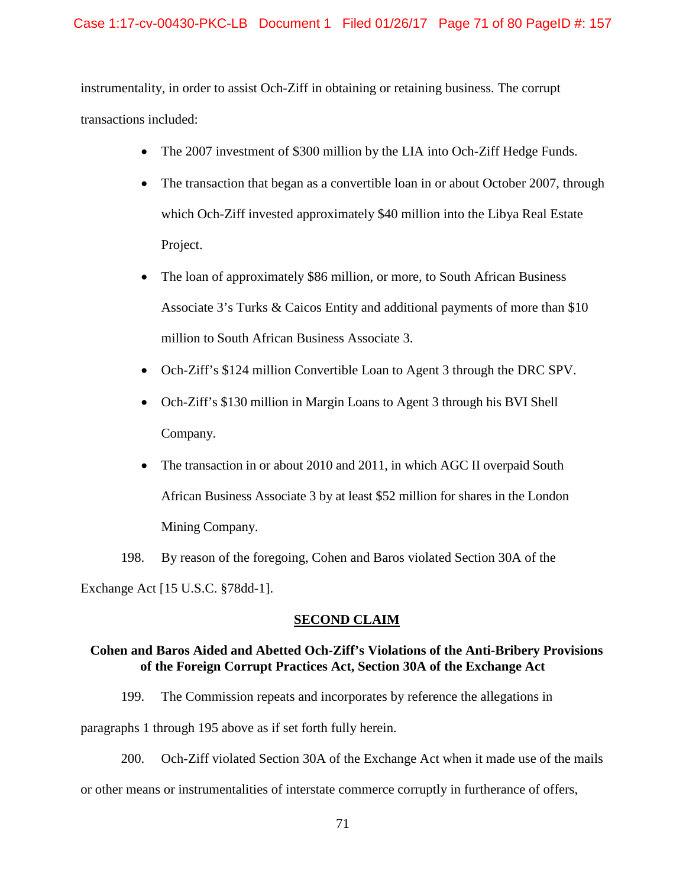instrumentality, in order to assist Och-Ziff in obtaining or retaining business. The corrupt transactions included:

- The 2007 investment of $300 million by the LIA into Och-Ziff Hedge Funds.
- The transaction that began as a convertible loan in or about October 2007, through which Och-Ziff invested approximately $40 million into the Libya Real Estate Project.
- The loan of approximately $86 million, or more, to South African Business Associate 3's Turks & Caicos Entity and additional payments of more than $10 million to South African Business Associate 3.
- Och-Ziff's $124 million Convertible Loan to Agent 3 through the DRC SPV.
- Och-Ziff's $130 million in Margin Loans to Agent 3 through his BVI Shell Company.
- The transaction in or about 2010 and 2011, in which AGC II overpaid South African Business Associate 3 by at least $52 million for shares in the London Mining Company.

198. By reason of the foregoing, Cohen and Baros violated Section 30A of the Exchange Act [15 U.S.C. §78dd-1].

## SECOND CLAIM

### Cohen and Baros Aided and Abetted Och-Ziff's Violations of the Anti-Bribery Provisions of the Foreign Corrupt Practices Act, Section 30A of the Exchange Act

199. The Commission repeats and incorporates by reference the allegations in paragraphs 1 through 195 above as if set forth fully herein.

200. Och-Ziff violated Section 30A of the Exchange Act when it made use of the mails or other means or instrumentalities of interstate commerce corruptly in furtherance of offers,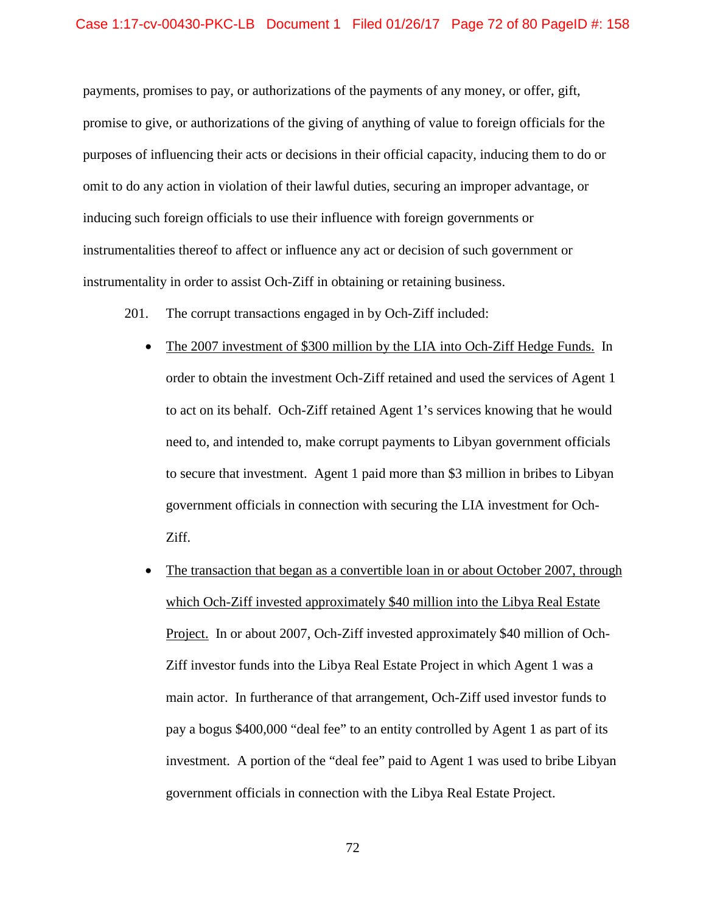payments, promises to pay, or authorizations of the payments of any money, or offer, gift, promise to give, or authorizations of the giving of anything of value to foreign officials for the purposes of influencing their acts or decisions in their official capacity, inducing them to do or omit to do any action in violation of their lawful duties, securing an improper advantage, or inducing such foreign officials to use their influence with foreign governments or instrumentalities thereof to affect or influence any act or decision of such government or instrumentality in order to assist Och-Ziff in obtaining or retaining business.

201. The corrupt transactions engaged in by Och-Ziff included:

- <u>The 2007 investment of $300 million by the LIA into Och-Ziff Hedge Funds.</u> In order to obtain the investment Och-Ziff retained and used the services of Agent 1 to act on its behalf. Och-Ziff retained Agent 1's services knowing that he would need to, and intended to, make corrupt payments to Libyan government officials to secure that investment. Agent 1 paid more than $3 million in bribes to Libyan government officials in connection with securing the LIA investment for Och-Ziff.

- <u>The transaction that began as a convertible loan in or about October 2007, through which Och-Ziff invested approximately $40 million into the Libya Real Estate Project.</u> In or about 2007, Och-Ziff invested approximately $40 million of Och-Ziff investor funds into the Libya Real Estate Project in which Agent 1 was a main actor. In furtherance of that arrangement, Och-Ziff used investor funds to pay a bogus $400,000 "deal fee" to an entity controlled by Agent 1 as part of its investment. A portion of the "deal fee" paid to Agent 1 was used to bribe Libyan government officials in connection with the Libya Real Estate Project.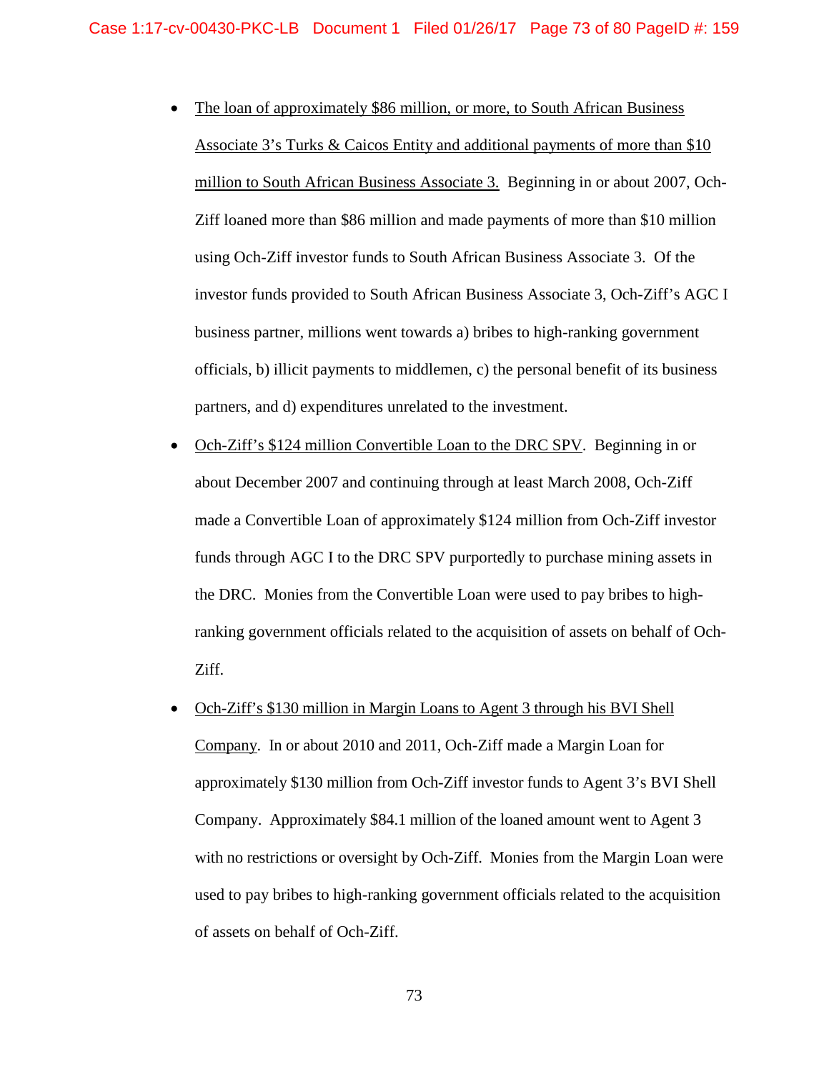- The loan of approximately $86 million, or more, to South African Business Associate 3's Turks & Caicos Entity and additional payments of more than $10 million to South African Business Associate 3. Beginning in or about 2007, Och-Ziff loaned more than $86 million and made payments of more than $10 million using Och-Ziff investor funds to South African Business Associate 3. Of the investor funds provided to South African Business Associate 3, Och-Ziff's AGC I business partner, millions went towards a) bribes to high-ranking government officials, b) illicit payments to middlemen, c) the personal benefit of its business partners, and d) expenditures unrelated to the investment.

- Och-Ziff's $124 million Convertible Loan to the DRC SPV. Beginning in or about December 2007 and continuing through at least March 2008, Och-Ziff made a Convertible Loan of approximately $124 million from Och-Ziff investor funds through AGC I to the DRC SPV purportedly to purchase mining assets in the DRC. Monies from the Convertible Loan were used to pay bribes to high-ranking government officials related to the acquisition of assets on behalf of Och-Ziff.

- Och-Ziff's $130 million in Margin Loans to Agent 3 through his BVI Shell Company. In or about 2010 and 2011, Och-Ziff made a Margin Loan for approximately $130 million from Och-Ziff investor funds to Agent 3's BVI Shell Company. Approximately $84.1 million of the loaned amount went to Agent 3 with no restrictions or oversight by Och-Ziff. Monies from the Margin Loan were used to pay bribes to high-ranking government officials related to the acquisition of assets on behalf of Och-Ziff.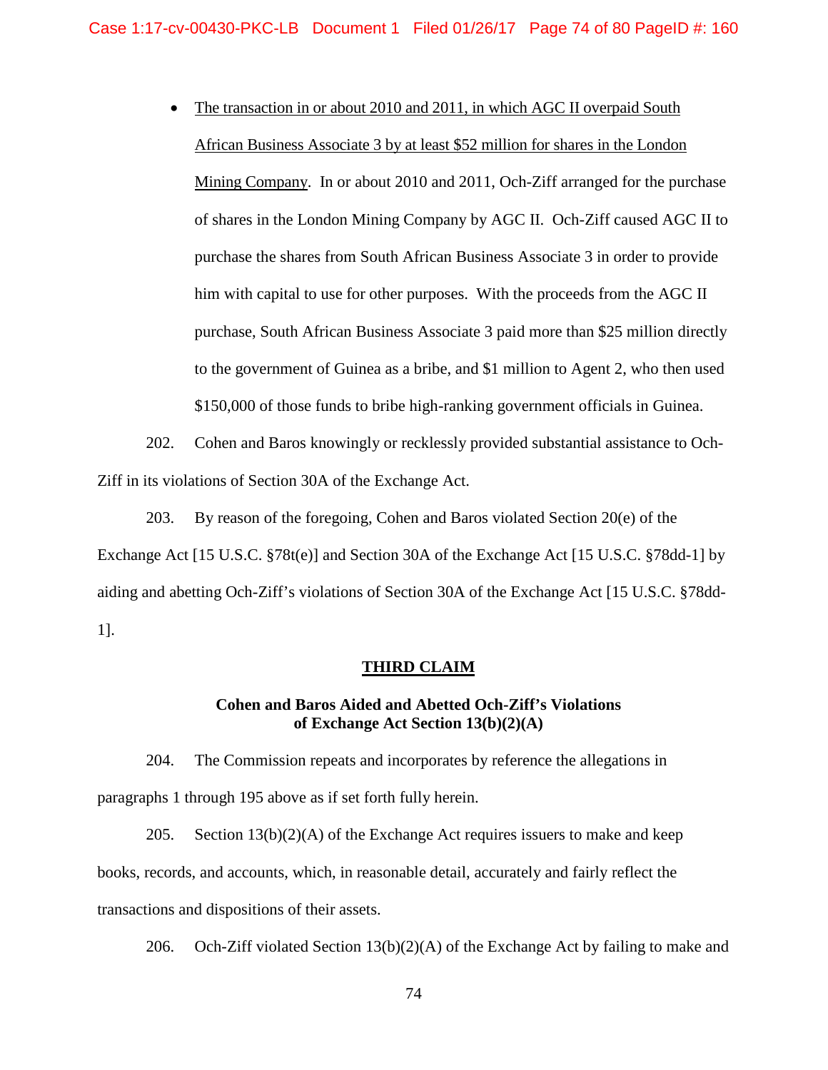- <u>The transaction in or about 2010 and 2011, in which AGC II overpaid South African Business Associate 3 by at least $52 million for shares in the London Mining Company</u>. In or about 2010 and 2011, Och-Ziff arranged for the purchase of shares in the London Mining Company by AGC II. Och-Ziff caused AGC II to purchase the shares from South African Business Associate 3 in order to provide him with capital to use for other purposes. With the proceeds from the AGC II purchase, South African Business Associate 3 paid more than $25 million directly to the government of Guinea as a bribe, and $1 million to Agent 2, who then used $150,000 of those funds to bribe high-ranking government officials in Guinea.

202. Cohen and Baros knowingly or recklessly provided substantial assistance to Och-Ziff in its violations of Section 30A of the Exchange Act.

203. By reason of the foregoing, Cohen and Baros violated Section 20(e) of the Exchange Act [15 U.S.C. §78t(e)] and Section 30A of the Exchange Act [15 U.S.C. §78dd-1] by aiding and abetting Och-Ziff's violations of Section 30A of the Exchange Act [15 U.S.C. §78dd-1].

## THIRD CLAIM

### Cohen and Baros Aided and Abetted Och-Ziff's Violations of Exchange Act Section 13(b)(2)(A)

204. The Commission repeats and incorporates by reference the allegations in paragraphs 1 through 195 above as if set forth fully herein.

205. Section 13(b)(2)(A) of the Exchange Act requires issuers to make and keep books, records, and accounts, which, in reasonable detail, accurately and fairly reflect the transactions and dispositions of their assets.

206. Och-Ziff violated Section 13(b)(2)(A) of the Exchange Act by failing to make and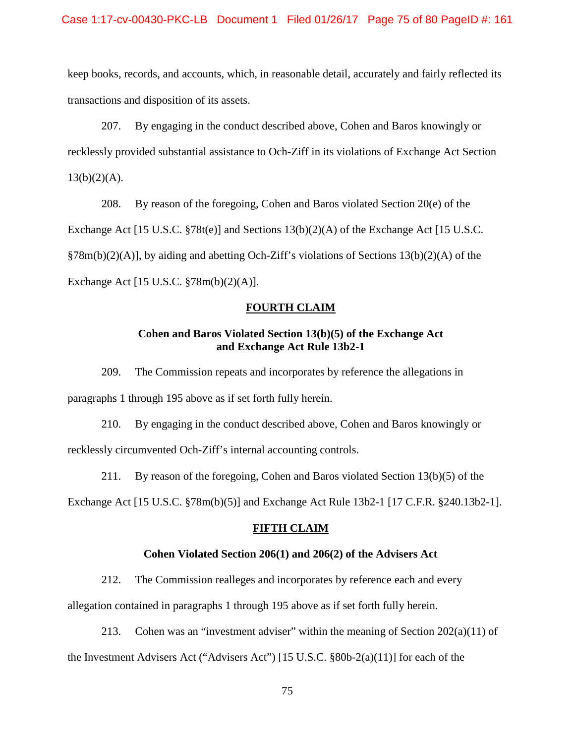keep books, records, and accounts, which, in reasonable detail, accurately and fairly reflected its transactions and disposition of its assets.

207. By engaging in the conduct described above, Cohen and Baros knowingly or recklessly provided substantial assistance to Och-Ziff in its violations of Exchange Act Section 13(b)(2)(A).

208. By reason of the foregoing, Cohen and Baros violated Section 20(e) of the Exchange Act [15 U.S.C. §78t(e)] and Sections 13(b)(2)(A) of the Exchange Act [15 U.S.C. §78m(b)(2)(A)], by aiding and abetting Och-Ziff's violations of Sections 13(b)(2)(A) of the Exchange Act [15 U.S.C. §78m(b)(2)(A)].

## FOURTH CLAIM

### Cohen and Baros Violated Section 13(b)(5) of the Exchange Act and Exchange Act Rule 13b2-1

209. The Commission repeats and incorporates by reference the allegations in paragraphs 1 through 195 above as if set forth fully herein.

210. By engaging in the conduct described above, Cohen and Baros knowingly or recklessly circumvented Och-Ziff's internal accounting controls.

211. By reason of the foregoing, Cohen and Baros violated Section 13(b)(5) of the Exchange Act [15 U.S.C. §78m(b)(5)] and Exchange Act Rule 13b2-1 [17 C.F.R. §240.13b2-1].

## FIFTH CLAIM

### Cohen Violated Section 206(1) and 206(2) of the Advisers Act

212. The Commission realleges and incorporates by reference each and every allegation contained in paragraphs 1 through 195 above as if set forth fully herein.

213. Cohen was an "investment adviser" within the meaning of Section 202(a)(11) of the Investment Advisers Act ("Advisers Act") [15 U.S.C. §80b-2(a)(11)] for each of the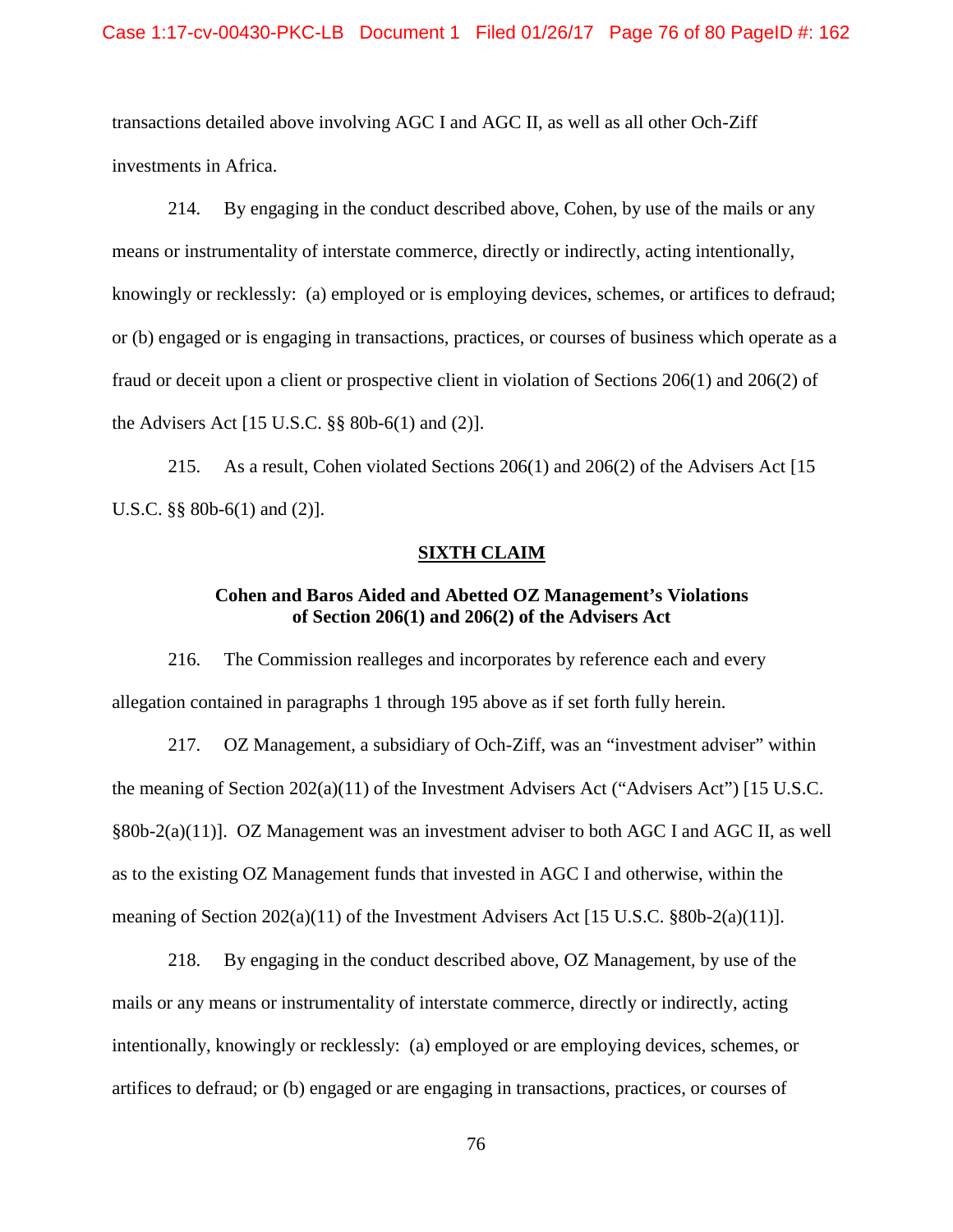transactions detailed above involving AGC I and AGC II, as well as all other Och-Ziff investments in Africa.

214. By engaging in the conduct described above, Cohen, by use of the mails or any means or instrumentality of interstate commerce, directly or indirectly, acting intentionally, knowingly or recklessly: (a) employed or is employing devices, schemes, or artifices to defraud; or (b) engaged or is engaging in transactions, practices, or courses of business which operate as a fraud or deceit upon a client or prospective client in violation of Sections 206(1) and 206(2) of the Advisers Act [15 U.S.C. §§ 80b-6(1) and (2)].

215. As a result, Cohen violated Sections 206(1) and 206(2) of the Advisers Act [15 U.S.C. §§ 80b-6(1) and (2)].

## SIXTH CLAIM

### Cohen and Baros Aided and Abetted OZ Management's Violations of Section 206(1) and 206(2) of the Advisers Act

216. The Commission realleges and incorporates by reference each and every allegation contained in paragraphs 1 through 195 above as if set forth fully herein.

217. OZ Management, a subsidiary of Och-Ziff, was an "investment adviser" within the meaning of Section 202(a)(11) of the Investment Advisers Act ("Advisers Act") [15 U.S.C. §80b-2(a)(11)]. OZ Management was an investment adviser to both AGC I and AGC II, as well as to the existing OZ Management funds that invested in AGC I and otherwise, within the meaning of Section 202(a)(11) of the Investment Advisers Act [15 U.S.C. §80b-2(a)(11)].

218. By engaging in the conduct described above, OZ Management, by use of the mails or any means or instrumentality of interstate commerce, directly or indirectly, acting intentionally, knowingly or recklessly: (a) employed or are employing devices, schemes, or artifices to defraud; or (b) engaged or are engaging in transactions, practices, or courses of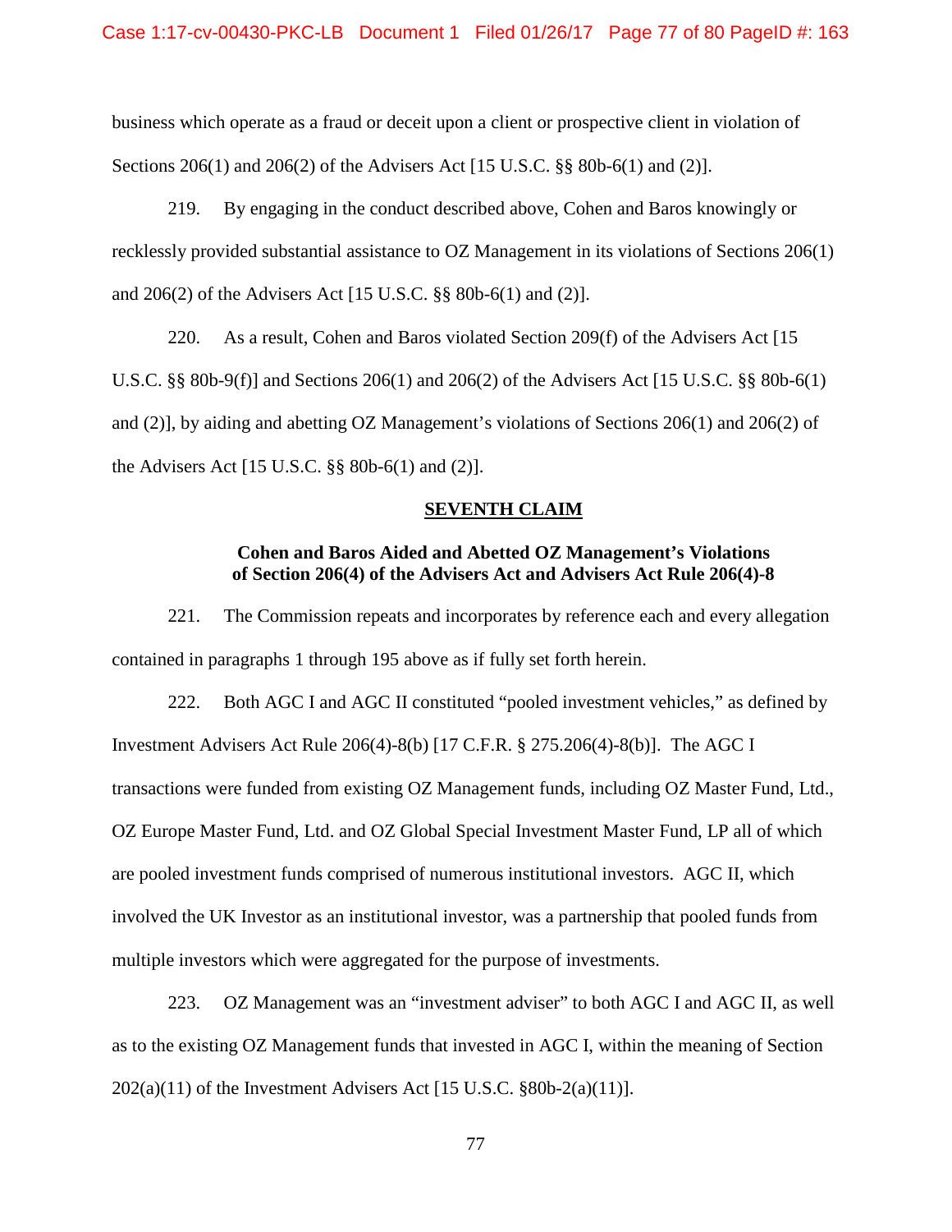business which operate as a fraud or deceit upon a client or prospective client in violation of Sections 206(1) and 206(2) of the Advisers Act [15 U.S.C. §§ 80b-6(1) and (2)].

219. By engaging in the conduct described above, Cohen and Baros knowingly or recklessly provided substantial assistance to OZ Management in its violations of Sections 206(1) and 206(2) of the Advisers Act [15 U.S.C. §§ 80b-6(1) and (2)].

220. As a result, Cohen and Baros violated Section 209(f) of the Advisers Act [15 U.S.C. §§ 80b-9(f)] and Sections 206(1) and 206(2) of the Advisers Act [15 U.S.C. §§ 80b-6(1) and (2)], by aiding and abetting OZ Management's violations of Sections 206(1) and 206(2) of the Advisers Act [15 U.S.C. §§ 80b-6(1) and (2)].

## SEVENTH CLAIM

### Cohen and Baros Aided and Abetted OZ Management's Violations of Section 206(4) of the Advisers Act and Advisers Act Rule 206(4)-8

221. The Commission repeats and incorporates by reference each and every allegation contained in paragraphs 1 through 195 above as if fully set forth herein.

222. Both AGC I and AGC II constituted "pooled investment vehicles," as defined by Investment Advisers Act Rule 206(4)-8(b) [17 C.F.R. § 275.206(4)-8(b)]. The AGC I transactions were funded from existing OZ Management funds, including OZ Master Fund, Ltd., OZ Europe Master Fund, Ltd. and OZ Global Special Investment Master Fund, LP all of which are pooled investment funds comprised of numerous institutional investors. AGC II, which involved the UK Investor as an institutional investor, was a partnership that pooled funds from multiple investors which were aggregated for the purpose of investments.

223. OZ Management was an "investment adviser" to both AGC I and AGC II, as well as to the existing OZ Management funds that invested in AGC I, within the meaning of Section 202(a)(11) of the Investment Advisers Act [15 U.S.C. §80b-2(a)(11)].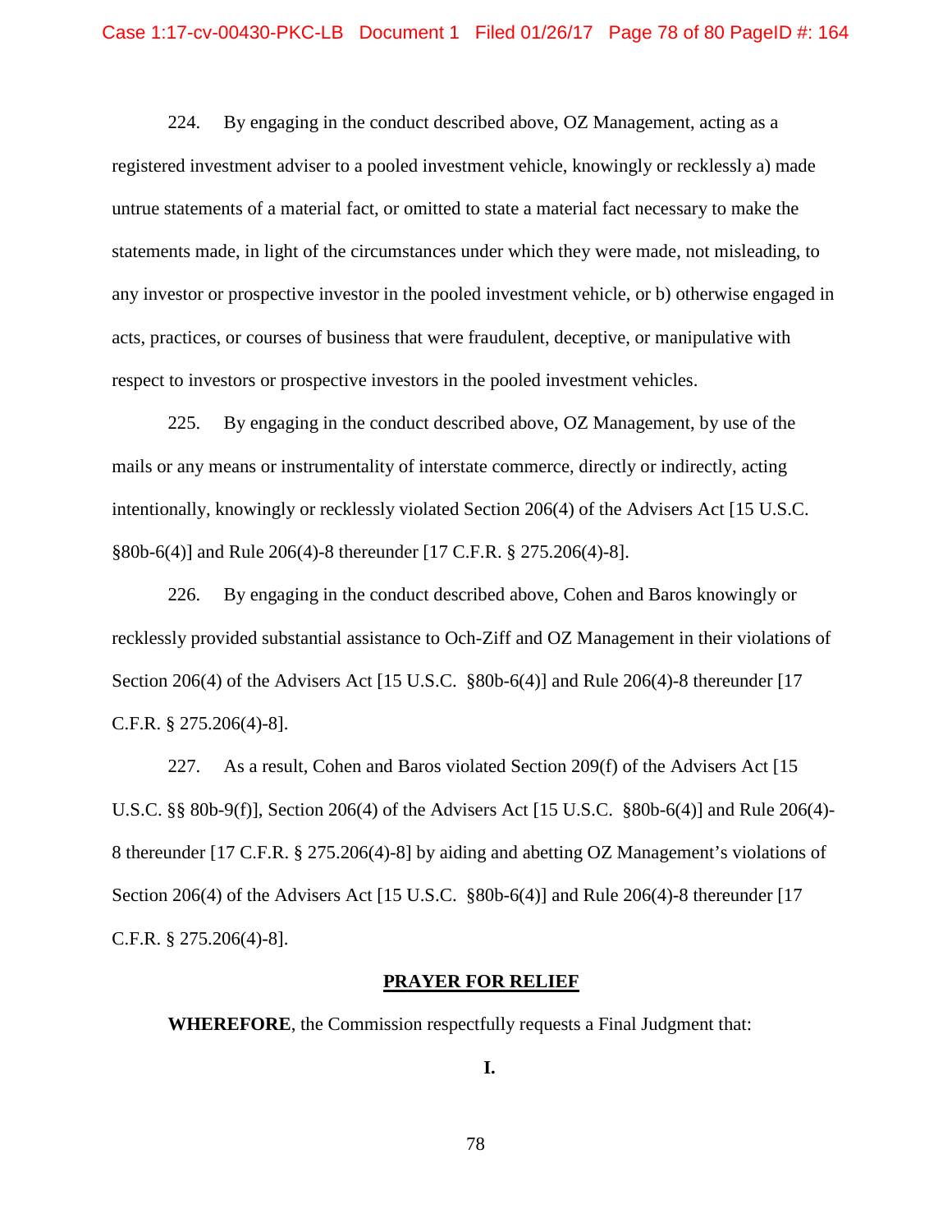224. By engaging in the conduct described above, OZ Management, acting as a registered investment adviser to a pooled investment vehicle, knowingly or recklessly a) made untrue statements of a material fact, or omitted to state a material fact necessary to make the statements made, in light of the circumstances under which they were made, not misleading, to any investor or prospective investor in the pooled investment vehicle, or b) otherwise engaged in acts, practices, or courses of business that were fraudulent, deceptive, or manipulative with respect to investors or prospective investors in the pooled investment vehicles.

225. By engaging in the conduct described above, OZ Management, by use of the mails or any means or instrumentality of interstate commerce, directly or indirectly, acting intentionally, knowingly or recklessly violated Section 206(4) of the Advisers Act [15 U.S.C. §80b-6(4)] and Rule 206(4)-8 thereunder [17 C.F.R. § 275.206(4)-8].

226. By engaging in the conduct described above, Cohen and Baros knowingly or recklessly provided substantial assistance to Och-Ziff and OZ Management in their violations of Section 206(4) of the Advisers Act [15 U.S.C. §80b-6(4)] and Rule 206(4)-8 thereunder [17 C.F.R. § 275.206(4)-8].

227. As a result, Cohen and Baros violated Section 209(f) of the Advisers Act [15 U.S.C. §§ 80b-9(f)], Section 206(4) of the Advisers Act [15 U.S.C. §80b-6(4)] and Rule 206(4)-8 thereunder [17 C.F.R. § 275.206(4)-8] by aiding and abetting OZ Management's violations of Section 206(4) of the Advisers Act [15 U.S.C. §80b-6(4)] and Rule 206(4)-8 thereunder [17 C.F.R. § 275.206(4)-8].

## PRAYER FOR RELIEF

**WHEREFORE**, the Commission respectfully requests a Final Judgment that:

**I.**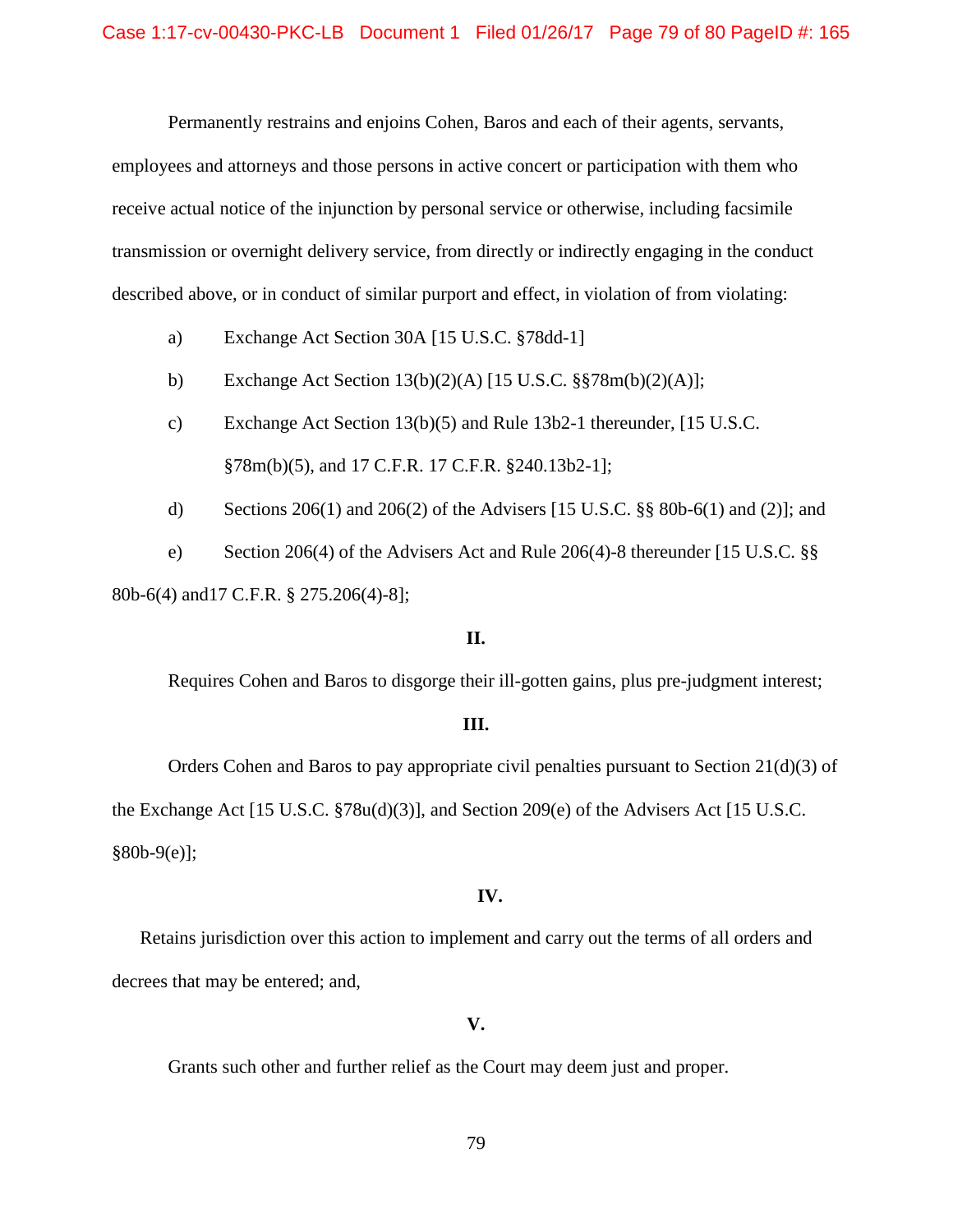Permanently restrains and enjoins Cohen, Baros and each of their agents, servants, employees and attorneys and those persons in active concert or participation with them who receive actual notice of the injunction by personal service or otherwise, including facsimile transmission or overnight delivery service, from directly or indirectly engaging in the conduct described above, or in conduct of similar purport and effect, in violation of from violating:

a) Exchange Act Section 30A [15 U.S.C. §78dd-1]

b) Exchange Act Section 13(b)(2)(A) [15 U.S.C. §§78m(b)(2)(A)];

c) Exchange Act Section 13(b)(5) and Rule 13b2-1 thereunder, [15 U.S.C. §78m(b)(5), and 17 C.F.R. 17 C.F.R. §240.13b2-1];

d) Sections 206(1) and 206(2) of the Advisers [15 U.S.C. §§ 80b-6(1) and (2)]; and

e) Section 206(4) of the Advisers Act and Rule 206(4)-8 thereunder [15 U.S.C. §§ 80b-6(4) and17 C.F.R. § 275.206(4)-8];

**II.**

Requires Cohen and Baros to disgorge their ill-gotten gains, plus pre-judgment interest;

**III.**

Orders Cohen and Baros to pay appropriate civil penalties pursuant to Section 21(d)(3) of the Exchange Act [15 U.S.C. §78u(d)(3)], and Section 209(e) of the Advisers Act [15 U.S.C. §80b-9(e)];

**IV.**

Retains jurisdiction over this action to implement and carry out the terms of all orders and decrees that may be entered; and,

**V.**

Grants such other and further relief as the Court may deem just and proper.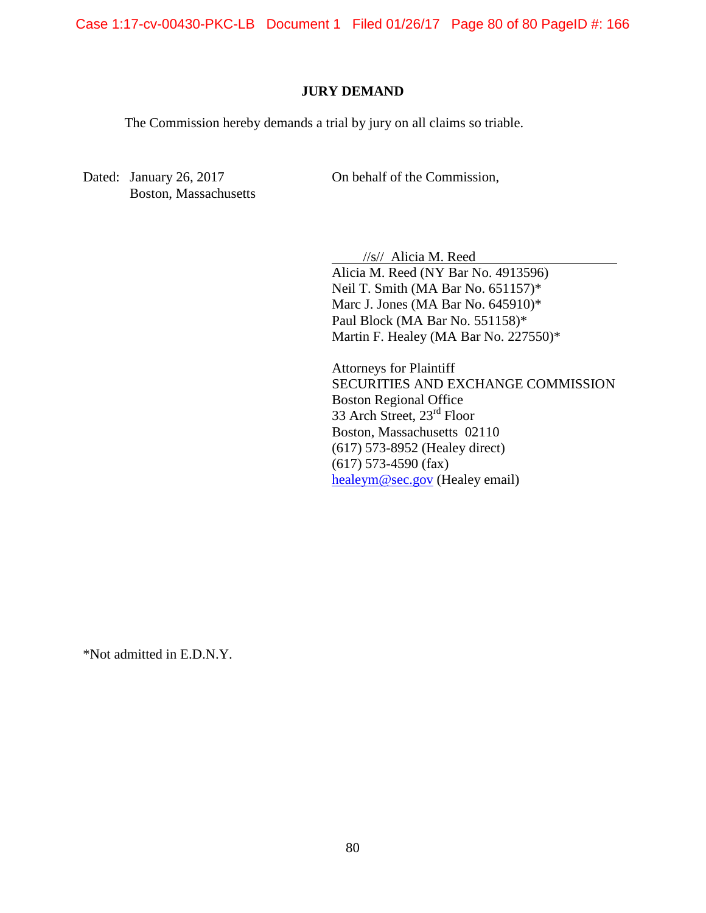## JURY DEMAND

The Commission hereby demands a trial by jury on all claims so triable.

Dated: January 26, 2017
Boston, Massachusetts

On behalf of the Commission,

//s// Alicia M. Reed

Alicia M. Reed (NY Bar No. 4913596)
Neil T. Smith (MA Bar No. 651157)*
Marc J. Jones (MA Bar No. 645910)*
Paul Block (MA Bar No. 551158)*
Martin F. Healey (MA Bar No. 227550)*

Attorneys for Plaintiff
SECURITIES AND EXCHANGE COMMISSION
Boston Regional Office
33 Arch Street, 23rd Floor
Boston, Massachusetts 02110
(617) 573-8952 (Healey direct)
(617) 573-4590 (fax)
healeym@sec.gov (Healey email)

*Not admitted in E.D.N.Y.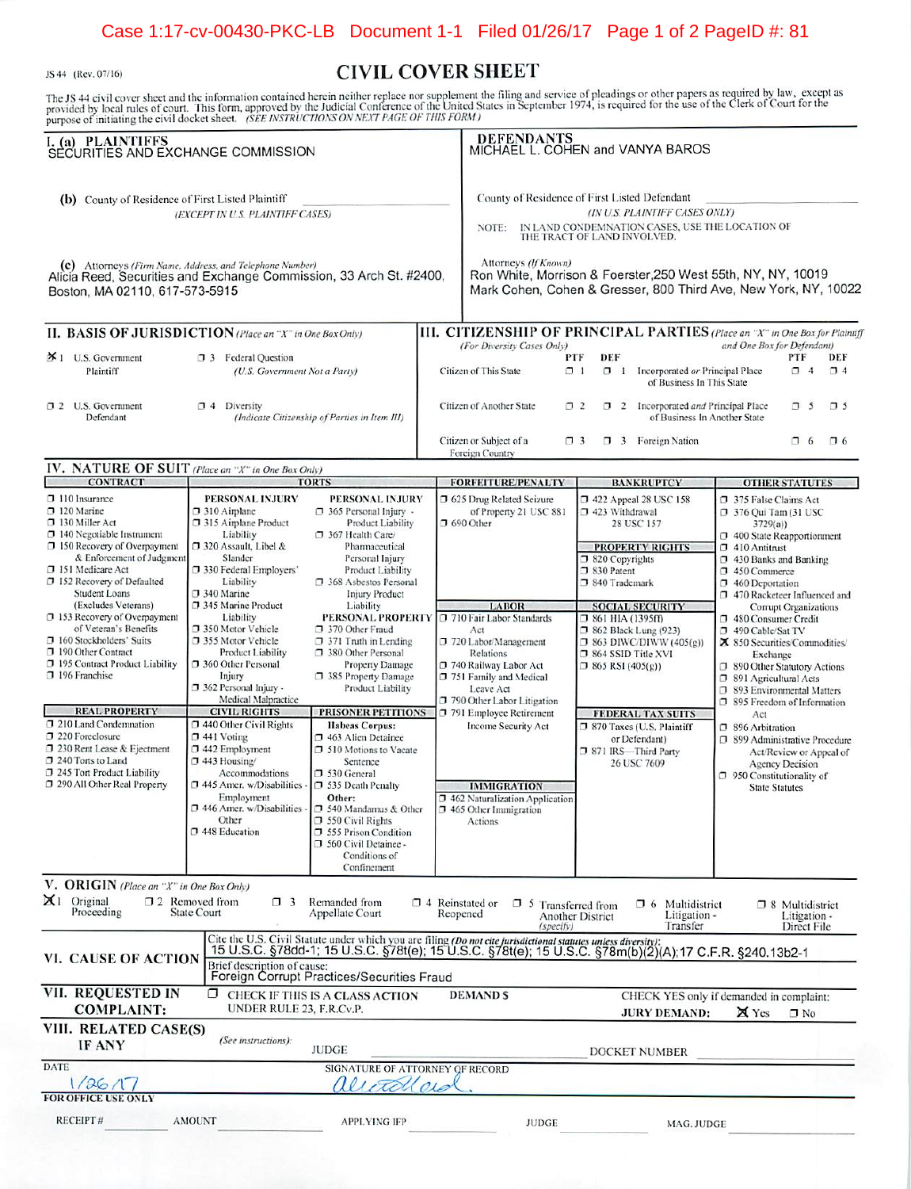Case 1:17-cv-00430-PKC-LB Document 1-1 Filed 01/26/17 Page 1 of 2 PageID #: 81

JS 44 (Rev. 07/16)

# CIVIL COVER SHEET

The JS 44 civil cover sheet and the information contained herein neither replace nor supplement the filing and service of pleadings or other papers as required by law, except as provided by local rules of court. This form, approved by the Judicial Conference of the United States in September 1974, is required for the use of the Clerk of Court for the purpose of initiating the civil docket sheet. *(SEE INSTRUCTIONS ON NEXT PAGE OF THIS FORM.)*

## I. (a) PLAINTIFFS

SECURITIES AND EXCHANGE COMMISSION

**(b)** County of Residence of First Listed Plaintiff ______
*(EXCEPT IN U.S. PLAINTIFF CASES)*

**(c)** Attorneys *(Firm Name, Address, and Telephone Number)*
Alicia Reed, Securities and Exchange Commission, 33 Arch St. #2400, Boston, MA 02110, 617-573-5915

## DEFENDANTS

MICHAEL L. COHEN and VANYA BAROS

County of Residence of First Listed Defendant ______
*(IN U.S. PLAINTIFF CASES ONLY)*

NOTE: IN LAND CONDEMNATION CASES, USE THE LOCATION OF THE TRACT OF LAND INVOLVED.

Attorneys *(If Known)*
Ron White, Morrison & Foerster, 250 West 55th, NY, NY, 10019
Mark Cohen, Cohen & Gresser, 800 Third Ave, New York, NY, 10022

## II. BASIS OF JURISDICTION *(Place an "X" in One Box Only)*

- ☒ 1 U.S. Government Plaintiff
- ☐ 3 Federal Question *(U.S. Government Not a Party)*
- ☐ 2 U.S. Government Defendant
- ☐ 4 Diversity *(Indicate Citizenship of Parties in Item III)*

## III. CITIZENSHIP OF PRINCIPAL PARTIES *(Place an "X" in One Box for Plaintiff and One Box for Defendant)* *(For Diversity Cases Only)*

| | PTF | DEF | | PTF | DEF |
|---|---|---|---|---|---|
| Citizen of This State | ☐ 1 | ☐ 1 | Incorporated *or* Principal Place of Business In This State | ☐ 4 | ☐ 4 |
| Citizen of Another State | ☐ 2 | ☐ 2 | Incorporated *and* Principal Place of Business In Another State | ☐ 5 | ☐ 5 |
| Citizen or Subject of a Foreign Country | ☐ 3 | ☐ 3 | Foreign Nation | ☐ 6 | ☐ 6 |

## IV. NATURE OF SUIT *(Place an "X" in One Box Only)*

**CONTRACT**
- ☐ 110 Insurance
- ☐ 120 Marine
- ☐ 130 Miller Act
- ☐ 140 Negotiable Instrument
- ☐ 150 Recovery of Overpayment & Enforcement of Judgment
- ☐ 151 Medicare Act
- ☐ 152 Recovery of Defaulted Student Loans (Excludes Veterans)
- ☐ 153 Recovery of Overpayment of Veteran's Benefits
- ☐ 160 Stockholders' Suits
- ☐ 190 Other Contract
- ☐ 195 Contract Product Liability
- ☐ 196 Franchise

**REAL PROPERTY**
- ☐ 210 Land Condemnation
- ☐ 220 Foreclosure
- ☐ 230 Rent Lease & Ejectment
- ☐ 240 Torts to Land
- ☐ 245 Tort Product Liability
- ☐ 290 All Other Real Property

**TORTS — PERSONAL INJURY**
- ☐ 310 Airplane
- ☐ 315 Airplane Product Liability
- ☐ 320 Assault, Libel & Slander
- ☐ 330 Federal Employers' Liability
- ☐ 340 Marine
- ☐ 345 Marine Product Liability
- ☐ 350 Motor Vehicle
- ☐ 355 Motor Vehicle Product Liability
- ☐ 360 Other Personal Injury
- ☐ 362 Personal Injury - Medical Malpractice

**PERSONAL INJURY**
- ☐ 365 Personal Injury - Product Liability
- ☐ 367 Health Care/ Pharmaceutical Personal Injury Product Liability
- ☐ 368 Asbestos Personal Injury Product Liability

**PERSONAL PROPERTY**
- ☐ 370 Other Fraud
- ☐ 371 Truth in Lending
- ☐ 380 Other Personal Property Damage
- ☐ 385 Property Damage Product Liability

**CIVIL RIGHTS**
- ☐ 440 Other Civil Rights
- ☐ 441 Voting
- ☐ 442 Employment
- ☐ 443 Housing/ Accommodations
- ☐ 445 Amer. w/Disabilities - Employment
- ☐ 446 Amer. w/Disabilities - Other
- ☐ 448 Education

**PRISONER PETITIONS**
Habeas Corpus:
- ☐ 463 Alien Detainee
- ☐ 510 Motions to Vacate Sentence
- ☐ 530 General
- ☐ 535 Death Penalty

Other:
- ☐ 540 Mandamus & Other
- ☐ 550 Civil Rights
- ☐ 555 Prison Condition
- ☐ 560 Civil Detainee - Conditions of Confinement

**FORFEITURE/PENALTY**
- ☐ 625 Drug Related Seizure of Property 21 USC 881
- ☐ 690 Other

**LABOR**
- ☐ 710 Fair Labor Standards Act
- ☐ 720 Labor/Management Relations
- ☐ 740 Railway Labor Act
- ☐ 751 Family and Medical Leave Act
- ☐ 790 Other Labor Litigation
- ☐ 791 Employee Retirement Income Security Act

**IMMIGRATION**
- ☐ 462 Naturalization Application
- ☐ 465 Other Immigration Actions

**BANKRUPTCY**
- ☐ 422 Appeal 28 USC 158
- ☐ 423 Withdrawal 28 USC 157

**PROPERTY RIGHTS**
- ☐ 820 Copyrights
- ☐ 830 Patent
- ☐ 840 Trademark

**SOCIAL SECURITY**
- ☐ 861 HIA (1395ff)
- ☐ 862 Black Lung (923)
- ☐ 863 DIWC/DIWW (405(g))
- ☐ 864 SSID Title XVI
- ☐ 865 RSI (405(g))

**FEDERAL TAX SUITS**
- ☐ 870 Taxes (U.S. Plaintiff or Defendant)
- ☐ 871 IRS—Third Party 26 USC 7609

**OTHER STATUTES**
- ☐ 375 False Claims Act
- ☐ 376 Qui Tam (31 USC 3729(a))
- ☐ 400 State Reapportionment
- ☐ 410 Antitrust
- ☐ 430 Banks and Banking
- ☐ 450 Commerce
- ☐ 460 Deportation
- ☐ 470 Racketeer Influenced and Corrupt Organizations
- ☐ 480 Consumer Credit
- ☐ 490 Cable/Sat TV
- ☒ 850 Securities/Commodities/ Exchange
- ☐ 890 Other Statutory Actions
- ☐ 891 Agricultural Acts
- ☐ 893 Environmental Matters
- ☐ 895 Freedom of Information Act
- ☐ 896 Arbitration
- ☐ 899 Administrative Procedure Act/Review or Appeal of Agency Decision
- ☐ 950 Constitutionality of State Statutes

## V. ORIGIN *(Place an "X" in One Box Only)*

☒ 1 Original Proceeding ☐ 2 Removed from State Court ☐ 3 Remanded from Appellate Court ☐ 4 Reinstated or Reopened ☐ 5 Transferred from Another District *(specify)* ☐ 6 Multidistrict Litigation - Transfer ☐ 8 Multidistrict Litigation - Direct File

## VI. CAUSE OF ACTION

Cite the U.S. Civil Statute under which you are filing *(Do not cite jurisdictional statutes unless diversity)*:
15 U.S.C. §78dd-1; 15 U.S.C. §78t(e); 15 U.S.C. §78t(e); 15 U.S.C. §78m(b)(2)(A);17 C.F.R. §240.13b2-1

Brief description of cause:
Foreign Corrupt Practices/Securities Fraud

## VII. REQUESTED IN COMPLAINT:

☐ CHECK IF THIS IS A CLASS ACTION UNDER RULE 23, F.R.Cv.P.

DEMAND $

CHECK YES only if demanded in complaint:
JURY DEMAND: ☒ Yes ☐ No

## VIII. RELATED CASE(S) IF ANY *(See instructions)*:

JUDGE ______ DOCKET NUMBER ______

DATE: 1/26/17

SIGNATURE OF ATTORNEY OF RECORD: Alicia Reed

**FOR OFFICE USE ONLY**

RECEIPT # ______ AMOUNT ______ APPLYING IFP ______ JUDGE ______ MAG. JUDGE ______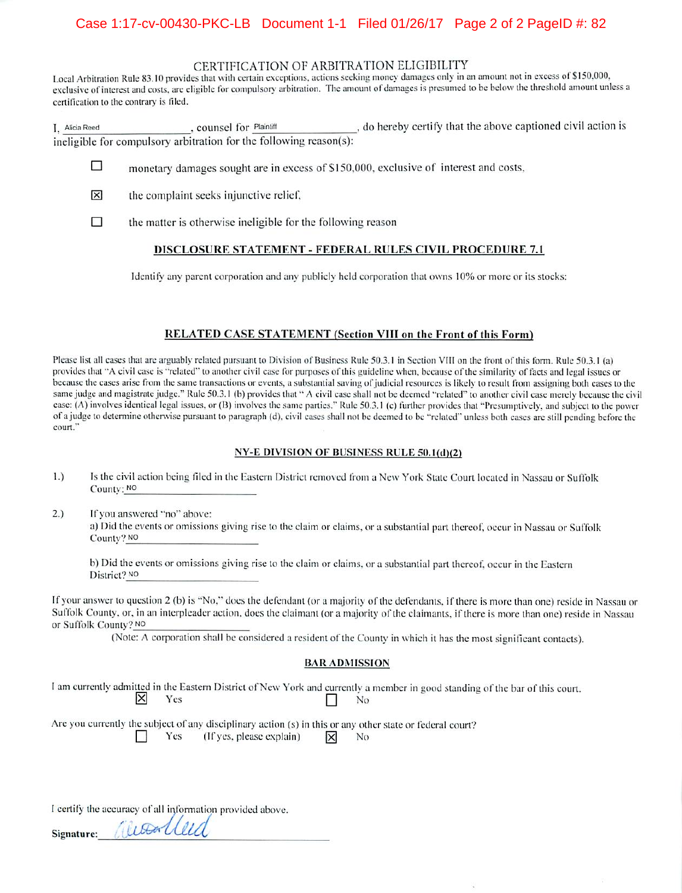# CERTIFICATION OF ARBITRATION ELIGIBILITY

Local Arbitration Rule 83.10 provides that with certain exceptions, actions seeking money damages only in an amount not in excess of $150,000, exclusive of interest and costs, are eligible for compulsory arbitration. The amount of damages is presumed to be below the threshold amount unless a certification to the contrary is filed.

I, Alicia Reed, counsel for Plaintiff, do hereby certify that the above captioned civil action is ineligible for compulsory arbitration for the following reason(s):

- ☐ monetary damages sought are in excess of $150,000, exclusive of interest and costs,
- ☒ the complaint seeks injunctive relief,
- ☐ the matter is otherwise ineligible for the following reason

## DISCLOSURE STATEMENT - FEDERAL RULES CIVIL PROCEDURE 7.1

Identify any parent corporation and any publicly held corporation that owns 10% or more or its stocks:

## RELATED CASE STATEMENT (Section VIII on the Front of this Form)

Please list all cases that are arguably related pursuant to Division of Business Rule 50.3.1 in Section VIII on the front of this form. Rule 50.3.1 (a) provides that "A civil case is "related" to another civil case for purposes of this guideline when, because of the similarity of facts and legal issues or because the cases arise from the same transactions or events, a substantial saving of judicial resources is likely to result from assigning both cases to the same judge and magistrate judge." Rule 50.3.1 (b) provides that " A civil case shall not be deemed "related" to another civil case merely because the civil case: (A) involves identical legal issues, or (B) involves the same parties." Rule 50.3.1 (c) further provides that "Presumptively, and subject to the power of a judge to determine otherwise pursuant to paragraph (d), civil cases shall not be deemed to be "related" unless both cases are still pending before the court."

## NY-E DIVISION OF BUSINESS RULE 50.1(d)(2)

1.) Is the civil action being filed in the Eastern District removed from a New York State Court located in Nassau or Suffolk County: NO

2.) If you answered "no" above:
a) Did the events or omissions giving rise to the claim or claims, or a substantial part thereof, occur in Nassau or Suffolk County? NO

b) Did the events or omissions giving rise to the claim or claims, or a substantial part thereof, occur in the Eastern District? NO

If your answer to question 2 (b) is "No," does the defendant (or a majority of the defendants, if there is more than one) reside in Nassau or Suffolk County, or, in an interpleader action, does the claimant (or a majority of the claimants, if there is more than one) reside in Nassau or Suffolk County? NO

(Note: A corporation shall be considered a resident of the County in which it has the most significant contacts).

## BAR ADMISSION

I am currently admitted in the Eastern District of New York and currently a member in good standing of the bar of this court.
☒ Yes ☐ No

Are you currently the subject of any disciplinary action (s) in this or any other state or federal court?
☐ Yes (If yes, please explain) ☒ No

I certify the accuracy of all information provided above.

**Signature:** [signature]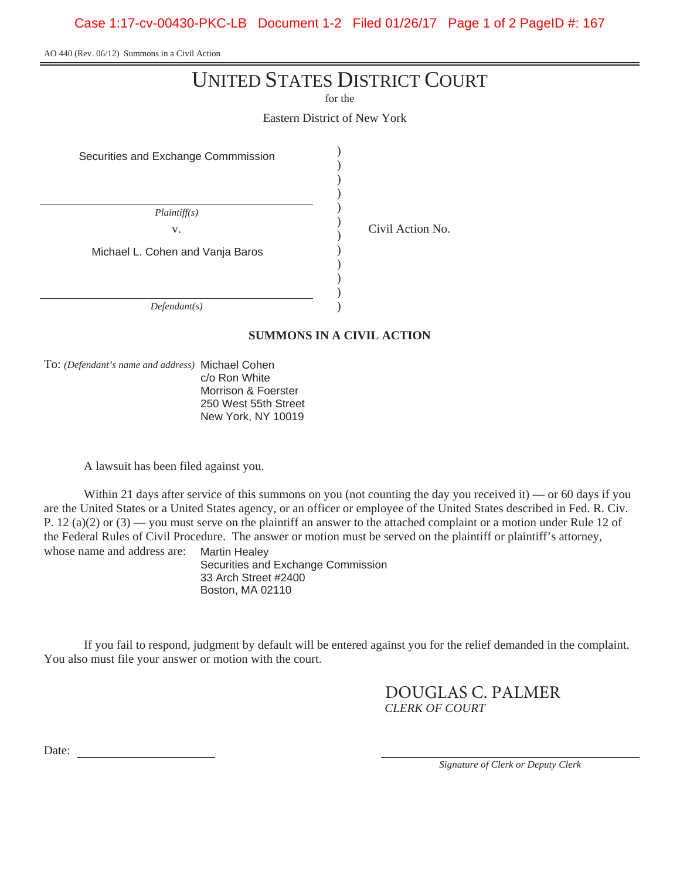AO 440 (Rev. 06/12) Summons in a Civil Action

# UNITED STATES DISTRICT COURT

for the

Eastern District of New York

Securities and Exchange Commmission

*Plaintiff(s)*

v.

Michael L. Cohen and Vanja Baros

*Defendant(s)*

Civil Action No.

## SUMMONS IN A CIVIL ACTION

To: *(Defendant's name and address)* Michael Cohen
c/o Ron White
Morrison & Foerster
250 West 55th Street
New York, NY 10019

A lawsuit has been filed against you.

Within 21 days after service of this summons on you (not counting the day you received it) — or 60 days if you are the United States or a United States agency, or an officer or employee of the United States described in Fed. R. Civ. P. 12 (a)(2) or (3) — you must serve on the plaintiff an answer to the attached complaint or a motion under Rule 12 of the Federal Rules of Civil Procedure. The answer or motion must be served on the plaintiff or plaintiff's attorney, whose name and address are: Martin Healey
Securities and Exchange Commission
33 Arch Street #2400
Boston, MA 02110

If you fail to respond, judgment by default will be entered against you for the relief demanded in the complaint. You also must file your answer or motion with the court.

DOUGLAS C. PALMER
*CLERK OF COURT*

Date: ______________________

______________________
*Signature of Clerk or Deputy Clerk*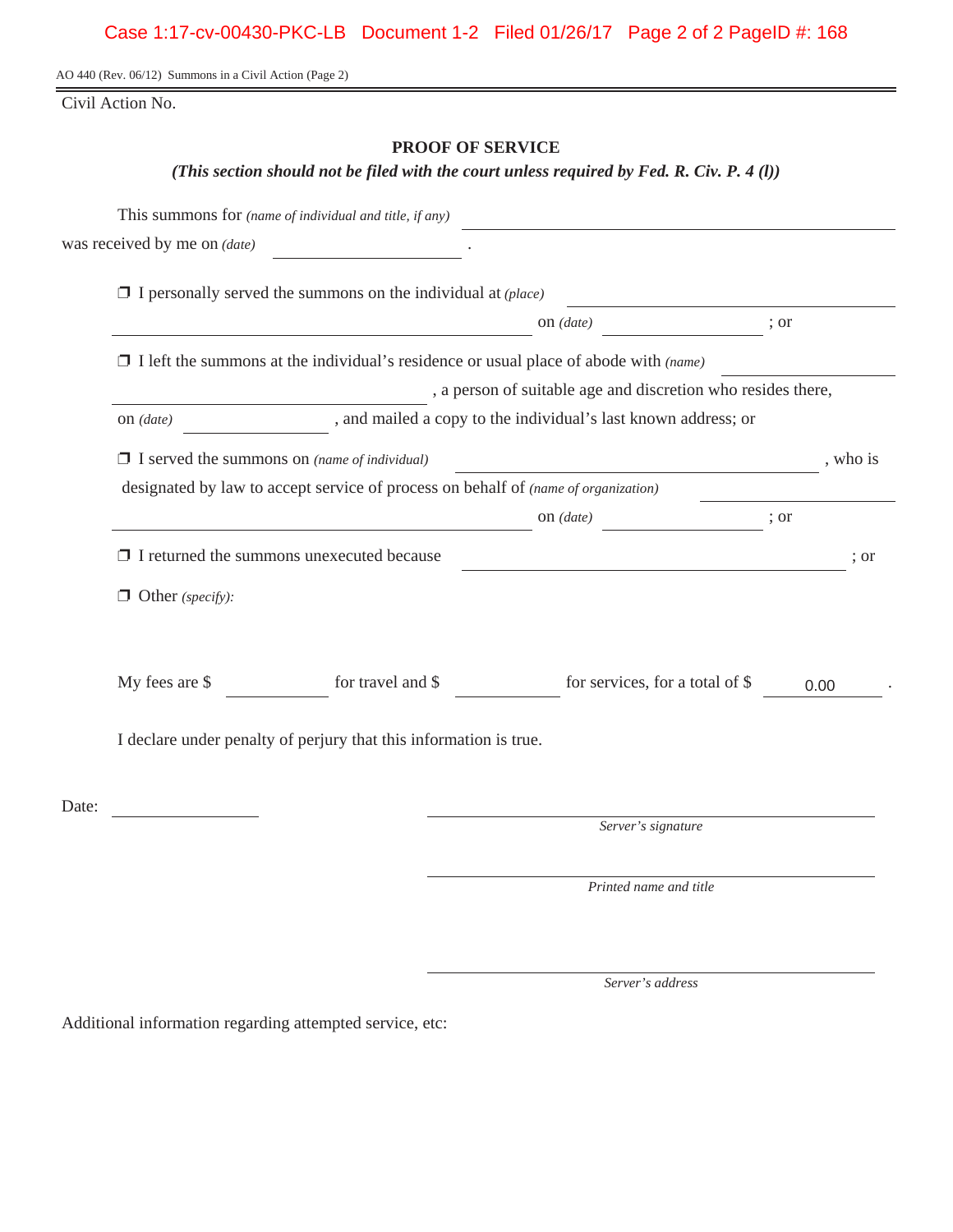AO 440 (Rev. 06/12) Summons in a Civil Action (Page 2)

Civil Action No.

## PROOF OF SERVICE

***(This section should not be filed with the court unless required by Fed. R. Civ. P. 4 (l))***

This summons for *(name of individual and title, if any)* ______________________________

was received by me on *(date)* ____________________ .

❒ I personally served the summons on the individual at *(place)* ______________________________

______________________________ on *(date)* ____________________ ; or

❒ I left the summons at the individual's residence or usual place of abode with *(name)* ____________________

______________________________ , a person of suitable age and discretion who resides there,

on *(date)* ____________________ , and mailed a copy to the individual's last known address; or

❒ I served the summons on *(name of individual)* ______________________________ , who is

designated by law to accept service of process on behalf of *(name of organization)* ____________________

______________________________ on *(date)* ____________________ ; or

❒ I returned the summons unexecuted because ______________________________ ; or

❒ Other *(specify)*:

My fees are $ __________ for travel and $ __________ for services, for a total of $ 0.00 .

I declare under penalty of perjury that this information is true.

Date: ____________________

______________________________
*Server's signature*

______________________________
*Printed name and title*

______________________________
*Server's address*

Additional information regarding attempted service, etc: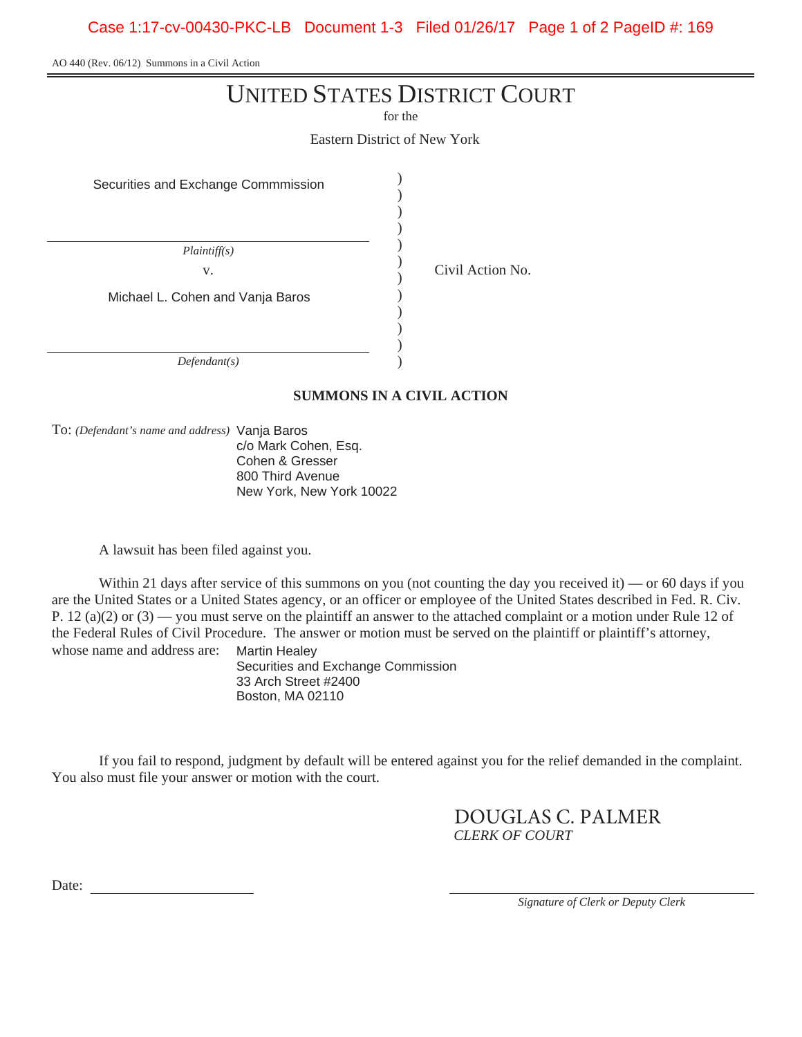AO 440 (Rev. 06/12) Summons in a Civil Action

# UNITED STATES DISTRICT COURT

for the

Eastern District of New York

| | | |
|---|---|---|
| Securities and Exchange Commmission | ) | |
| *Plaintiff(s)* | ) | |
| v. | ) | Civil Action No. |
| Michael L. Cohen and Vanja Baros | ) | |
| *Defendant(s)* | ) | |

**SUMMONS IN A CIVIL ACTION**

To: *(Defendant's name and address)* Vanja Baros
c/o Mark Cohen, Esq.
Cohen & Gresser
800 Third Avenue
New York, New York 10022

A lawsuit has been filed against you.

Within 21 days after service of this summons on you (not counting the day you received it) — or 60 days if you are the United States or a United States agency, or an officer or employee of the United States described in Fed. R. Civ. P. 12 (a)(2) or (3) — you must serve on the plaintiff an answer to the attached complaint or a motion under Rule 12 of the Federal Rules of Civil Procedure. The answer or motion must be served on the plaintiff or plaintiff's attorney, whose name and address are: Martin Healey
Securities and Exchange Commission
33 Arch Street #2400
Boston, MA 02110

If you fail to respond, judgment by default will be entered against you for the relief demanded in the complaint. You also must file your answer or motion with the court.

DOUGLAS C. PALMER
*CLERK OF COURT*

Date: ____________________

____________________
*Signature of Clerk or Deputy Clerk*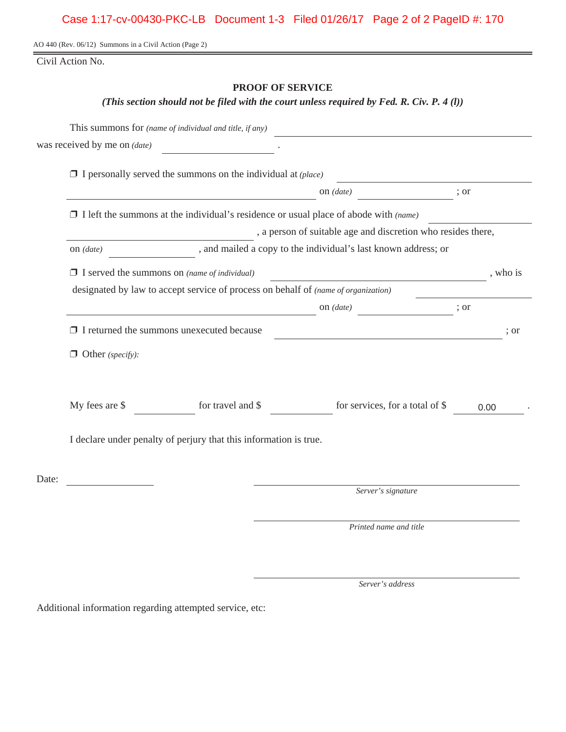AO 440 (Rev. 06/12) Summons in a Civil Action (Page 2)

Civil Action No.

## PROOF OF SERVICE

***(This section should not be filed with the court unless required by Fed. R. Civ. P. 4 (l))***

This summons for *(name of individual and title, if any)* ______________________________

was received by me on *(date)* ____________________ .

❒ I personally served the summons on the individual at *(place)* ______________________________

______________________________ on *(date)* ____________________ ; or

❒ I left the summons at the individual's residence or usual place of abode with *(name)* ____________________

____________________ , a person of suitable age and discretion who resides there,

on *(date)* ____________________ , and mailed a copy to the individual's last known address; or

❒ I served the summons on *(name of individual)* ______________________________ , who is

designated by law to accept service of process on behalf of *(name of organization)* ____________________

______________________________ on *(date)* ____________________ ; or

❒ I returned the summons unexecuted because ______________________________ ; or

❒ Other *(specify)*:

My fees are $ __________ for travel and $ __________ for services, for a total of $ 0.00 .

I declare under penalty of perjury that this information is true.

Date: ____________________

______________________________
*Server's signature*

______________________________
*Printed name and title*

______________________________
*Server's address*

Additional information regarding attempted service, etc: